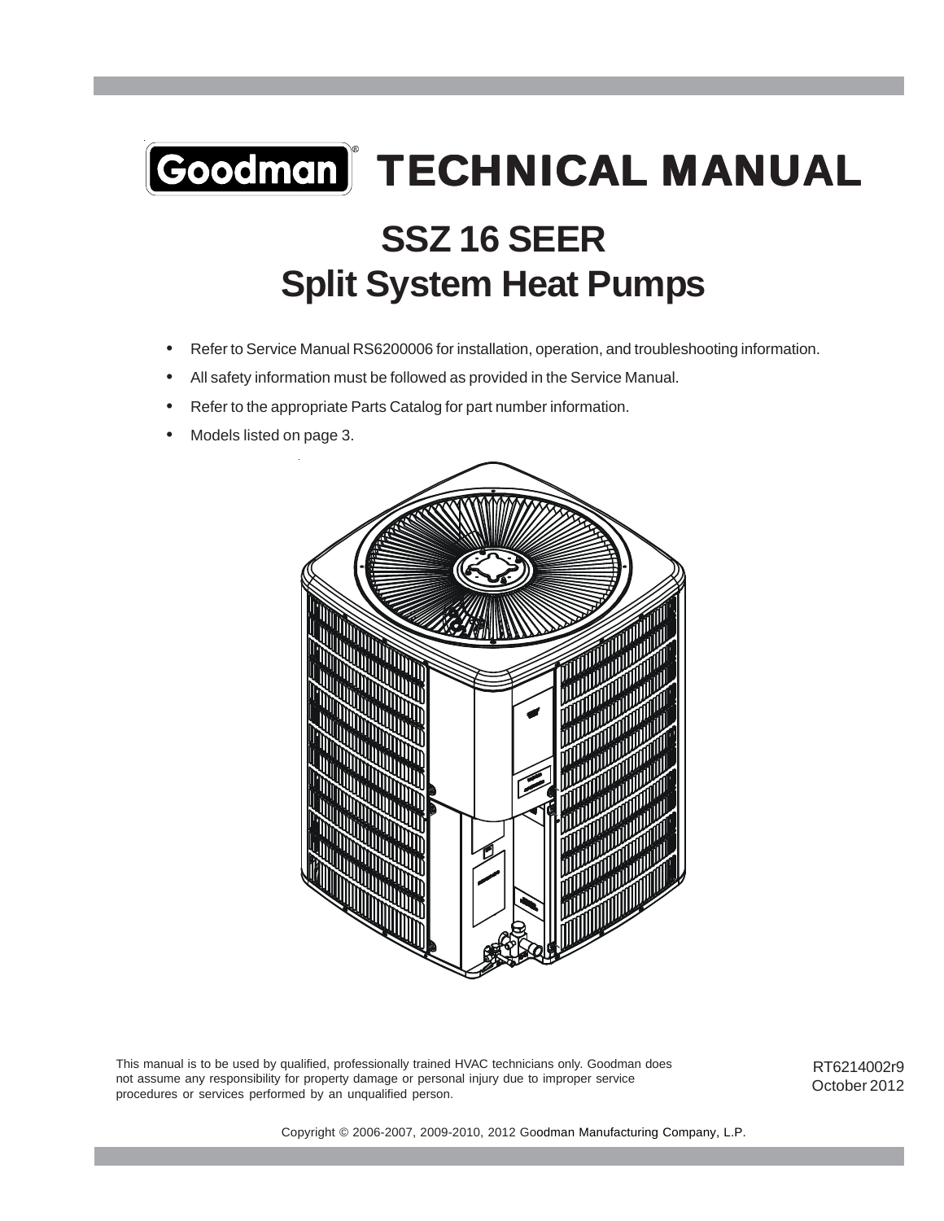# Goodman® TECHNICAL MANUAL

## SSZ 16 SEER
## Split System Heat Pumps

- Refer to Service Manual RS6200006 for installation, operation, and troubleshooting information.
- All safety information must be followed as provided in the Service Manual.
- Refer to the appropriate Parts Catalog for part number information.
- Models listed on page 3.

This manual is to be used by qualified, professionally trained HVAC technicians only. Goodman does not assume any responsibility for property damage or personal injury due to improper service procedures or services performed by an unqualified person.

RT6214002r9
October 2012

Copyright © 2006-2007, 2009-2010, 2012 Goodman Manufacturing Company, L.P.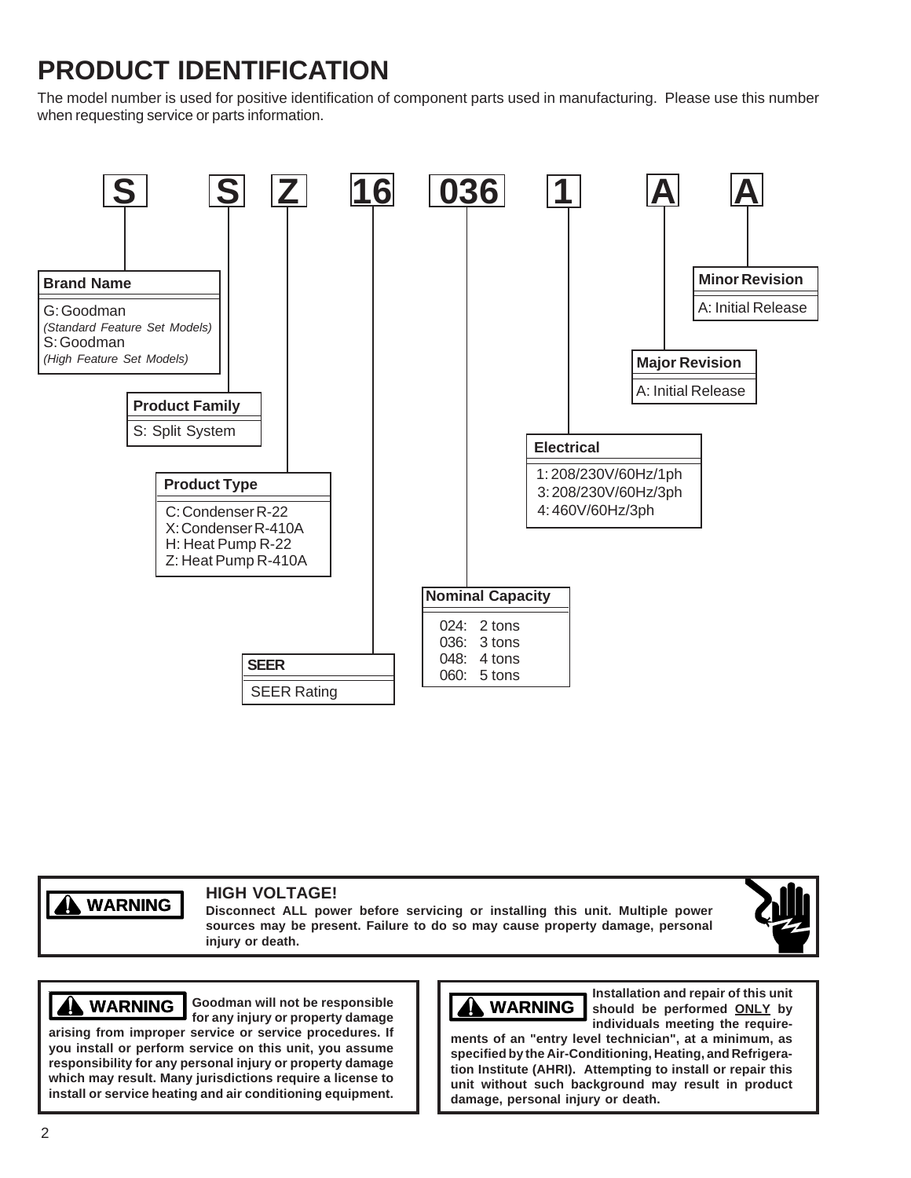# PRODUCT IDENTIFICATION

The model number is used for positive identification of component parts used in manufacturing. Please use this number when requesting service or parts information.

**S S Z 16 036 1 A A**

**Brand Name**
- G: Goodman *(Standard Feature Set Models)*
- S: Goodman *(High Feature Set Models)*

**Product Family**
- S: Split System

**Product Type**
- C: Condenser R-22
- X: Condenser R-410A
- H: Heat Pump R-22
- Z: Heat Pump R-410A

**SEER**
- SEER Rating

**Nominal Capacity**
- 024: 2 tons
- 036: 3 tons
- 048: 4 tons
- 060: 5 tons

**Electrical**
- 1: 208/230V/60Hz/1ph
- 3: 208/230V/60Hz/3ph
- 4: 460V/60Hz/3ph

**Major Revision**
- A: Initial Release

**Minor Revision**
- A: Initial Release

---

**⚠ WARNING**

**HIGH VOLTAGE!**

**Disconnect ALL power before servicing or installing this unit. Multiple power sources may be present. Failure to do so may cause property damage, personal injury or death.**

---

**⚠ WARNING**

**Goodman will not be responsible for any injury or property damage arising from improper service or service procedures. If you install or perform service on this unit, you assume responsibility for any personal injury or property damage which may result. Many jurisdictions require a license to install or service heating and air conditioning equipment.**

---

**⚠ WARNING**

**Installation and repair of this unit should be performed ONLY by individuals meeting the requirements of an "entry level technician", at a minimum, as specified by the Air-Conditioning, Heating, and Refrigeration Institute (AHRI). Attempting to install or repair this unit without such background may result in product damage, personal injury or death.**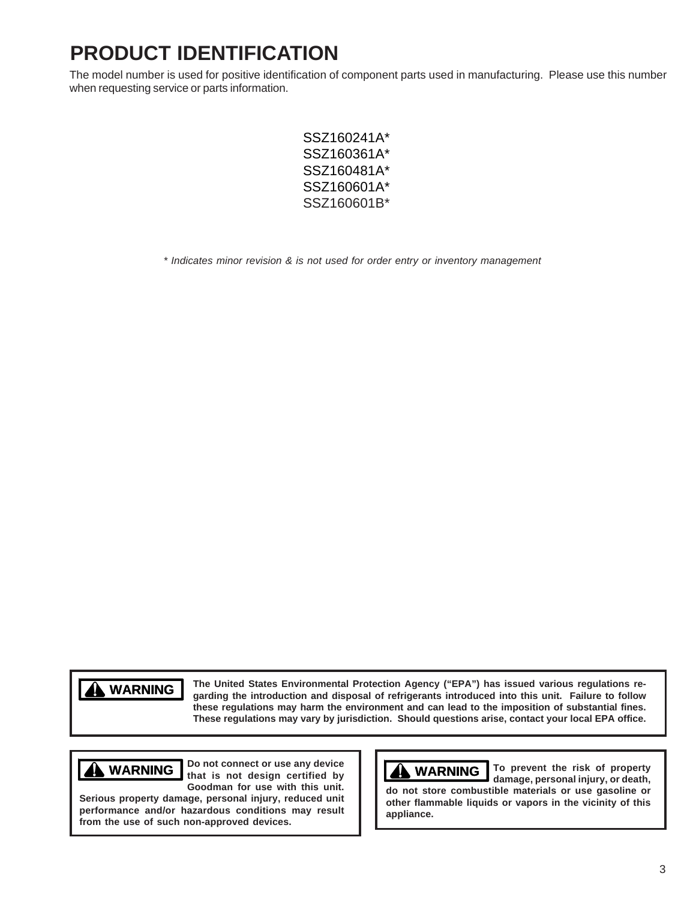# PRODUCT IDENTIFICATION

The model number is used for positive identification of component parts used in manufacturing. Please use this number when requesting service or parts information.

SSZ160241A*
SSZ160361A*
SSZ160481A*
SSZ160601A*
SSZ160601B*

*\* Indicates minor revision & is not used for order entry or inventory management*

**WARNING**

**The United States Environmental Protection Agency ("EPA") has issued various regulations regarding the introduction and disposal of refrigerants introduced into this unit. Failure to follow these regulations may harm the environment and can lead to the imposition of substantial fines. These regulations may vary by jurisdiction. Should questions arise, contact your local EPA office.**

**WARNING**

**Do not connect or use any device that is not design certified by Goodman for use with this unit. Serious property damage, personal injury, reduced unit performance and/or hazardous conditions may result from the use of such non-approved devices.**

**WARNING**

**To prevent the risk of property damage, personal injury, or death, do not store combustible materials or use gasoline or other flammable liquids or vapors in the vicinity of this appliance.**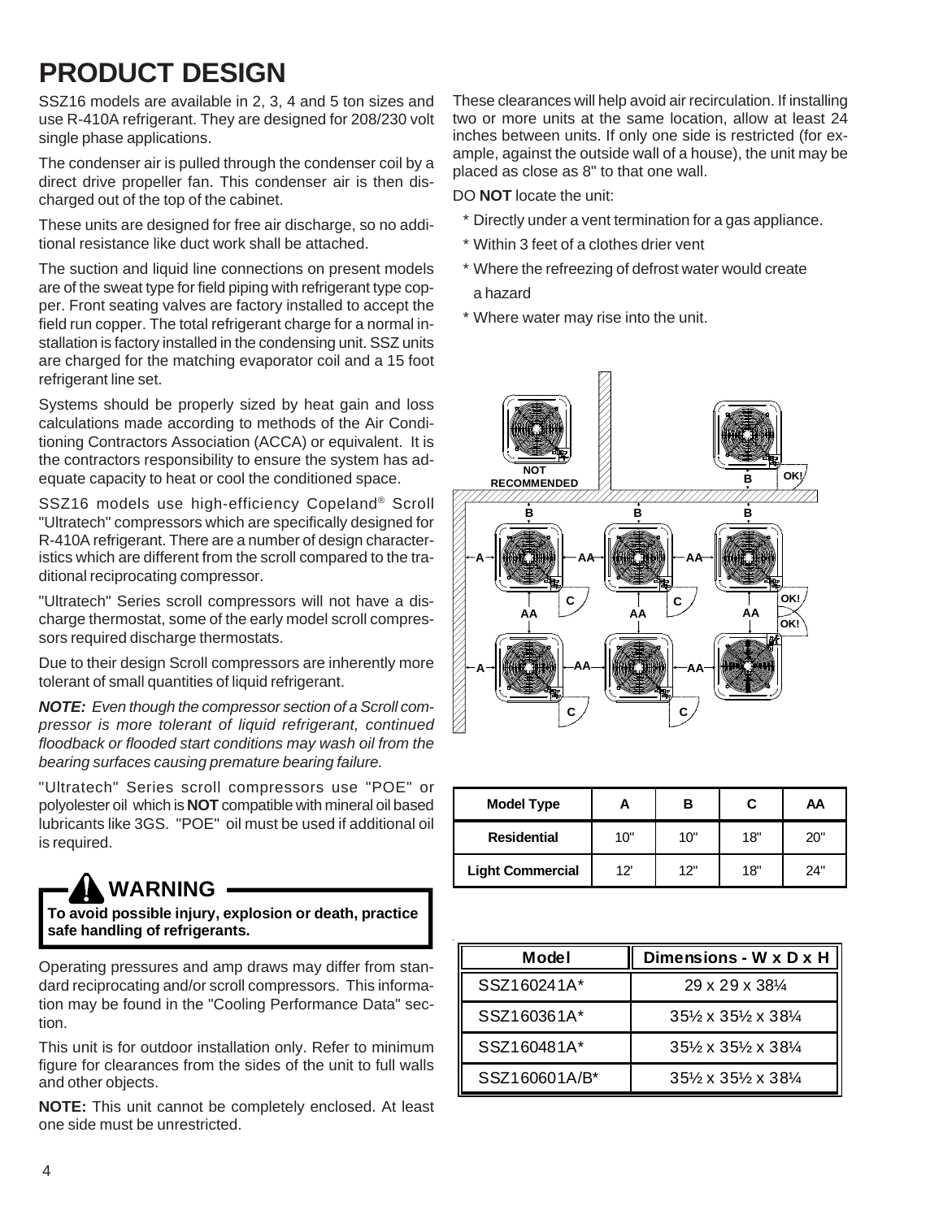# PRODUCT DESIGN

SSZ16 models are available in 2, 3, 4 and 5 ton sizes and use R-410A refrigerant. They are designed for 208/230 volt single phase applications.

The condenser air is pulled through the condenser coil by a direct drive propeller fan. This condenser air is then discharged out of the top of the cabinet.

These units are designed for free air discharge, so no additional resistance like duct work shall be attached.

The suction and liquid line connections on present models are of the sweat type for field piping with refrigerant type copper. Front seating valves are factory installed to accept the field run copper. The total refrigerant charge for a normal installation is factory installed in the condensing unit. SSZ units are charged for the matching evaporator coil and a 15 foot refrigerant line set.

Systems should be properly sized by heat gain and loss calculations made according to methods of the Air Conditioning Contractors Association (ACCA) or equivalent. It is the contractors responsibility to ensure the system has adequate capacity to heat or cool the conditioned space.

SSZ16 models use high-efficiency Copeland® Scroll "Ultratech" compressors which are specifically designed for R-410A refrigerant. There are a number of design characteristics which are different from the scroll compared to the traditional reciprocating compressor.

"Ultratech" Series scroll compressors will not have a discharge thermostat, some of the early model scroll compressors required discharge thermostats.

Due to their design Scroll compressors are inherently more tolerant of small quantities of liquid refrigerant.

***NOTE:*** *Even though the compressor section of a Scroll compressor is more tolerant of liquid refrigerant, continued floodback or flooded start conditions may wash oil from the bearing surfaces causing premature bearing failure.*

"Ultratech" Series scroll compressors use "POE" or polyolester oil which is **NOT** compatible with mineral oil based lubricants like 3GS. "POE" oil must be used if additional oil is required.

> **WARNING**
>
> **To avoid possible injury, explosion or death, practice safe handling of refrigerants.**

Operating pressures and amp draws may differ from standard reciprocating and/or scroll compressors. This information may be found in the "Cooling Performance Data" section.

This unit is for outdoor installation only. Refer to minimum figure for clearances from the sides of the unit to full walls and other objects.

**NOTE:** This unit cannot be completely enclosed. At least one side must be unrestricted.

These clearances will help avoid air recirculation. If installing two or more units at the same location, allow at least 24 inches between units. If only one side is restricted (for example, against the outside wall of a house), the unit may be placed as close as 8" to that one wall.

DO **NOT** locate the unit:

* Directly under a vent termination for a gas appliance.
* Within 3 feet of a clothes drier vent
* Where the refreezing of defrost water would create a hazard
* Where water may rise into the unit.

| Model Type | A | B | C | AA |
|---|---|---|---|---|
| Residential | 10" | 10" | 18" | 20" |
| Light Commercial | 12' | 12" | 18" | 24" |

| Model | Dimensions - W x D x H |
|---|---|
| SSZ160241A* | 29 x 29 x 38¼ |
| SSZ160361A* | 35½ x 35½ x 38¼ |
| SSZ160481A* | 35½ x 35½ x 38¼ |
| SSZ160601A/B* | 35½ x 35½ x 38¼ |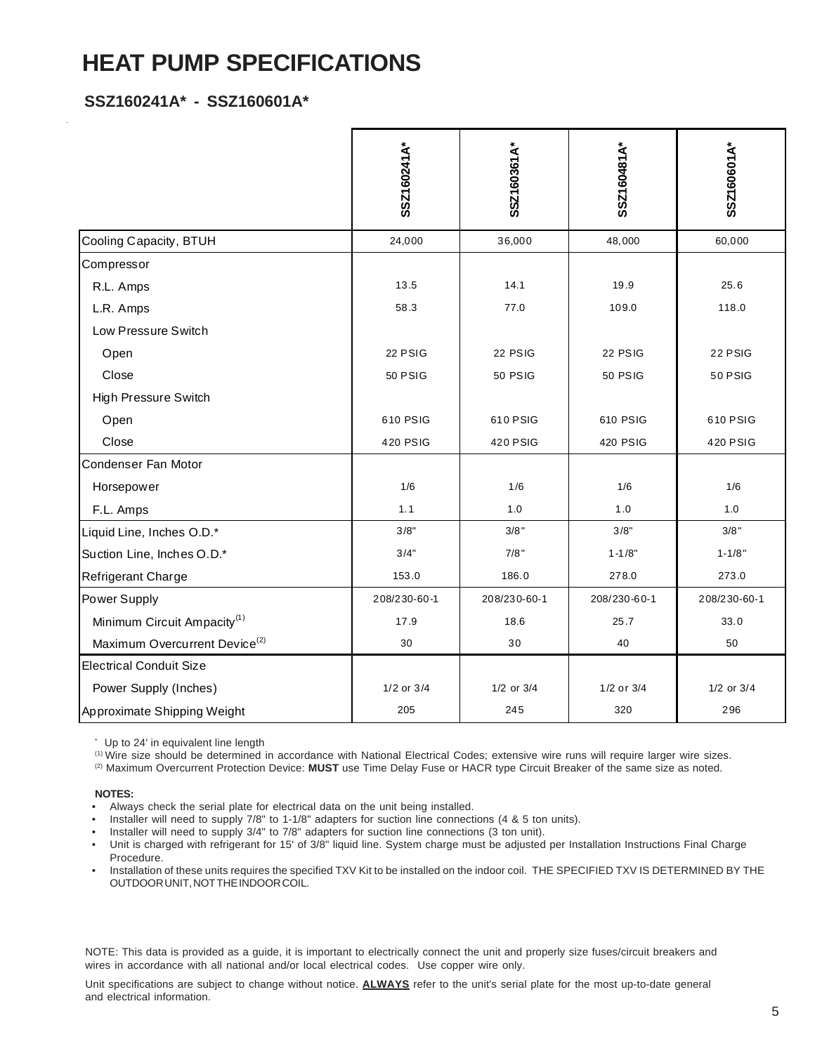# HEAT PUMP SPECIFICATIONS

## SSZ160241A* - SSZ160601A*

| | SSZ160241A* | SSZ160361A* | SSZ160481A* | SSZ160601A* |
|---|---|---|---|---|
| Cooling Capacity, BTUH | 24,000 | 36,000 | 48,000 | 60,000 |
| Compressor | | | | |
| R.L. Amps | 13.5 | 14.1 | 19.9 | 25.6 |
| L.R. Amps | 58.3 | 77.0 | 109.0 | 118.0 |
| Low Pressure Switch | | | | |
| Open | 22 PSIG | 22 PSIG | 22 PSIG | 22 PSIG |
| Close | 50 PSIG | 50 PSIG | 50 PSIG | 50 PSIG |
| High Pressure Switch | | | | |
| Open | 610 PSIG | 610 PSIG | 610 PSIG | 610 PSIG |
| Close | 420 PSIG | 420 PSIG | 420 PSIG | 420 PSIG |
| Condenser Fan Motor | | | | |
| Horsepower | 1/6 | 1/6 | 1/6 | 1/6 |
| F.L. Amps | 1.1 | 1.0 | 1.0 | 1.0 |
| Liquid Line, Inches O.D.* | 3/8" | 3/8" | 3/8" | 3/8" |
| Suction Line, Inches O.D.* | 3/4" | 7/8" | 1-1/8" | 1-1/8" |
| Refrigerant Charge | 153.0 | 186.0 | 278.0 | 273.0 |
| Power Supply | 208/230-60-1 | 208/230-60-1 | 208/230-60-1 | 208/230-60-1 |
| Minimum Circuit Ampacity[(1)] | 17.9 | 18.6 | 25.7 | 33.0 |
| Maximum Overcurrent Device[(2)] | 30 | 30 | 40 | 50 |
| Electrical Conduit Size | | | | |
| Power Supply (Inches) | 1/2 or 3/4 | 1/2 or 3/4 | 1/2 or 3/4 | 1/2 or 3/4 |
| Approximate Shipping Weight | 205 | 245 | 320 | 296 |

[*] Up to 24' in equivalent line length

[(1)] Wire size should be determined in accordance with National Electrical Codes; extensive wire runs will require larger wire sizes.

[(2)] Maximum Overcurrent Protection Device: **MUST** use Time Delay Fuse or HACR type Circuit Breaker of the same size as noted.

**NOTES:**

- Always check the serial plate for electrical data on the unit being installed.
- Installer will need to supply 7/8" to 1-1/8" adapters for suction line connections (4 & 5 ton units).
- Installer will need to supply 3/4" to 7/8" adapters for suction line connections (3 ton unit).
- Unit is charged with refrigerant for 15' of 3/8" liquid line. System charge must be adjusted per Installation Instructions Final Charge Procedure.
- Installation of these units requires the specified TXV Kit to be installed on the indoor coil. THE SPECIFIED TXV IS DETERMINED BY THE OUTDOOR UNIT, NOT THE INDOOR COIL.

NOTE: This data is provided as a guide, it is important to electrically connect the unit and properly size fuses/circuit breakers and wires in accordance with all national and/or local electrical codes. Use copper wire only.

Unit specifications are subject to change without notice. **ALWAYS** refer to the unit's serial plate for the most up-to-date general and electrical information.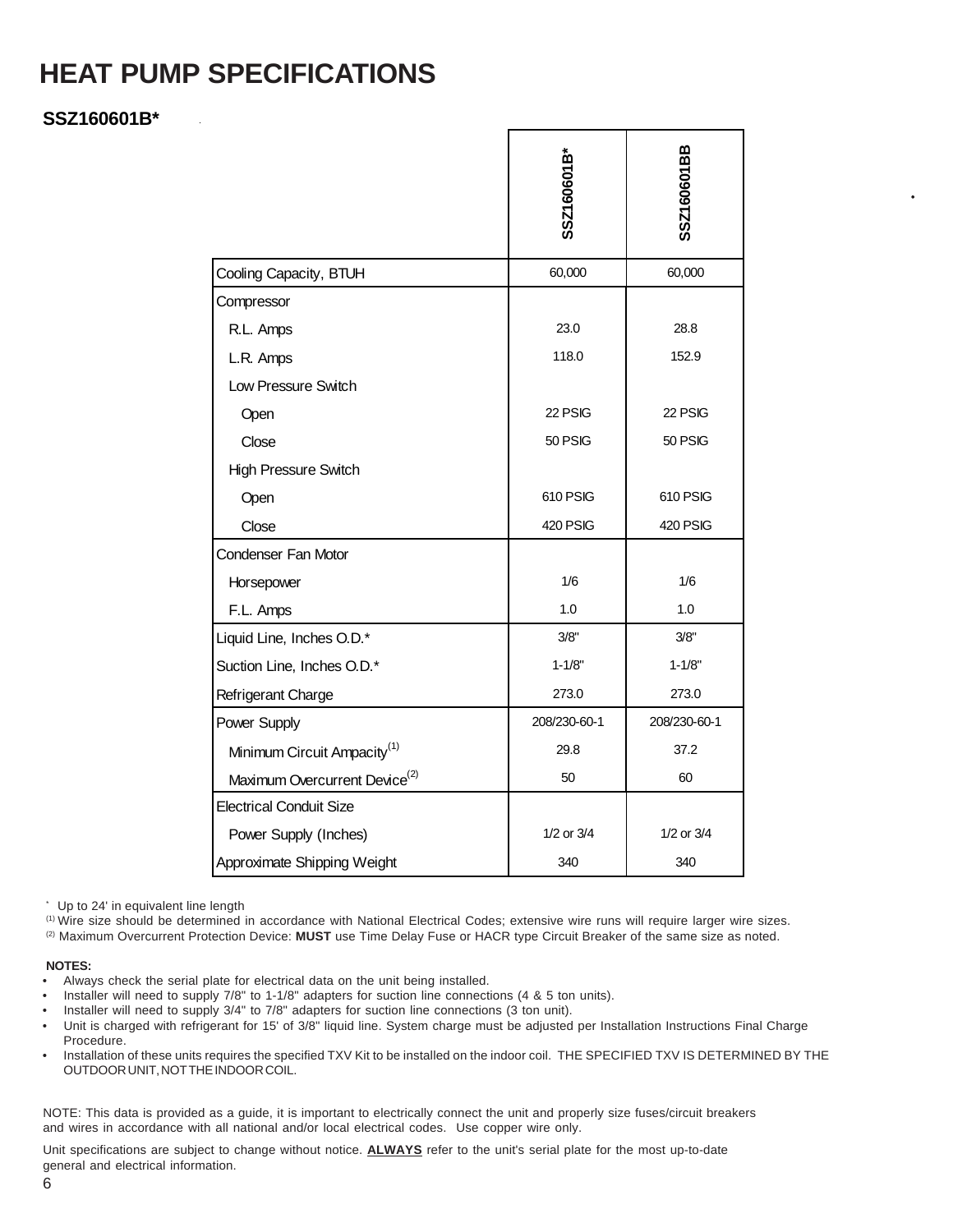# HEAT PUMP SPECIFICATIONS

**SSZ160601B***

| | SSZ160601B* | SSZ160601BB |
|---|---|---|
| Cooling Capacity, BTUH | 60,000 | 60,000 |
| Compressor | | |
| R.L. Amps | 23.0 | 28.8 |
| L.R. Amps | 118.0 | 152.9 |
| Low Pressure Switch | | |
| Open | 22 PSIG | 22 PSIG |
| Close | 50 PSIG | 50 PSIG |
| High Pressure Switch | | |
| Open | 610 PSIG | 610 PSIG |
| Close | 420 PSIG | 420 PSIG |
| Condenser Fan Motor | | |
| Horsepower | 1/6 | 1/6 |
| F.L. Amps | 1.0 | 1.0 |
| Liquid Line, Inches O.D.* | 3/8" | 3/8" |
| Suction Line, Inches O.D.* | 1-1/8" | 1-1/8" |
| Refrigerant Charge | 273.0 | 273.0 |
| Power Supply | 208/230-60-1 | 208/230-60-1 |
| Minimum Circuit Ampacity(1) | 29.8 | 37.2 |
| Maximum Overcurrent Device(2) | 50 | 60 |
| Electrical Conduit Size | | |
| Power Supply (Inches) | 1/2 or 3/4 | 1/2 or 3/4 |
| Approximate Shipping Weight | 340 | 340 |

* Up to 24' in equivalent line length

(1) Wire size should be determined in accordance with National Electrical Codes; extensive wire runs will require larger wire sizes.

(2) Maximum Overcurrent Protection Device: **MUST** use Time Delay Fuse or HACR type Circuit Breaker of the same size as noted.

**NOTES:**

- Always check the serial plate for electrical data on the unit being installed.
- Installer will need to supply 7/8" to 1-1/8" adapters for suction line connections (4 & 5 ton units).
- Installer will need to supply 3/4" to 7/8" adapters for suction line connections (3 ton unit).
- Unit is charged with refrigerant for 15' of 3/8" liquid line. System charge must be adjusted per Installation Instructions Final Charge Procedure.
- Installation of these units requires the specified TXV Kit to be installed on the indoor coil. THE SPECIFIED TXV IS DETERMINED BY THE OUTDOOR UNIT, NOT THE INDOOR COIL.

NOTE: This data is provided as a guide, it is important to electrically connect the unit and properly size fuses/circuit breakers and wires in accordance with all national and/or local electrical codes. Use copper wire only.

Unit specifications are subject to change without notice. **ALWAYS** refer to the unit's serial plate for the most up-to-date general and electrical information.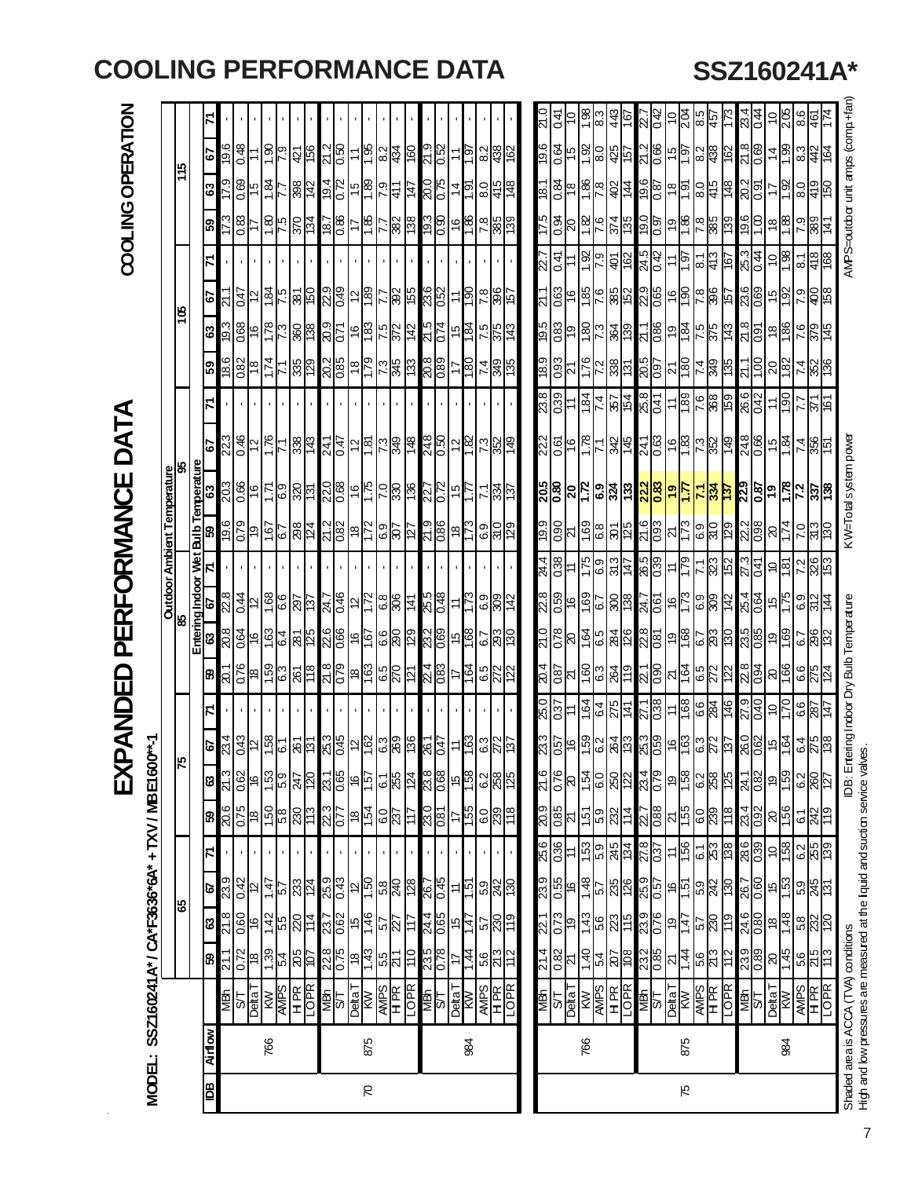# COOLING PERFORMANCE DATA

## SSZ160241A*

# EXPANDED PERFORMANCE DATA

**COOLING OPERATION**

MODEL: SSZ160241A* / CA*F3636*6A* + TXV / MBE1600**-1

| IDB | Airflow | | Outdoor Ambient Temperature | | | | | | | | | | | | | | | | | | | | | | | |
|---|---|---|---|---|---|---|---|---|---|---|---|---|---|---|---|---|---|---|---|---|---|---|---|---|---|---|
| | | | 65 | | | | 75 | | | | 85 | | | | 95 | | | | 105 | | | | 115 | | | |
| | | | Entering Indoor Wet Bulb Temperature | | | | | | | | | | | | | | | | | | | | | | | |
| | | | 59 | 63 | 67 | 71 | 59 | 63 | 67 | 71 | 59 | 63 | 67 | 71 | 59 | 63 | 67 | 71 | 59 | 63 | 67 | 71 | 59 | 63 | 67 | 71 |
| 70 | 766 | MBh | 21.1 | 21.8 | 23.9 | - | 20.6 | 21.3 | 23.4 | - | 20.1 | 20.8 | 22.8 | - | 19.6 | 20.3 | 22.3 | - | 18.6 | 19.3 | 21.1 | - | 17.3 | 17.9 | 19.6 | - |
| | | S/T | 0.72 | 0.60 | 0.42 | - | 0.75 | 0.62 | 0.43 | - | 0.76 | 0.64 | 0.44 | - | 0.79 | 0.66 | 0.46 | - | 0.82 | 0.68 | 0.47 | - | 0.83 | 0.69 | 0.48 | - |
| | | Delta T | 18 | 16 | 12 | - | 18 | 16 | 12 | - | 18 | 16 | 12 | - | 19 | 16 | 12 | - | 18 | 16 | 12 | - | 17 | 15 | 11 | - |
| | | KW | 1.39 | 1.42 | 1.47 | - | 1.50 | 1.53 | 1.58 | - | 1.59 | 1.63 | 1.68 | - | 1.67 | 1.71 | 1.76 | - | 1.74 | 1.78 | 1.84 | - | 1.80 | 1.84 | 1.90 | - |
| | | AMPS | 5.4 | 5.5 | 5.7 | - | 5.8 | 5.9 | 6.1 | - | 6.3 | 6.4 | 6.6 | - | 6.7 | 6.9 | 7.1 | - | 7.1 | 7.3 | 7.5 | - | 7.5 | 7.7 | 7.9 | - |
| | | HI PR | 205 | 220 | 233 | - | 230 | 247 | 261 | - | 261 | 281 | 297 | - | 298 | 320 | 338 | - | 335 | 360 | 381 | - | 370 | 398 | 421 | - |
| | | LO PR | 107 | 114 | 124 | - | 113 | 120 | 131 | - | 118 | 125 | 137 | - | 124 | 131 | 143 | - | 129 | 138 | 150 | - | 134 | 142 | 156 | - |
| | 875 | MBh | 22.8 | 23.7 | 25.9 | - | 22.3 | 23.1 | 25.3 | - | 21.8 | 22.6 | 24.7 | - | 21.2 | 22.0 | 24.1 | - | 20.2 | 20.9 | 22.9 | - | 18.7 | 19.4 | 21.2 | - |
| | | S/T | 0.75 | 0.62 | 0.43 | - | 0.77 | 0.65 | 0.45 | - | 0.79 | 0.66 | 0.46 | - | 0.82 | 0.68 | 0.47 | - | 0.85 | 0.71 | 0.49 | - | 0.86 | 0.72 | 0.50 | - |
| | | Delta T | 18 | 15 | 12 | - | 18 | 16 | 12 | - | 18 | 16 | 12 | - | 18 | 16 | 12 | - | 18 | 16 | 12 | - | 17 | 15 | 11 | - |
| | | KW | 1.43 | 1.46 | 1.50 | - | 1.54 | 1.57 | 1.62 | - | 1.63 | 1.67 | 1.72 | - | 1.72 | 1.75 | 1.81 | - | 1.79 | 1.83 | 1.89 | - | 1.85 | 1.89 | 1.95 | - |
| | | AMPS | 5.5 | 5.7 | 5.8 | - | 6.0 | 6.1 | 6.3 | - | 6.5 | 6.6 | 6.8 | - | 6.9 | 7.0 | 7.3 | - | 7.3 | 7.5 | 7.7 | - | 7.7 | 7.9 | 8.2 | - |
| | | HI PR | 211 | 227 | 240 | - | 237 | 255 | 269 | - | 270 | 290 | 306 | - | 307 | 330 | 349 | - | 345 | 372 | 392 | - | 382 | 411 | 434 | - |
| | | LO PR | 110 | 117 | 128 | - | 117 | 124 | 136 | - | 121 | 129 | 141 | - | 127 | 136 | 148 | - | 133 | 142 | 155 | - | 138 | 147 | 160 | - |
| | 984 | MBh | 23.5 | 24.4 | 26.7 | - | 23.0 | 23.8 | 26.1 | - | 22.4 | 23.2 | 25.5 | - | 21.9 | 22.7 | 24.8 | - | 20.8 | 21.5 | 23.6 | - | 19.3 | 20.0 | 21.9 | - |
| | | S/T | 0.78 | 0.65 | 0.45 | - | 0.81 | 0.68 | 0.47 | - | 0.83 | 0.69 | 0.48 | - | 0.86 | 0.72 | 0.50 | - | 0.89 | 0.74 | 0.52 | - | 0.90 | 0.75 | 0.52 | - |
| | | Delta T | 17 | 15 | 11 | - | 17 | 15 | 11 | - | 17 | 15 | 11 | - | 18 | 15 | 12 | - | 17 | 15 | 11 | - | 16 | 14 | 11 | - |
| | | KW | 1.44 | 1.47 | 1.51 | - | 1.55 | 1.58 | 1.63 | - | 1.64 | 1.68 | 1.73 | - | 1.73 | 1.77 | 1.82 | - | 1.80 | 1.84 | 1.90 | - | 1.86 | 1.91 | 1.97 | - |
| | | AMPS | 5.6 | 5.7 | 5.9 | - | 6.0 | 6.2 | 6.3 | - | 6.5 | 6.7 | 6.9 | - | 6.9 | 7.1 | 7.3 | - | 7.4 | 7.5 | 7.8 | - | 7.8 | 8.0 | 8.2 | - |
| | | HI PR | 213 | 230 | 242 | - | 239 | 258 | 272 | - | 272 | 293 | 309 | - | 310 | 334 | 352 | - | 349 | 375 | 396 | - | 385 | 415 | 438 | - |
| | | LO PR | 112 | 119 | 130 | - | 118 | 125 | 137 | - | 122 | 130 | 142 | - | 129 | 137 | 149 | - | 135 | 143 | 157 | - | 139 | 148 | 162 | - |
| 75 | 766 | MBh | 21.4 | 22.1 | 23.9 | 25.6 | 20.9 | 21.6 | 23.3 | 25.0 | 20.4 | 21.0 | 22.8 | 24.4 | 19.9 | **20.5** | 22.2 | 23.8 | 18.9 | 19.5 | 21.1 | 22.7 | 17.5 | 18.1 | 19.6 | 21.0 |
| | | S/T | 0.82 | 0.73 | 0.55 | 0.36 | 0.85 | 0.76 | 0.57 | 0.37 | 0.87 | 0.78 | 0.59 | 0.38 | 0.90 | **0.80** | 0.61 | 0.39 | 0.93 | 0.83 | 0.63 | 0.41 | 0.94 | 0.84 | 0.64 | 0.41 |
| | | Delta T | 21 | 19 | 16 | 11 | 21 | 20 | 16 | 11 | 21 | 20 | 16 | 11 | 21 | **20** | 16 | 11 | 21 | 19 | 16 | 11 | 20 | 18 | 15 | 10 |
| | | KW | 1.40 | 1.43 | 1.48 | 1.53 | 1.51 | 1.54 | 1.59 | 1.64 | 1.60 | 1.64 | 1.69 | 1.75 | 1.69 | **1.72** | 1.78 | 1.84 | 1.76 | 1.80 | 1.85 | 1.92 | 1.82 | 1.86 | 1.92 | 1.98 |
| | | AMPS | 5.4 | 5.6 | 5.7 | 5.9 | 5.9 | 6.0 | 6.2 | 6.4 | 6.3 | 6.5 | 6.7 | 6.9 | 6.8 | **6.9** | 7.1 | 7.4 | 7.2 | 7.3 | 7.6 | 7.9 | 7.6 | 7.8 | 8.0 | 8.3 |
| | | HI PR | 207 | 223 | 235 | 245 | 232 | 250 | 264 | 275 | 264 | 284 | 300 | 313 | 301 | **324** | 342 | 357 | 338 | 364 | 385 | 401 | 374 | 402 | 425 | 443 |
| | | LO PR | 108 | 115 | 126 | 134 | 114 | 122 | 133 | 141 | 119 | 126 | 138 | 147 | 125 | **133** | 145 | 154 | 131 | 139 | 152 | 162 | 135 | 144 | 157 | 167 |
| | 875 | MBh | 23.2 | 23.9 | 25.9 | 27.8 | 22.7 | 23.4 | 25.3 | 27.1 | 22.1 | 22.8 | 24.7 | 26.5 | 21.6 | **22.2** | 24.1 | 25.8 | 20.5 | 21.1 | 22.9 | 24.5 | 19.0 | 19.6 | 21.2 | 22.7 |
| | | S/T | 0.85 | 0.76 | 0.57 | 0.37 | 0.88 | 0.79 | 0.59 | 0.38 | 0.90 | 0.81 | 0.61 | 0.39 | 0.93 | **0.83** | 0.63 | 0.41 | 0.97 | 0.86 | 0.65 | 0.42 | 0.97 | 0.87 | 0.66 | 0.42 |
| | | Delta T | 21 | 19 | 16 | 11 | 21 | 19 | 16 | 11 | 21 | 19 | 16 | 11 | 21 | **19** | 16 | 11 | 21 | 19 | 16 | 11 | 19 | 18 | 15 | 10 |
| | | KW | 1.44 | 1.47 | 1.51 | 1.56 | 1.55 | 1.58 | 1.63 | 1.68 | 1.64 | 1.68 | 1.73 | 1.79 | 1.73 | **1.77** | 1.83 | 1.89 | 1.80 | 1.84 | 1.90 | 1.97 | 1.86 | 1.91 | 1.97 | 2.04 |
| | | AMPS | 5.6 | 5.7 | 5.9 | 6.1 | 6.0 | 6.2 | 6.3 | 6.6 | 6.5 | 6.7 | 6.9 | 7.1 | 6.9 | **7.1** | 7.3 | 7.6 | 7.4 | 7.5 | 7.8 | 8.1 | 7.8 | 8.0 | 8.2 | 8.5 |
| | | HI PR | 213 | 230 | 242 | 253 | 239 | 258 | 272 | 284 | 272 | 293 | 309 | 323 | 310 | **334** | 352 | 368 | 349 | 375 | 396 | 413 | 385 | 415 | 438 | 457 |
| | | LO PR | 112 | 119 | 130 | 138 | 118 | 125 | 137 | 146 | 122 | 130 | 142 | 152 | 129 | **137** | 149 | 159 | 135 | 143 | 157 | 167 | 139 | 148 | 162 | 173 |
| | 984 | MBh | 23.9 | 24.6 | 26.7 | 28.6 | 23.4 | 24.1 | 26.0 | 27.9 | 22.8 | 23.5 | 25.4 | 27.3 | 22.2 | **22.9** | 24.8 | 26.6 | 21.1 | 21.8 | 23.6 | 25.3 | 19.6 | 20.2 | 21.8 | 23.4 |
| | | S/T | 0.89 | 0.80 | 0.60 | 0.39 | 0.92 | 0.82 | 0.62 | 0.40 | 0.94 | 0.85 | 0.64 | 0.41 | 0.98 | **0.87** | 0.66 | 0.42 | 1.00 | 0.91 | 0.69 | 0.44 | 1.00 | 0.91 | 0.69 | 0.44 |
| | | Delta T | 20 | 18 | 15 | 10 | 20 | 19 | 15 | 10 | 20 | 19 | 15 | 10 | 20 | **19** | 15 | 11 | 20 | 18 | 15 | 10 | 18 | 17 | 14 | 10 |
| | | KW | 1.45 | 1.48 | 1.53 | 1.58 | 1.56 | 1.59 | 1.64 | 1.70 | 1.66 | 1.69 | 1.75 | 1.81 | 1.74 | **1.78** | 1.84 | 1.90 | 1.82 | 1.86 | 1.92 | 1.98 | 1.88 | 1.92 | 1.99 | 2.05 |
| | | AMPS | 5.6 | 5.8 | 5.9 | 6.2 | 6.1 | 6.2 | 6.4 | 6.6 | 6.6 | 6.7 | 6.9 | 7.2 | 7.0 | **7.2** | 7.4 | 7.7 | 7.4 | 7.6 | 7.9 | 8.1 | 7.9 | 8.0 | 8.3 | 8.6 |
| | | HI PR | 215 | 232 | 245 | 255 | 242 | 260 | 275 | 287 | 275 | 296 | 312 | 326 | 313 | **337** | 356 | 371 | 352 | 379 | 400 | 418 | 389 | 419 | 442 | 461 |
| | | LO PR | 113 | 120 | 131 | 139 | 119 | 127 | 138 | 147 | 124 | 132 | 144 | 153 | 130 | **138** | 151 | 161 | 136 | 145 | 158 | 168 | 141 | 150 | 164 | 174 |

Shaded area is ACCA (TVA) conditions
High and low pressures are measured at the liquid and suction service valves.

IDB: Entering Indoor Dry Bulb Temperature

KW=Total system power

AMPS=outdoor unit amps (comp.+fan)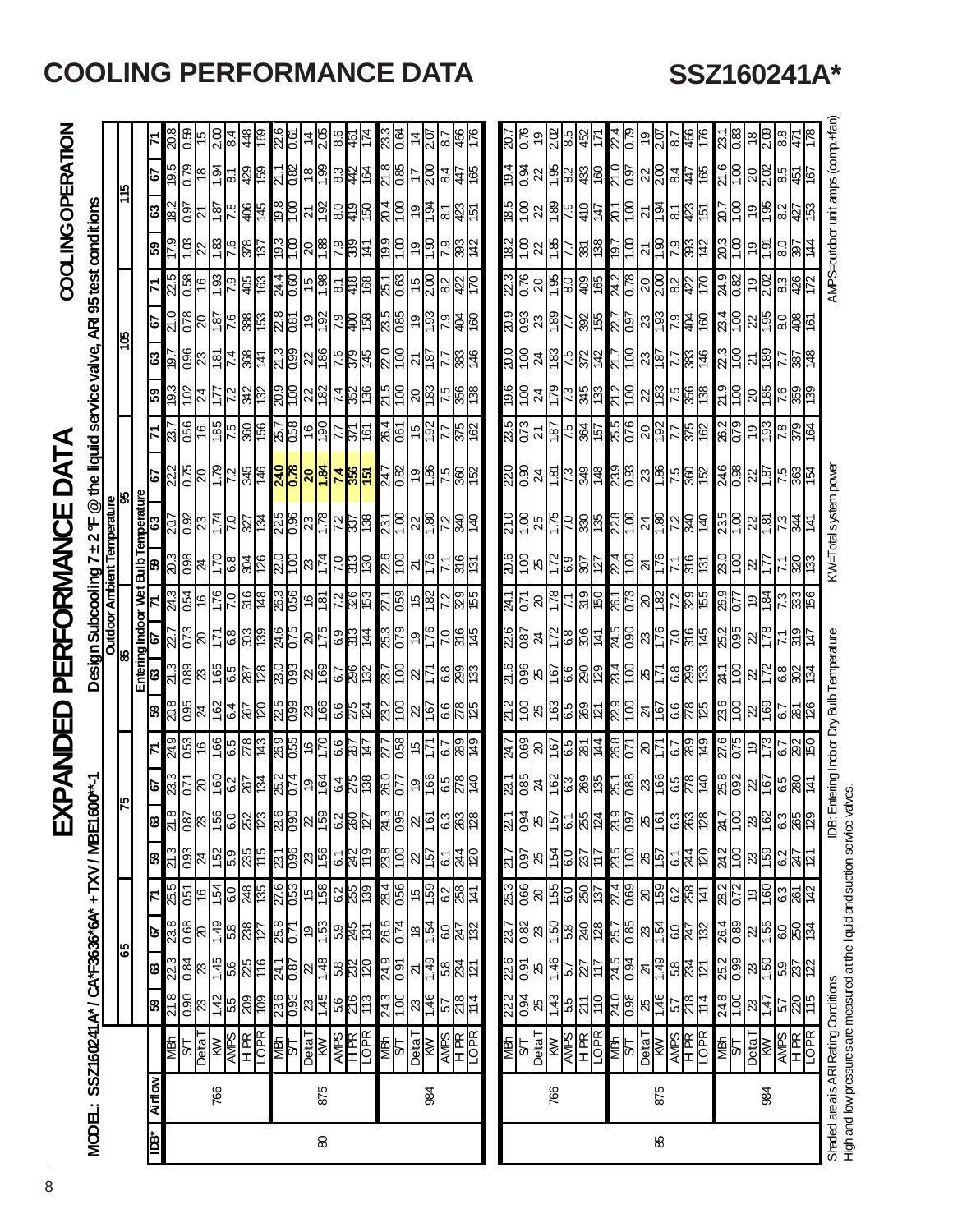# COOLING PERFORMANCE DATA

## SSZ160241A*

# EXPANDED PERFORMANCE DATA

**COOLING OPERATION**

**MODEL: SSZ160241A* / CA*F3636*6A* + TXV / MBE1600**-1**

**Design Subcooling 7 ± 2 °F @ the liquid service valve, ARI 95 test conditions**

| IDB* | Airflow | | Outdoor Ambient Temperature → 65 | | | | 75 | | | | 85 | | | | 95 | | | | 105 | | | | 115 | | | |
|---|---|---|---|---|---|---|---|---|---|---|---|---|---|---|---|---|---|---|---|---|---|---|---|---|---|---|
| | | | Entering Indoor Wet Bulb Temperature | | | | | | | | | | | | | | | | | | | | | | | |
| | | | 59 | 63 | 67 | 71 | 59 | 63 | 67 | 71 | 59 | 63 | 67 | 71 | 59 | 63 | 67 | 71 | 59 | 63 | 67 | 71 | 59 | 63 | 67 | 71 |
| 80 | 766 | MBh | 21.8 | 22.3 | 23.8 | 25.5 | 21.3 | 21.8 | 23.3 | 24.9 | 20.8 | 21.3 | 22.7 | 24.3 | 20.3 | 20.7 | 22.2 | 23.7 | 19.3 | 19.7 | 21.0 | 22.5 | 17.9 | 18.2 | 19.5 | 20.8 |
| | | S/T | 0.90 | 0.84 | 0.68 | 0.51 | 0.93 | 0.87 | 0.71 | 0.53 | 0.95 | 0.89 | 0.73 | 0.54 | 0.98 | 0.92 | 0.75 | 0.56 | 1.02 | 0.96 | 0.78 | 0.58 | 1.03 | 0.97 | 0.79 | 0.59 |
| | | Delta T | 23 | 23 | 20 | 16 | 24 | 23 | 20 | 16 | 24 | 23 | 20 | 16 | 24 | 23 | 20 | 16 | 24 | 23 | 20 | 16 | 22 | 21 | 18 | 15 |
| | | KW | 1.42 | 1.45 | 1.49 | 1.54 | 1.52 | 1.56 | 1.60 | 1.66 | 1.62 | 1.65 | 1.71 | 1.76 | 1.70 | 1.74 | 1.79 | 1.85 | 1.77 | 1.81 | 1.87 | 1.93 | 1.83 | 1.87 | 1.94 | 2.00 |
| | | AMPS | 5.5 | 5.6 | 5.8 | 6.0 | 5.9 | 6.0 | 6.2 | 6.5 | 6.4 | 6.5 | 6.8 | 7.0 | 6.8 | 7.0 | 7.2 | 7.5 | 7.2 | 7.4 | 7.6 | 7.9 | 7.6 | 7.8 | 8.1 | 8.4 |
| | | H PR | 209 | 225 | 238 | 248 | 235 | 252 | 267 | 278 | 267 | 287 | 303 | 316 | 304 | 327 | 345 | 360 | 342 | 368 | 388 | 405 | 378 | 406 | 429 | 448 |
| | | L OPR | 109 | 116 | 127 | 135 | 115 | 123 | 134 | 143 | 120 | 128 | 139 | 148 | 126 | 134 | 146 | 156 | 132 | 141 | 153 | 163 | 137 | 145 | 159 | 169 |
| | 875 | MBh | 23.6 | 24.1 | 25.8 | 27.6 | 23.1 | 23.6 | 25.2 | 26.9 | 22.5 | 23.0 | 24.6 | 26.3 | 22.0 | 22.5 | 24.0 | 25.7 | 20.9 | 21.3 | 22.8 | 24.4 | 19.3 | 19.8 | 21.1 | 22.6 |
| | | S/T | 0.93 | 0.87 | 0.71 | 0.53 | 0.96 | 0.90 | 0.74 | 0.55 | 0.99 | 0.93 | 0.75 | 0.56 | 1.00 | 0.96 | 0.78 | 0.58 | 1.00 | 0.99 | 0.81 | 0.60 | 1.00 | 1.00 | 0.82 | 0.61 |
| | | Delta T | 23 | 22 | 19 | 15 | 23 | 22 | 19 | 16 | 23 | 22 | 20 | 16 | 23 | 23 | 20 | 16 | 22 | 22 | 19 | 15 | 20 | 21 | 18 | 14 |
| | | KW | 1.45 | 1.48 | 1.53 | 1.58 | 1.56 | 1.59 | 1.64 | 1.70 | 1.66 | 1.69 | 1.75 | 1.81 | 1.74 | 1.78 | 1.84 | 1.90 | 1.82 | 1.86 | 1.92 | 1.98 | 1.88 | 1.92 | 1.99 | 2.05 |
| | | AMPS | 5.6 | 5.8 | 5.9 | 6.2 | 6.1 | 6.2 | 6.4 | 6.6 | 6.6 | 6.7 | 6.9 | 7.2 | 7.0 | 7.2 | 7.4 | 7.7 | 7.4 | 7.6 | 7.9 | 8.1 | 7.9 | 8.0 | 8.3 | 8.6 |
| | | H PR | 216 | 232 | 245 | 255 | 242 | 260 | 275 | 287 | 275 | 296 | 313 | 326 | 313 | 337 | 356 | 371 | 352 | 379 | 400 | 418 | 389 | 419 | 442 | 461 |
| | | L OPR | 113 | 120 | 131 | 139 | 119 | 127 | 138 | 147 | 124 | 132 | 144 | 153 | 130 | 138 | 151 | 161 | 136 | 145 | 158 | 168 | 141 | 150 | 164 | 174 |
| | 984 | MBh | 24.3 | 24.9 | 26.6 | 28.4 | 23.8 | 24.3 | 26.0 | 27.7 | 23.2 | 23.7 | 25.3 | 27.1 | 22.6 | 23.1 | 24.7 | 26.4 | 21.5 | 22.0 | 23.5 | 25.1 | 19.9 | 20.4 | 21.8 | 23.3 |
| | | S/T | 1.00 | 0.91 | 0.74 | 0.56 | 1.00 | 0.95 | 0.77 | 0.58 | 1.00 | 1.00 | 0.79 | 0.59 | 1.00 | 1.00 | 0.82 | 0.61 | 1.00 | 1.00 | 0.85 | 0.63 | 1.00 | 1.00 | 0.85 | 0.64 |
| | | Delta T | 23 | 21 | 18 | 15 | 23 | 22 | 19 | 15 | 22 | 22 | 19 | 15 | 21 | 22 | 19 | 15 | 20 | 21 | 19 | 15 | 19 | 19 | 17 | 14 |
| | | KW | 1.46 | 1.49 | 1.54 | 1.59 | 1.57 | 1.61 | 1.66 | 1.71 | 1.67 | 1.71 | 1.76 | 1.82 | 1.76 | 1.80 | 1.86 | 1.92 | 1.83 | 1.87 | 1.93 | 2.00 | 1.90 | 1.94 | 2.00 | 2.07 |
| | | AMPS | 5.7 | 5.8 | 6.0 | 6.2 | 6.1 | 6.3 | 6.5 | 6.7 | 6.6 | 6.8 | 7.0 | 7.2 | 7.1 | 7.2 | 7.5 | 7.7 | 7.5 | 7.7 | 7.9 | 8.2 | 7.9 | 8.1 | 8.4 | 8.7 |
| | | H PR | 218 | 234 | 247 | 258 | 244 | 263 | 278 | 289 | 278 | 299 | 316 | 329 | 316 | 340 | 360 | 375 | 356 | 383 | 404 | 422 | 393 | 423 | 447 | 466 |
| | | L OPR | 114 | 121 | 132 | 141 | 120 | 128 | 140 | 149 | 125 | 133 | 145 | 155 | 131 | 140 | 152 | 162 | 138 | 146 | 160 | 170 | 142 | 151 | 165 | 176 |
| 85 | 766 | MBh | 22.2 | 22.6 | 23.7 | 25.3 | 21.7 | 22.1 | 23.1 | 24.7 | 21.2 | 21.6 | 22.6 | 24.1 | 20.6 | 21.0 | 22.0 | 23.5 | 19.6 | 20.0 | 20.9 | 22.3 | 18.2 | 18.5 | 19.4 | 20.7 |
| | | S/T | 0.94 | 0.91 | 0.82 | 0.66 | 0.97 | 0.94 | 0.85 | 0.69 | 1.00 | 0.96 | 0.87 | 0.71 | 1.00 | 1.00 | 0.90 | 0.73 | 1.00 | 1.00 | 0.93 | 0.76 | 1.00 | 1.00 | 0.94 | 0.76 |
| | | Delta T | 25 | 25 | 23 | 20 | 25 | 25 | 24 | 20 | 25 | 25 | 24 | 20 | 25 | 25 | 24 | 21 | 24 | 24 | 23 | 20 | 22 | 22 | 22 | 19 |
| | | KW | 1.43 | 1.46 | 1.50 | 1.55 | 1.54 | 1.57 | 1.62 | 1.67 | 1.63 | 1.67 | 1.72 | 1.78 | 1.72 | 1.75 | 1.81 | 1.87 | 1.79 | 1.83 | 1.89 | 1.95 | 1.85 | 1.89 | 1.95 | 2.02 |
| | | AMPS | 5.5 | 5.7 | 5.8 | 6.0 | 6.0 | 6.1 | 6.3 | 6.5 | 6.5 | 6.6 | 6.8 | 7.1 | 6.9 | 7.0 | 7.3 | 7.5 | 7.3 | 7.5 | 7.7 | 8.0 | 7.7 | 7.9 | 8.2 | 8.5 |
| | | H PR | 211 | 227 | 240 | 250 | 237 | 255 | 269 | 281 | 269 | 290 | 306 | 319 | 307 | 330 | 349 | 364 | 345 | 372 | 392 | 409 | 381 | 410 | 433 | 452 |
| | | L OPR | 110 | 117 | 128 | 137 | 117 | 124 | 135 | 144 | 121 | 129 | 141 | 150 | 127 | 135 | 148 | 157 | 133 | 142 | 155 | 165 | 138 | 147 | 160 | 171 |
| | 875 | MBh | 24.0 | 24.5 | 25.7 | 27.4 | 23.5 | 23.9 | 25.1 | 26.8 | 22.9 | 23.4 | 24.5 | 26.1 | 22.4 | 22.8 | 23.9 | 25.5 | 21.2 | 21.7 | 22.7 | 24.2 | 19.7 | 20.1 | 21.0 | 22.4 |
| | | S/T | 0.98 | 0.94 | 0.85 | 0.69 | 1.00 | 0.97 | 0.88 | 0.71 | 1.00 | 1.00 | 0.90 | 0.73 | 1.00 | 1.00 | 0.93 | 0.76 | 1.00 | 1.00 | 0.97 | 0.78 | 1.00 | 1.00 | 0.97 | 0.79 |
| | | Delta T | 25 | 24 | 23 | 20 | 25 | 25 | 23 | 20 | 24 | 25 | 23 | 20 | 24 | 24 | 23 | 20 | 22 | 23 | 23 | 20 | 21 | 21 | 22 | 19 |
| | | KW | 1.46 | 1.49 | 1.54 | 1.59 | 1.57 | 1.61 | 1.66 | 1.71 | 1.67 | 1.71 | 1.76 | 1.82 | 1.76 | 1.80 | 1.86 | 1.92 | 1.83 | 1.87 | 1.93 | 2.00 | 1.90 | 1.94 | 2.00 | 2.07 |
| | | AMPS | 5.7 | 5.8 | 6.0 | 6.2 | 6.1 | 6.3 | 6.5 | 6.7 | 6.6 | 6.8 | 7.0 | 7.2 | 7.1 | 7.2 | 7.5 | 7.7 | 7.5 | 7.7 | 7.9 | 8.2 | 7.9 | 8.1 | 8.4 | 8.7 |
| | | H PR | 218 | 234 | 247 | 258 | 244 | 263 | 278 | 289 | 278 | 299 | 316 | 329 | 316 | 340 | 360 | 375 | 356 | 383 | 404 | 422 | 393 | 423 | 447 | 466 |
| | | L OPR | 114 | 121 | 132 | 141 | 120 | 128 | 140 | 149 | 125 | 133 | 145 | 155 | 131 | 140 | 152 | 162 | 138 | 146 | 160 | 170 | 142 | 151 | 165 | 176 |
| | 984 | MBh | 24.8 | 25.2 | 26.4 | 28.2 | 24.2 | 24.7 | 25.8 | 27.6 | 23.6 | 24.1 | 25.2 | 26.9 | 23.0 | 23.5 | 24.6 | 26.2 | 21.9 | 22.3 | 23.4 | 24.9 | 20.3 | 20.7 | 21.6 | 23.1 |
| | | S/T | 1.00 | 0.99 | 0.89 | 0.72 | 1.00 | 1.00 | 0.92 | 0.75 | 1.00 | 1.00 | 0.95 | 0.77 | 1.00 | 1.00 | 0.98 | 0.79 | 1.00 | 1.00 | 1.00 | 0.82 | 1.00 | 1.00 | 1.00 | 0.83 |
| | | Delta T | 23 | 23 | 22 | 19 | 23 | 23 | 22 | 19 | 22 | 22 | 22 | 19 | 22 | 22 | 22 | 19 | 20 | 21 | 22 | 19 | 19 | 19 | 20 | 18 |
| | | KW | 1.47 | 1.50 | 1.55 | 1.60 | 1.59 | 1.62 | 1.67 | 1.73 | 1.69 | 1.72 | 1.78 | 1.84 | 1.77 | 1.81 | 1.87 | 1.93 | 1.85 | 1.89 | 1.95 | 2.02 | 1.91 | 1.95 | 2.02 | 2.09 |
| | | AMPS | 5.7 | 5.9 | 6.0 | 6.3 | 6.2 | 6.3 | 6.5 | 6.7 | 6.7 | 6.8 | 7.1 | 7.3 | 7.1 | 7.3 | 7.5 | 7.8 | 7.6 | 7.7 | 8.0 | 8.3 | 8.0 | 8.2 | 8.5 | 8.8 |
| | | H PR | 220 | 237 | 250 | 261 | 247 | 265 | 280 | 292 | 281 | 302 | 319 | 333 | 320 | 344 | 363 | 379 | 359 | 387 | 408 | 426 | 397 | 427 | 451 | 471 |
| | | L OPR | 115 | 122 | 134 | 142 | 121 | 129 | 141 | 150 | 126 | 134 | 147 | 156 | 133 | 141 | 154 | 164 | 139 | 148 | 161 | 172 | 144 | 153 | 167 | 178 |

Shaded area is ARI Rating Conditions

High and low pressures are measured at the liquid and suction service valves.

IDB: Entering Indoor Dry Bulb Temperature

KW=Total system power

AMPS=outdoor unit amps (comp.+fan)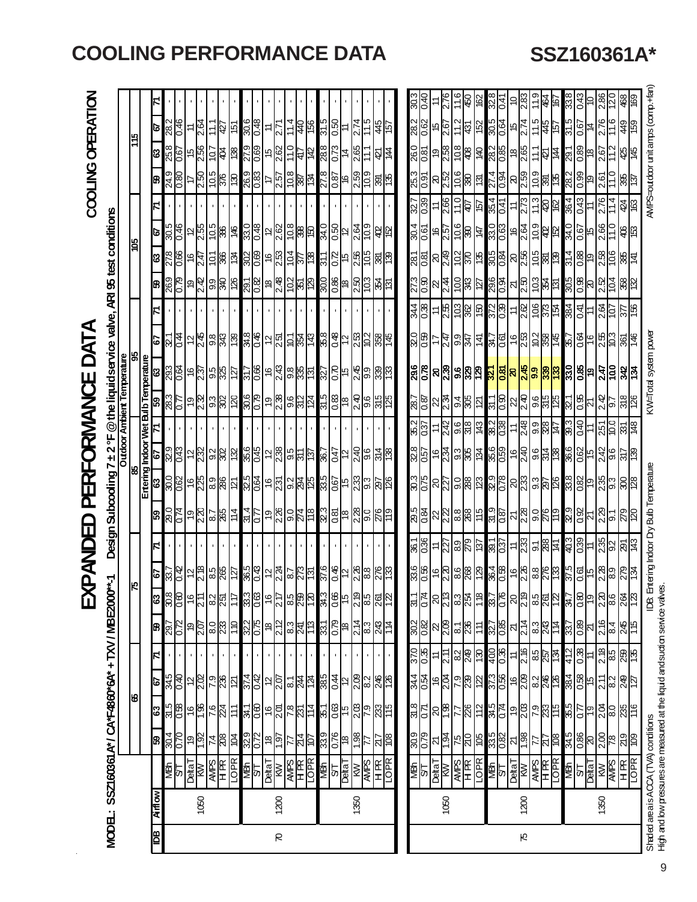# COOLING PERFORMANCE DATA

# SSZ160361A*

## EXPANDED PERFORMANCE DATA

### COOLING OPERATION

**MODEL: SSZ160361A* / CA*F4860*6A* + TXV / MBE2000**-1**   Design Subcooling 7 ± 2 °F @ the liquid service valve, ARI 95 test conditions

| | | | Outdoor Ambient Temperature | | | | | | | | | | | | | | | | | | | | | | | |
|---|---|---|---|---|---|---|---|---|---|---|---|---|---|---|---|---|---|---|---|---|---|---|---|---|---|---|
| | | | 65 | | | | 75 | | | | 85 | | | | 95 | | | | 105 | | | | 115 | | | |
| | | | Entering Indoor Wet Bulb Temperature | | | | | | | | | | | | | | | | | | | | | | | |
| IDB | Airflow | | 59 | 63 | 67 | 71 | 59 | 63 | 67 | 71 | 59 | 63 | 67 | 71 | 59 | 63 | 67 | 71 | 59 | 63 | 67 | 71 | 59 | 63 | 67 | 71 |
| 70 | 1050 | MBh | 30.4 | 31.5 | 34.5 | - | 29.7 | 30.8 | 33.7 | - | 29.0 | 30.0 | 32.9 | - | 28.3 | 29.3 | 32.1 | - | 26.9 | 27.8 | 30.5 | - | 24.9 | 25.8 | 28.2 | - |
| | | S/T | 0.70 | 0.58 | 0.40 | - | 0.72 | 0.60 | 0.42 | - | 0.74 | 0.62 | 0.43 | - | 0.77 | 0.64 | 0.44 | - | 0.79 | 0.66 | 0.46 | - | 0.80 | 0.67 | 0.46 | - |
| | | Delta T | 19 | 16 | 12 | - | 19 | 16 | 12 | - | 19 | 16 | 12 | - | 19 | 16 | 12 | - | 19 | 16 | 12 | - | 17 | 15 | 11 | - |
| | | KW | 1.92 | 1.96 | 2.02 | - | 2.07 | 2.11 | 2.18 | - | 2.20 | 2.25 | 2.32 | - | 2.32 | 2.37 | 2.45 | - | 2.42 | 2.47 | 2.55 | - | 2.50 | 2.56 | 2.64 | - |
| | | AMPS | 7.4 | 7.6 | 7.9 | - | 8.0 | 8.2 | 8.5 | - | 8.7 | 8.9 | 9.2 | - | 9.3 | 9.5 | 9.8 | - | 9.9 | 10.1 | 10.5 | - | 10.5 | 10.7 | 11.1 | - |
| | | HI PR | 208 | 224 | 236 | - | 233 | 251 | 265 | - | 265 | 286 | 302 | - | 302 | 325 | 343 | - | 340 | 366 | 386 | - | 376 | 404 | 427 | - |
| | | LO PR | 104 | 111 | 121 | - | 110 | 117 | 127 | - | 114 | 121 | 132 | - | 120 | 127 | 139 | - | 126 | 134 | 146 | - | 130 | 138 | 151 | - |
| | 1200 | MBh | 32.9 | 34.1 | 37.4 | - | 32.2 | 33.3 | 36.5 | - | 31.4 | 32.5 | 35.6 | - | 30.6 | 31.7 | 34.8 | - | 29.1 | 30.2 | 33.0 | - | 26.9 | 27.9 | 30.6 | - |
| | | S/T | 0.72 | 0.60 | 0.42 | - | 0.75 | 0.63 | 0.43 | - | 0.77 | 0.64 | 0.45 | - | 0.79 | 0.66 | 0.46 | - | 0.82 | 0.69 | 0.48 | - | 0.83 | 0.69 | 0.48 | - |
| | | Delta T | 18 | 16 | 12 | - | 18 | 16 | 12 | - | 19 | 16 | 12 | - | 19 | 16 | 12 | - | 18 | 16 | 12 | - | 17 | 15 | 11 | - |
| | | KW | 1.97 | 2.01 | 2.07 | - | 2.12 | 2.17 | 2.24 | - | 2.26 | 2.31 | 2.38 | - | 2.38 | 2.43 | 2.51 | - | 2.48 | 2.53 | 2.62 | - | 2.57 | 2.62 | 2.71 | - |
| | | AMPS | 7.7 | 7.8 | 8.1 | - | 8.3 | 8.5 | 8.7 | - | 9.0 | 9.2 | 9.5 | - | 9.6 | 9.8 | 10.1 | - | 10.2 | 10.4 | 10.8 | - | 10.8 | 11.0 | 11.4 | - |
| | | HI PR | 214 | 231 | 244 | - | 241 | 259 | 273 | - | 274 | 294 | 311 | - | 312 | 335 | 354 | - | 351 | 377 | 398 | - | 387 | 417 | 440 | - |
| | | LO PR | 107 | 114 | 124 | - | 113 | 120 | 131 | - | 118 | 125 | 137 | - | 124 | 131 | 143 | - | 129 | 138 | 150 | - | 134 | 142 | 156 | - |
| | 1350 | MBh | 33.9 | 35.1 | 38.5 | - | 33.1 | 34.3 | 37.6 | - | 32.3 | 33.5 | 36.7 | - | 31.5 | 32.7 | 35.8 | - | 30.0 | 31.1 | 34.0 | - | 27.8 | 28.8 | 31.5 | - |
| | | S/T | 0.76 | 0.63 | 0.44 | - | 0.79 | 0.66 | 0.46 | - | 0.81 | 0.67 | 0.47 | - | 0.83 | 0.70 | 0.48 | - | 0.86 | 0.72 | 0.50 | - | 0.87 | 0.73 | 0.50 | - |
| | | Delta T | 18 | 15 | 12 | - | 18 | 15 | 12 | - | 18 | 15 | 12 | - | 18 | 15 | 12 | - | 18 | 15 | 12 | - | 16 | 14 | 11 | - |
| | | KW | 1.98 | 2.03 | 2.09 | - | 2.14 | 2.19 | 2.26 | - | 2.28 | 2.33 | 2.40 | - | 2.40 | 2.45 | 2.53 | - | 2.50 | 2.56 | 2.64 | - | 2.59 | 2.65 | 2.74 | - |
| | | AMPS | 7.7 | 7.9 | 8.2 | - | 8.3 | 8.5 | 8.8 | - | 9.0 | 9.3 | 9.6 | - | 9.6 | 9.9 | 10.2 | - | 10.3 | 10.5 | 10.9 | - | 10.9 | 11.1 | 11.5 | - |
| | | HI PR | 217 | 233 | 246 | - | 243 | 261 | 276 | - | 276 | 297 | 314 | - | 315 | 339 | 358 | - | 354 | 381 | 402 | - | 391 | 421 | 445 | - |
| | | LO PR | 108 | 115 | 126 | - | 114 | 122 | 133 | - | 119 | 126 | 138 | - | 125 | 133 | 145 | - | 131 | 139 | 152 | - | 135 | 144 | 157 | - |
| 75 | 1050 | MBh | 30.9 | 31.8 | 34.4 | 37.0 | 30.2 | 31.1 | 33.6 | 36.1 | 29.5 | 30.3 | 32.8 | 35.2 | 28.7 | 29.6 | 32.0 | 34.4 | 27.3 | 28.1 | 30.4 | 32.7 | 25.3 | 26.0 | 28.2 | 30.3 |
| | | S/T | 0.79 | 0.71 | 0.54 | 0.35 | 0.82 | 0.74 | 0.56 | 0.36 | 0.84 | 0.75 | 0.57 | 0.37 | 0.87 | 0.78 | 0.59 | 0.38 | 0.90 | 0.81 | 0.61 | 0.39 | 0.91 | 0.81 | 0.62 | 0.40 |
| | | Delta T | 21 | 20 | 16 | 11 | 22 | 20 | 16 | 11 | 22 | 20 | 16 | 11 | 22 | 20 | 17 | 11 | 22 | 20 | 16 | 11 | 20 | 19 | 15 | 11 |
| | | KW | 1.94 | 1.98 | 2.04 | 2.11 | 2.09 | 2.13 | 2.20 | 2.27 | 2.22 | 2.27 | 2.34 | 2.42 | 2.34 | 2.39 | 2.47 | 2.55 | 2.44 | 2.49 | 2.57 | 2.66 | 2.52 | 2.58 | 2.67 | 2.76 |
| | | AMPS | 7.5 | 7.7 | 7.9 | 8.2 | 8.1 | 8.3 | 8.6 | 8.9 | 8.8 | 9.0 | 9.3 | 9.6 | 9.4 | 9.6 | 9.9 | 10.3 | 10.0 | 10.2 | 10.6 | 11.0 | 10.6 | 10.8 | 11.2 | 11.6 |
| | | HI PR | 210 | 226 | 239 | 249 | 236 | 254 | 268 | 279 | 268 | 288 | 305 | 318 | 305 | 329 | 347 | 362 | 343 | 370 | 390 | 407 | 380 | 408 | 431 | 450 |
| | | LO PR | 105 | 112 | 122 | 130 | 111 | 118 | 129 | 137 | 115 | 123 | 134 | 143 | 121 | 129 | 141 | 150 | 127 | 135 | 147 | 157 | 131 | 140 | 152 | 162 |
| | 1200 | MBh | 33.5 | 34.5 | 37.3 | 40.0 | 32.7 | 33.7 | 36.4 | 39.1 | 31.9 | 32.9 | 35.6 | 38.2 | 31.1 | 32.1 | 34.7 | 37.2 | 29.6 | 30.5 | 33.0 | 35.4 | 27.4 | 28.2 | 30.5 | 32.8 |
| | | S/T | 0.82 | 0.74 | 0.56 | 0.36 | 0.85 | 0.76 | 0.58 | 0.37 | 0.87 | 0.78 | 0.59 | 0.38 | 0.90 | 0.81 | 0.61 | 0.39 | 0.94 | 0.84 | 0.63 | 0.41 | 0.94 | 0.85 | 0.64 | 0.41 |
| | | Delta T | 21 | 19 | 16 | 11 | 21 | 20 | 16 | 11 | 21 | 20 | 16 | 11 | 22 | 20 | 16 | 11 | 21 | 20 | 16 | 11 | 20 | 18 | 15 | 10 |
| | | KW | 1.98 | 2.03 | 2.09 | 2.16 | 2.14 | 2.19 | 2.26 | 2.33 | 2.28 | 2.33 | 2.40 | 2.48 | 2.40 | 2.45 | 2.53 | 2.62 | 2.50 | 2.56 | 2.64 | 2.73 | 2.59 | 2.65 | 2.74 | 2.83 |
| | | AMPS | 7.7 | 7.9 | 8.2 | 8.5 | 8.3 | 8.5 | 8.8 | 9.1 | 9.0 | 9.3 | 9.6 | 9.9 | 9.6 | 9.9 | 10.2 | 10.6 | 10.3 | 10.5 | 10.9 | 11.3 | 10.9 | 11.1 | 11.5 | 11.9 |
| | | HI PR | 217 | 233 | 246 | 257 | 243 | 261 | 276 | 288 | 276 | 297 | 314 | 328 | 315 | 339 | 358 | 373 | 354 | 381 | 402 | 420 | 391 | 421 | 445 | 464 |
| | | LO PR | 108 | 115 | 126 | 134 | 114 | 122 | 133 | 141 | 119 | 126 | 138 | 147 | 125 | 133 | 145 | 154 | 131 | 139 | 152 | 162 | 135 | 144 | 157 | 167 |
| | 1350 | MBh | 34.5 | 35.5 | 38.4 | 41.2 | 33.7 | 34.7 | 37.5 | 40.3 | 32.9 | 33.8 | 36.6 | 39.3 | 32.1 | 33.0 | 35.7 | 38.4 | 30.5 | 31.4 | 34.0 | 36.4 | 28.2 | 29.1 | 31.5 | 33.8 |
| | | S/T | 0.86 | 0.77 | 0.58 | 0.38 | 0.89 | 0.80 | 0.61 | 0.39 | 0.92 | 0.82 | 0.62 | 0.40 | 0.95 | 0.85 | 0.64 | 0.41 | 0.98 | 0.88 | 0.67 | 0.43 | 0.99 | 0.89 | 0.67 | 0.43 |
| | | Delta T | 20 | 19 | 15 | 11 | 21 | 19 | 15 | 11 | 21 | 19 | 15 | 11 | 21 | 19 | 16 | 11 | 20 | 19 | 15 | 11 | 19 | 18 | 14 | 10 |
| | | KW | 2.00 | 2.04 | 2.11 | 2.18 | 2.16 | 2.20 | 2.28 | 2.35 | 2.29 | 2.35 | 2.42 | 2.51 | 2.42 | 2.47 | 2.55 | 2.64 | 2.52 | 2.58 | 2.66 | 2.76 | 2.61 | 2.67 | 2.76 | 2.86 |
| | | AMPS | 7.8 | 8.0 | 8.2 | 8.5 | 8.4 | 8.6 | 8.9 | 9.2 | 9.1 | 9.3 | 9.6 | 10.0 | 9.7 | 10.0 | 10.3 | 10.7 | 10.4 | 10.6 | 11.0 | 11.4 | 11.0 | 11.2 | 11.6 | 12.0 |
| | | HI PR | 219 | 235 | 249 | 259 | 245 | 264 | 279 | 291 | 279 | 300 | 317 | 331 | 318 | 342 | 361 | 377 | 358 | 385 | 406 | 424 | 395 | 425 | 449 | 468 |
| | | LO PR | 109 | 116 | 127 | 135 | 115 | 123 | 134 | 143 | 120 | 128 | 139 | 148 | 126 | 134 | 146 | 156 | 132 | 141 | 153 | 163 | 137 | 145 | 159 | 169 |

Shaded area is ACCA (TVA) conditions    IDB: Entering Indoor Dry Bulb Temperature    KW=Total system power    AMPS=outdoor unit amps (comp.+fan)

High and low pressures are measured at the liquid and suction service valves.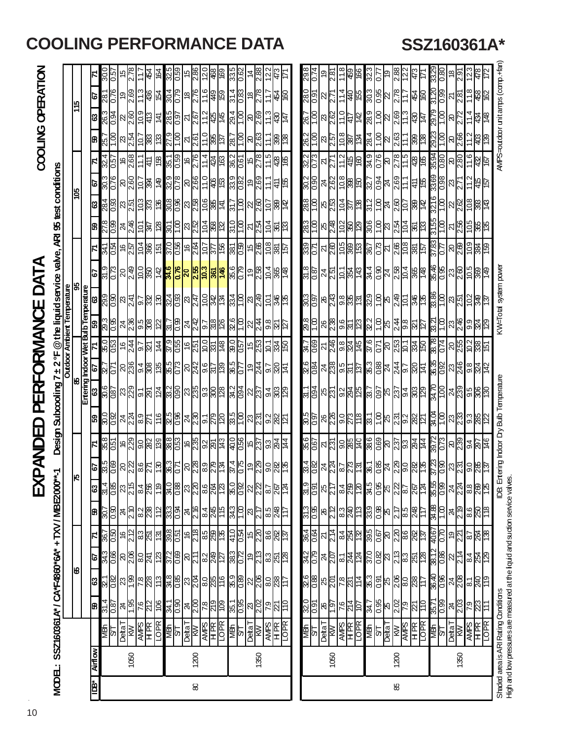# COOLING PERFORMANCE DATA

## SSZ160361A*

# EXPANDED PERFORMANCE DATA

**COOLING OPERATION**

**MODEL: SSZ160361A* / CA*F4860*6A* + TXV / MBE2000**-1** Design Subcooling 7 ± 2 °F @ the liquid service valve, ARI 95 test conditions

| IDB* | Airflow | | Outdoor Ambient Temperature | | | | | | | | | | | | | | | | | | | | | | | |
|---|---|---|---|---|---|---|---|---|---|---|---|---|---|---|---|---|---|---|---|---|---|---|---|---|---|---|
| | | | 65 | | | | 75 | | | | 85 | | | | 95 | | | | 105 | | | | 115 | | | |
| | | | Entering Indoor Wet Bulb Temperature | | | | | | | | | | | | | | | | | | | | | | | |
| | | | 59 | 63 | 67 | 71 | 59 | 63 | 67 | 71 | 59 | 63 | 67 | 71 | 59 | 63 | 67 | 71 | 59 | 63 | 67 | 71 | 59 | 63 | 67 | 71 |
| 80 | 1050 | MBh | 31.4 | 32.1 | 34.3 | 36.7 | 30.7 | 31.4 | 33.5 | 35.8 | 30.0 | 30.6 | 32.7 | 35.0 | 29.3 | 29.9 | 31.9 | 34.1 | 27.8 | 28.4 | 30.3 | 32.4 | 25.7 | 26.3 | 28.1 | 30.0 |
| | | S/T | 0.87 | 0.82 | 0.66 | 0.50 | 0.90 | 0.85 | 0.69 | 0.51 | 0.92 | 0.87 | 0.71 | 0.53 | 0.95 | 0.90 | 0.73 | 0.54 | 0.99 | 0.93 | 0.76 | 0.57 | 1.00 | 0.94 | 0.76 | 0.57 |
| | | Delta T | 24 | 23 | 20 | 16 | 24 | 23 | 20 | 16 | 24 | 23 | 20 | 16 | 24 | 23 | 20 | 16 | 24 | 23 | 20 | 16 | 23 | 22 | 19 | 15 |
| | | KW | 1.95 | 1.99 | 2.06 | 2.12 | 2.10 | 2.15 | 2.22 | 2.29 | 2.24 | 2.29 | 2.36 | 2.44 | 2.36 | 2.41 | 2.49 | 2.57 | 2.46 | 2.51 | 2.60 | 2.68 | 2.54 | 2.60 | 2.69 | 2.78 |
| | | AMPS | 7.6 | 7.8 | 8.0 | 8.3 | 8.2 | 8.4 | 8.6 | 9.0 | 8.9 | 9.1 | 9.4 | 9.7 | 9.5 | 9.7 | 10.0 | 10.4 | 10.1 | 10.3 | 10.7 | 11.1 | 10.7 | 10.9 | 11.3 | 11.7 |
| | | HI PR | 212 | 228 | 241 | 251 | 238 | 256 | 271 | 282 | 271 | 291 | 308 | 321 | 308 | 332 | 350 | 366 | 347 | 373 | 394 | 411 | 383 | 413 | 436 | 454 |
| | | LO PR | 106 | 113 | 123 | 131 | 112 | 119 | 130 | 139 | 116 | 124 | 135 | 144 | 122 | 130 | 142 | 151 | 128 | 136 | 149 | 158 | 133 | 141 | 154 | 164 |
| | 1200 | MBh | 34.1 | 34.8 | 37.2 | 39.8 | 33.3 | 34.0 | 36.3 | 38.8 | 32.5 | 33.2 | 35.5 | 37.9 | 31.7 | 32.4 | 34.6 | 37.0 | 30.1 | 30.8 | 32.9 | 35.1 | 27.9 | 28.5 | 30.4 | 32.5 |
| | | S/T | 0.90 | 0.85 | 0.69 | 0.51 | 0.94 | 0.88 | 0.71 | 0.53 | 0.96 | 0.90 | 0.73 | 0.55 | 0.99 | 0.93 | 0.76 | 0.56 | 1.00 | 0.96 | 0.78 | 0.59 | 1.00 | 0.97 | 0.79 | 0.59 |
| | | Delta T | 24 | 23 | 20 | 16 | 24 | 23 | 20 | 16 | 24 | 23 | 20 | 16 | 24 | 23 | 20 | 16 | 23 | 23 | 20 | 16 | 21 | 21 | 18 | 15 |
| | | KW | 2.00 | 2.04 | 2.11 | 2.18 | 2.16 | 2.20 | 2.28 | 2.35 | 2.30 | 2.35 | 2.42 | 2.51 | 2.42 | 2.47 | 2.55 | 2.64 | 2.52 | 2.58 | 2.66 | 2.76 | 2.61 | 2.67 | 2.76 | 2.86 |
| | | AMPS | 7.8 | 8.0 | 8.2 | 8.5 | 8.4 | 8.6 | 8.9 | 9.2 | 9.1 | 9.3 | 9.6 | 10.0 | 9.7 | 10.0 | 10.3 | 10.7 | 10.4 | 10.6 | 11.0 | 11.4 | 11.0 | 11.2 | 11.6 | 12.0 |
| | | HI PR | 219 | 235 | 249 | 259 | 245 | 264 | 279 | 291 | 279 | 300 | 317 | 331 | 318 | 342 | 361 | 377 | 358 | 385 | 406 | 424 | 395 | 425 | 449 | 468 |
| | | LO PR | 109 | 116 | 127 | 135 | 115 | 123 | 134 | 143 | 120 | 128 | 139 | 148 | 126 | 134 | 146 | 156 | 132 | 141 | 153 | 163 | 137 | 145 | 159 | 169 |
| | 1350 | MBh | 35.1 | 35.9 | 38.3 | 41.0 | 34.3 | 35.0 | 37.4 | 40.0 | 33.5 | 34.2 | 36.5 | 39.0 | 32.6 | 33.4 | 35.6 | 38.1 | 31.0 | 31.7 | 33.9 | 36.2 | 28.7 | 29.4 | 31.4 | 33.5 |
| | | S/T | 0.95 | 0.89 | 0.72 | 0.54 | 1.00 | 0.92 | 0.75 | 0.56 | 1.00 | 0.94 | 0.77 | 0.57 | 1.00 | 1.00 | 0.79 | 0.59 | 1.00 | 1.00 | 0.82 | 0.61 | 1.00 | 1.00 | 0.83 | 0.62 |
| | | Delta T | 23 | 22 | 19 | 15 | 23 | 22 | 19 | 15 | 23 | 22 | 19 | 15 | 22 | 22 | 19 | 15 | 21 | 21 | 19 | 15 | 20 | 20 | 18 | 14 |
| | | KW | 2.02 | 2.06 | 2.13 | 2.20 | 2.17 | 2.22 | 2.29 | 2.37 | 2.31 | 2.37 | 2.44 | 2.53 | 2.44 | 2.49 | 2.58 | 2.66 | 2.54 | 2.60 | 2.69 | 2.78 | 2.63 | 2.69 | 2.78 | 2.88 |
| | | AMPS | 7.9 | 8.0 | 8.3 | 8.6 | 8.5 | 8.7 | 9.0 | 9.3 | 9.2 | 9.4 | 9.7 | 10.1 | 9.8 | 10.1 | 10.4 | 10.8 | 10.4 | 10.7 | 11.1 | 11.5 | 11.1 | 11.3 | 11.7 | 12.2 |
| | | HI PR | 221 | 238 | 251 | 262 | 248 | 267 | 282 | 294 | 282 | 303 | 320 | 334 | 321 | 346 | 365 | 381 | 361 | 389 | 411 | 428 | 399 | 430 | 454 | 473 |
| | | LO PR | 110 | 117 | 128 | 137 | 117 | 124 | 135 | 144 | 121 | 129 | 141 | 150 | 127 | 135 | 148 | 157 | 133 | 142 | 155 | 165 | 138 | 147 | 160 | 171 |
| 85 | 1050 | MBh | 32.0 | 32.6 | 34.2 | 36.4 | 31.3 | 31.9 | 33.4 | 35.6 | 30.5 | 31.1 | 32.6 | 34.7 | 29.8 | 30.3 | 31.8 | 33.9 | 28.3 | 28.8 | 30.2 | 32.2 | 26.2 | 26.7 | 28.0 | 29.8 |
| | | S/T | 0.91 | 0.88 | 0.79 | 0.64 | 0.95 | 0.91 | 0.82 | 0.67 | 0.97 | 0.94 | 0.84 | 0.69 | 1.00 | 0.97 | 0.87 | 0.71 | 1.00 | 1.00 | 0.90 | 0.73 | 1.00 | 1.00 | 0.91 | 0.74 |
| | | Delta T | 26 | 25 | 24 | 21 | 26 | 25 | 24 | 21 | 26 | 25 | 24 | 21 | 26 | 26 | 24 | 21 | 25 | 25 | 24 | 21 | 23 | 23 | 22 | 19 |
| | | KW | 1.97 | 2.01 | 2.07 | 2.14 | 2.12 | 2.17 | 2.24 | 2.31 | 2.26 | 2.31 | 2.38 | 2.46 | 2.38 | 2.43 | 2.51 | 2.60 | 2.48 | 2.53 | 2.62 | 2.71 | 2.57 | 2.62 | 2.71 | 2.81 |
| | | AMPS | 7.6 | 7.8 | 8.1 | 8.4 | 8.3 | 8.4 | 8.7 | 9.0 | 9.0 | 9.2 | 9.5 | 9.8 | 9.6 | 9.8 | 10.1 | 10.5 | 10.2 | 10.4 | 10.8 | 11.2 | 10.8 | 11.0 | 11.4 | 11.8 |
| | | HI PR | 214 | 231 | 244 | 254 | 240 | 259 | 273 | 285 | 273 | 294 | 311 | 324 | 311 | 335 | 354 | 369 | 350 | 377 | 398 | 415 | 387 | 417 | 440 | 459 |
| | | LO PR | 107 | 114 | 124 | 132 | 113 | 120 | 131 | 140 | 118 | 125 | 137 | 145 | 123 | 131 | 143 | 153 | 129 | 138 | 150 | 160 | 134 | 142 | 155 | 166 |
| | 1200 | MBh | 34.7 | 35.3 | 37.0 | 39.5 | 33.9 | 34.5 | 36.1 | 38.6 | 33.1 | 33.7 | 35.3 | 37.6 | 32.2 | 32.9 | 34.4 | 36.7 | 30.6 | 31.2 | 32.7 | 34.9 | 28.4 | 28.9 | 30.3 | 32.3 |
| | | S/T | 0.95 | 0.91 | 0.82 | 0.67 | 0.98 | 0.95 | 0.85 | 0.69 | 1.00 | 0.97 | 0.88 | 0.71 | 1.00 | 1.00 | 0.90 | 0.73 | 1.00 | 1.00 | 0.94 | 0.76 | 1.00 | 1.00 | 0.95 | 0.77 |
| | | Delta T | 25 | 25 | 23 | 20 | 25 | 25 | 24 | 20 | 25 | 25 | 24 | 20 | 25 | 25 | 24 | 21 | 23 | 24 | 24 | 20 | 22 | 22 | 22 | 19 |
| | | KW | 2.02 | 2.06 | 2.13 | 2.20 | 2.17 | 2.22 | 2.29 | 2.37 | 2.31 | 2.37 | 2.44 | 2.53 | 2.44 | 2.49 | 2.58 | 2.66 | 2.54 | 2.60 | 2.69 | 2.78 | 2.63 | 2.69 | 2.78 | 2.88 |
| | | AMPS | 7.9 | 8.0 | 8.3 | 8.6 | 8.5 | 8.7 | 9.0 | 9.3 | 9.2 | 9.4 | 9.7 | 10.1 | 9.8 | 10.1 | 10.4 | 10.8 | 10.4 | 10.7 | 11.1 | 11.5 | 11.1 | 11.3 | 11.7 | 12.2 |
| | | HI PR | 221 | 238 | 251 | 262 | 248 | 267 | 282 | 294 | 282 | 303 | 320 | 334 | 321 | 346 | 365 | 381 | 361 | 389 | 411 | 428 | 399 | 430 | 454 | 473 |
| | | LO PR | 110 | 117 | 128 | 137 | 117 | 124 | 135 | 144 | 121 | 129 | 141 | 150 | 127 | 135 | 148 | 157 | 133 | 142 | 155 | 165 | 138 | 147 | 160 | 171 |
| | 1350 | MBh | 35.71 | 36.40 | 38.12 | 40.67 | 34.88 | 35.55 | 37.23 | 39.72 | 34.04 | 34.70 | 36.35 | 38.78 | 33.21 | 33.86 | 35.46 | 37.83 | 31.55 | 32.16 | 33.69 | 35.94 | 29.23 | 29.79 | 31.20 | 33.29 |
| | | S/T | 0.99 | 0.96 | 0.86 | 0.70 | 1.00 | 0.99 | 0.90 | 0.73 | 1.00 | 1.00 | 0.92 | 0.74 | 1.00 | 1.00 | 0.95 | 0.77 | 1.00 | 1.00 | 0.98 | 0.80 | 1.00 | 1.00 | 0.99 | 0.80 |
| | | Delta T | 24 | 24 | 22 | 19 | 24 | 24 | 23 | 20 | 23 | 24 | 23 | 20 | 23 | 23 | 23 | 20 | 21 | 22 | 23 | 20 | 20 | 20 | 21 | 18 |
| | | KW | 2.03 | 2.08 | 2.14 | 2.21 | 2.19 | 2.24 | 2.31 | 2.39 | 2.33 | 2.39 | 2.46 | 2.55 | 2.46 | 2.51 | 2.60 | 2.69 | 2.56 | 2.62 | 2.71 | 2.80 | 2.66 | 2.72 | 2.81 | 2.91 |
| | | AMPS | 7.9 | 8.1 | 8.4 | 8.7 | 8.6 | 8.8 | 9.0 | 9.4 | 9.3 | 9.5 | 9.8 | 10.2 | 9.9 | 10.2 | 10.5 | 10.9 | 10.5 | 10.8 | 11.2 | 11.6 | 11.2 | 11.4 | 11.8 | 12.3 |
| | | HI PR | 223 | 240 | 254 | 264 | 250 | 269 | 285 | 297 | 285 | 306 | 324 | 338 | 324 | 349 | 369 | 384 | 365 | 393 | 415 | 432 | 403 | 434 | 458 | 478 |
| | | LO PR | 111 | 119 | 129 | 138 | 118 | 125 | 137 | 146 | 122 | 130 | 142 | 151 | 129 | 137 | 149 | 159 | 135 | 143 | 157 | 167 | 139 | 148 | 162 | 172 |

Shaded area is ARI Rating Conditions
High and low pressures are measured at the liquid and suction service valves.

IDB: Entering Indoor Dry Bulb Temperature

KW=Total system power

AMPS=outdoor unit amps (comp.+fan)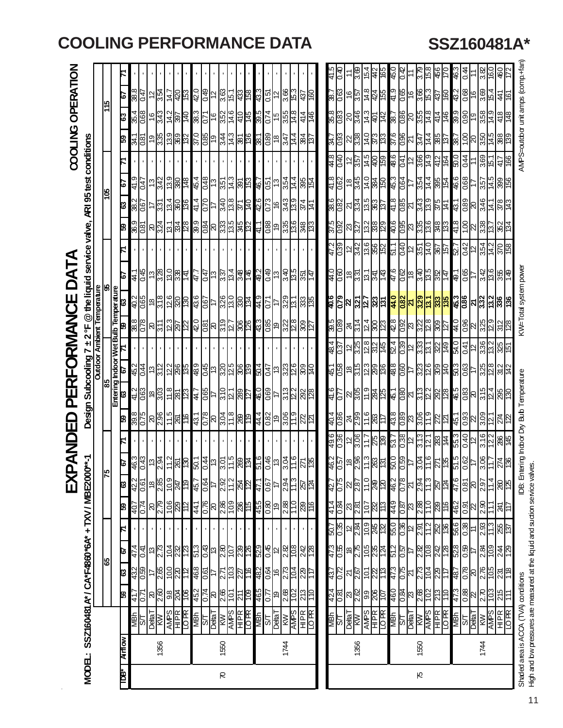# COOLING PERFORMANCE DATA

## SSZ160481A*

# EXPANDED PERFORMANCE DATA

### COOLING OPERATION

MODEL: SSZ160481A* / CA*F4860*6A* + TXV / MBE2000**-1

Design Subcooling 7 ± 2 °F @ the liquid service valve, ARI 95 test conditions

| IDB* | Airflow | | Outdoor Ambient Temperature | | | | | | | | | | | | | | | | | | | | | | | |
|---|---|---|---|---|---|---|---|---|---|---|---|---|---|---|---|---|---|---|---|---|---|---|---|---|---|---|
| | | | 65 | | | | 75 | | | | 85 | | | | 95 | | | | 105 | | | | 115 | | | |
| | | | Entering Indoor Wet Bulb Temperature | | | | | | | | | | | | | | | | | | | | | | | |
| | | | 59 | 63 | 67 | 71 | 59 | 63 | 67 | 71 | 59 | 63 | 67 | 71 | 59 | 63 | 67 | 71 | 59 | 63 | 67 | 71 | 59 | 63 | 67 | 71 |
| 70 | 1356 | MBh | 41.7 | 43.2 | 47.4 | - | 40.7 | 42.2 | 46.3 | - | 39.8 | 41.2 | 45.2 | - | 38.8 | 40.2 | 44.1 | - | 36.9 | 38.2 | 41.9 | - | 34.1 | 35.4 | 38.8 | - |
| | | S/T | 0.71 | 0.59 | 0.41 | - | 0.74 | 0.61 | 0.43 | - | 0.75 | 0.63 | 0.44 | - | 0.78 | 0.65 | 0.45 | - | 0.81 | 0.67 | 0.47 | - | 0.81 | 0.68 | 0.47 | - |
| | | Delta T | 20 | 17 | 13 | - | 20 | 18 | 13 | - | 20 | 18 | 13 | - | 20 | 18 | 13 | - | 20 | 17 | 13 | - | 19 | 16 | 12 | - |
| | | KW | 2.60 | 2.65 | 2.73 | - | 2.79 | 2.85 | 2.94 | - | 2.96 | 3.03 | 3.12 | - | 3.11 | 3.18 | 3.28 | - | 3.24 | 3.31 | 3.42 | - | 3.35 | 3.43 | 3.54 | - |
| | | AMPS | 9.8 | 10.0 | 10.4 | - | 10.6 | 10.9 | 11.2 | - | 11.5 | 11.8 | 12.2 | - | 12.3 | 12.6 | 13.0 | - | 13.1 | 13.4 | 13.9 | - | 13.9 | 14.2 | 14.7 | - |
| | | HI PR | 204 | 220 | 232 | - | 229 | 247 | 261 | - | 261 | 281 | 296 | - | 297 | 320 | 338 | - | 334 | 360 | 380 | - | 369 | 397 | 420 | - |
| | | LO PR | 106 | 112 | 123 | - | 112 | 119 | 130 | - | 116 | 123 | 135 | - | 122 | 130 | 141 | - | 128 | 136 | 148 | - | 132 | 140 | 153 | - |
| | 1550 | MBh | 45.2 | 46.8 | 51.3 | - | 44.1 | 45.7 | 50.1 | - | 43.1 | 44.7 | 48.9 | - | 42.0 | 43.6 | 47.7 | - | 39.9 | 41.4 | 45.4 | - | 37.0 | 38.3 | 42.0 | - |
| | | S/T | 0.74 | 0.61 | 0.43 | - | 0.76 | 0.64 | 0.44 | - | 0.78 | 0.65 | 0.45 | - | 0.81 | 0.67 | 0.47 | - | 0.84 | 0.70 | 0.48 | - | 0.85 | 0.71 | 0.49 | - |
| | | Delta T | 20 | 17 | 13 | - | 20 | 17 | 13 | - | 20 | 17 | 13 | - | 20 | 17 | 13 | - | 20 | 17 | 13 | - | 19 | 16 | 12 | - |
| | | KW | 2.66 | 2.71 | 2.80 | - | 2.86 | 2.92 | 3.01 | - | 3.04 | 3.10 | 3.20 | - | 3.19 | 3.26 | 3.37 | - | 3.33 | 3.40 | 3.51 | - | 3.44 | 3.52 | 3.63 | - |
| | | AMPS | 10.1 | 10.3 | 10.7 | - | 10.9 | 11.2 | 11.5 | - | 11.8 | 12.1 | 12.5 | - | 12.7 | 13.0 | 13.4 | - | 13.5 | 13.8 | 14.3 | - | 14.3 | 14.6 | 15.1 | - |
| | | HI PR | 211 | 227 | 239 | - | 236 | 254 | 269 | - | 269 | 289 | 306 | - | 306 | 330 | 348 | - | 345 | 371 | 391 | - | 381 | 410 | 433 | - |
| | | LO PR | 109 | 116 | 126 | - | 115 | 122 | 134 | - | 119 | 127 | 139 | - | 126 | 134 | 146 | - | 132 | 140 | 153 | - | 136 | 145 | 158 | - |
| | 1744 | MBh | 46.5 | 48.2 | 52.9 | - | 45.5 | 47.1 | 51.6 | - | 44.4 | 46.0 | 50.4 | - | 43.3 | 44.9 | 49.2 | - | 41.1 | 42.6 | 46.7 | - | 38.1 | 39.5 | 43.3 | - |
| | | S/T | 0.77 | 0.64 | 0.45 | - | 0.80 | 0.67 | 0.46 | - | 0.82 | 0.69 | 0.47 | - | 0.85 | 0.71 | 0.49 | - | 0.88 | 0.73 | 0.51 | - | 0.89 | 0.74 | 0.51 | - |
| | | Delta T | 19 | 16 | 12 | - | 19 | 17 | 13 | - | 19 | 17 | 13 | - | 19 | 17 | 13 | - | 19 | 16 | 13 | - | 18 | 15 | 12 | - |
| | | KW | 2.68 | 2.73 | 2.82 | - | 2.88 | 2.94 | 3.04 | - | 3.06 | 3.13 | 3.23 | - | 3.22 | 3.29 | 3.40 | - | 3.35 | 3.43 | 3.54 | - | 3.47 | 3.55 | 3.66 | - |
| | | AMPS | 10.2 | 10.4 | 10.8 | - | 11.0 | 11.3 | 11.6 | - | 11.9 | 12.2 | 12.6 | - | 12.8 | 13.1 | 13.5 | - | 13.6 | 13.9 | 14.4 | - | 14.4 | 14.8 | 15.3 | - |
| | | HI PR | 213 | 229 | 242 | - | 239 | 257 | 271 | - | 272 | 292 | 309 | - | 309 | 333 | 351 | - | 348 | 374 | 395 | - | 384 | 414 | 437 | - |
| | | LO PR | 110 | 117 | 128 | - | 116 | 124 | 135 | - | 121 | 128 | 140 | - | 127 | 135 | 147 | - | 133 | 141 | 154 | - | 137 | 146 | 160 | - |
| 75 | 1356 | MBh | 42.4 | 43.7 | 47.3 | 50.7 | 41.4 | 42.7 | 46.2 | 49.6 | 40.4 | 41.6 | 45.1 | 48.4 | 39.5 | 40.6 | 44.0 | 47.2 | 37.5 | 38.6 | 41.8 | 44.8 | 34.7 | 35.8 | 38.7 | 41.5 |
| | | S/T | 0.81 | 0.72 | 0.55 | 0.35 | 0.84 | 0.75 | 0.57 | 0.36 | 0.86 | 0.77 | 0.58 | 0.37 | 0.89 | 0.79 | 0.60 | 0.39 | 0.92 | 0.82 | 0.62 | 0.40 | 0.93 | 0.83 | 0.63 | 0.40 |
| | | Delta T | 23 | 21 | 18 | 12 | 23 | 22 | 18 | 12 | 24 | 22 | 18 | 12 | 24 | 22 | 18 | 12 | 23 | 21 | 18 | 12 | 22 | 20 | 16 | 11 |
| | | KW | 2.62 | 2.67 | 2.75 | 2.84 | 2.81 | 2.87 | 2.96 | 3.06 | 2.99 | 3.05 | 3.15 | 3.25 | 3.14 | 3.21 | 3.31 | 3.42 | 3.27 | 3.34 | 3.45 | 3.57 | 3.38 | 3.46 | 3.57 | 3.69 |
| | | AMPS | 9.9 | 10.1 | 10.5 | 10.9 | 10.7 | 11.0 | 11.3 | 11.7 | 11.6 | 11.9 | 12.3 | 12.8 | 12.4 | 12.7 | 13.1 | 13.6 | 13.2 | 13.5 | 14.0 | 14.5 | 14.0 | 14.3 | 14.8 | 15.4 |
| | | HI PR | 206 | 222 | 235 | 245 | 232 | 249 | 263 | 275 | 263 | 284 | 299 | 312 | 300 | 323 | 341 | 356 | 338 | 363 | 384 | 400 | 373 | 401 | 424 | 442 |
| | | LO PR | 107 | 113 | 124 | 132 | 113 | 120 | 131 | 139 | 117 | 125 | 136 | 145 | 123 | 131 | 143 | 152 | 129 | 137 | 150 | 159 | 133 | 142 | 155 | 165 |
| | 1550 | MBh | 46.0 | 47.3 | 51.2 | 55.0 | 44.9 | 46.2 | 50.0 | 53.7 | 43.8 | 45.1 | 48.8 | 52.4 | 42.8 | 44.0 | 47.6 | 51.1 | 40.6 | 41.8 | 45.3 | 48.6 | 37.6 | 38.7 | 41.9 | 45.0 |
| | | S/T | 0.84 | 0.75 | 0.57 | 0.36 | 0.87 | 0.78 | 0.59 | 0.38 | 0.89 | 0.80 | 0.60 | 0.39 | 0.92 | 0.82 | 0.62 | 0.40 | 0.95 | 0.85 | 0.64 | 0.41 | 0.96 | 0.86 | 0.65 | 0.42 |
| | | Delta T | 23 | 21 | 17 | 12 | 23 | 21 | 17 | 12 | 23 | 21 | 17 | 12 | 23 | 21 | 18 | 12 | 23 | 21 | 17 | 12 | 21 | 20 | 16 | 11 |
| | | KW | 2.68 | 2.73 | 2.82 | 2.91 | 2.88 | 2.94 | 3.04 | 3.13 | 3.06 | 3.13 | 3.23 | 3.33 | 3.22 | 3.29 | 3.40 | 3.51 | 3.35 | 3.43 | 3.54 | 3.66 | 3.47 | 3.55 | 3.66 | 3.79 |
| | | AMPS | 10.2 | 10.4 | 10.8 | 11.2 | 11.0 | 11.3 | 11.6 | 12.1 | 11.9 | 12.2 | 12.6 | 13.1 | 12.8 | 13.1 | 13.5 | 14.0 | 13.6 | 13.9 | 14.4 | 14.9 | 14.4 | 14.8 | 15.3 | 15.8 |
| | | HI PR | 213 | 229 | 242 | 252 | 239 | 257 | 271 | 283 | 272 | 292 | 309 | 322 | 309 | 333 | 352 | 367 | 348 | 375 | 395 | 412 | 385 | 414 | 437 | 456 |
| | | LO PR | 110 | 117 | 128 | 136 | 116 | 124 | 135 | 144 | 121 | 128 | 140 | 149 | 127 | 135 | 147 | 157 | 133 | 141 | 154 | 164 | 137 | 146 | 160 | 170 |
| | 1744 | MBh | 47.3 | 48.7 | 52.8 | 56.6 | 46.2 | 47.6 | 51.5 | 55.3 | 45.1 | 46.5 | 50.3 | 54.0 | 44.0 | 45.3 | 49.1 | 52.7 | 41.8 | 43.1 | 46.6 | 50.0 | 38.7 | 39.9 | 43.2 | 46.3 |
| | | S/T | 0.88 | 0.78 | 0.59 | 0.38 | 0.91 | 0.81 | 0.62 | 0.40 | 0.93 | 0.83 | 0.63 | 0.41 | 0.96 | 0.86 | 0.65 | 0.42 | 1.00 | 0.89 | 0.68 | 0.44 | 1.00 | 0.90 | 0.68 | 0.44 |
| | | Delta T | 22 | 20 | 17 | 11 | 22 | 20 | 17 | 12 | 22 | 20 | 17 | 12 | 22 | 21 | 17 | 12 | 22 | 20 | 17 | 11 | 20 | 19 | 16 | 11 |
| | | KW | 2.70 | 2.76 | 2.84 | 2.93 | 2.90 | 2.97 | 3.06 | 3.16 | 3.09 | 3.15 | 3.25 | 3.36 | 3.25 | 3.32 | 3.42 | 3.54 | 3.38 | 3.46 | 3.57 | 3.69 | 3.50 | 3.58 | 3.69 | 3.82 |
| | | AMPS | 10.3 | 10.5 | 10.9 | 11.3 | 11.1 | 11.4 | 11.7 | 12.2 | 12.1 | 12.4 | 12.8 | 13.2 | 12.9 | 13.2 | 13.6 | 14.2 | 13.7 | 14.1 | 14.5 | 15.1 | 14.5 | 14.9 | 15.4 | 16.0 |
| | | HI PR | 215 | 231 | 244 | 255 | 241 | 260 | 274 | 286 | 274 | 295 | 312 | 325 | 312 | 336 | 355 | 370 | 352 | 378 | 399 | 417 | 388 | 418 | 441 | 460 |
| | | LO PR | 111 | 118 | 129 | 137 | 117 | 125 | 136 | 145 | 122 | 130 | 142 | 151 | 128 | 136 | 149 | 158 | 134 | 143 | 156 | 166 | 139 | 148 | 161 | 172 |

Shaded area is ACCA (TVA) conditions

High and low pressures are measured at the liquid and suction service valves.

IDB: Entering Indoor Dry Bulb Temperature

KW=Total system power

AMPS=outdoor unit amps (comp.+fan)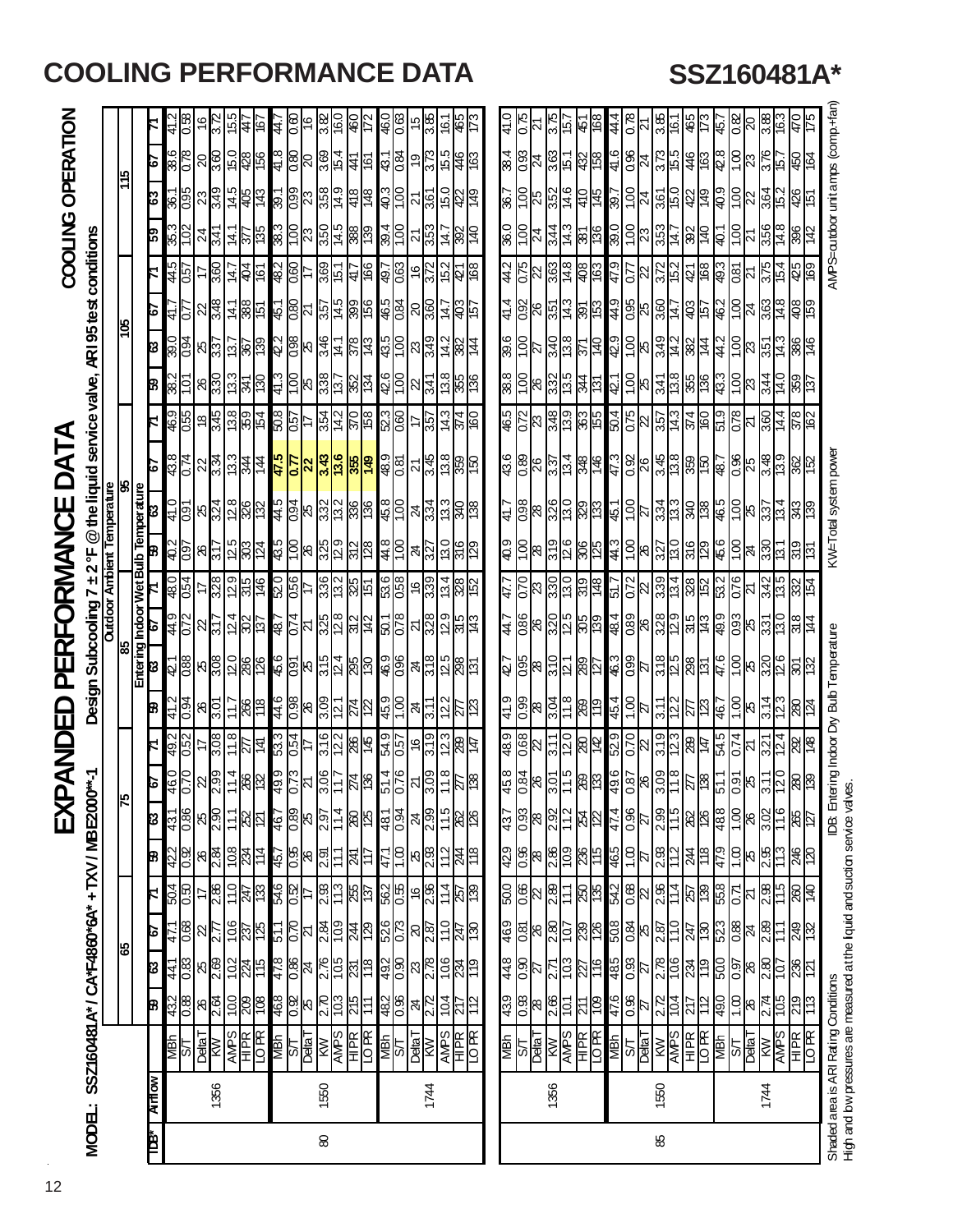# COOLING PERFORMANCE DATA

## SSZ160481A*

# EXPANDED PERFORMANCE DATA

**MODEL: SSZ160481A* / CA*F4860*6A* + TXV / MBE2000**-1**

**COOLING OPERATION**

**Design Subcooling 7 ± 2 °F @ the liquid service valve, ARI 95 test conditions**

| | | | Outdoor Ambient Temperature | | | | | | | | | | | | | | | | | | | | | |
|---|---|---|---|---|---|---|---|---|---|---|---|---|---|---|---|---|---|---|---|---|---|---|---|---|
| | | | 65 | | | | 75 | | | | 85 | | | | 95 | | | | 105 | | | | 115 | | | |
| | | | Entering Indoor Wet Bulb Temperature | | | | | | | | | | | | | | | | | | | | | |
| IDB* | Airflow | | 59 | 63 | 67 | 71 | 59 | 63 | 67 | 71 | 59 | 63 | 67 | 71 | 59 | 63 | 67 | 71 | 59 | 63 | 67 | 71 | 59 | 63 | 67 | 71 |
| 80 | 1356 | MBh | 43.2 | 44.1 | 47.1 | 50.4 | 42.2 | 43.1 | 46.0 | 49.2 | 41.2 | 42.1 | 44.9 | 48.0 | 40.2 | 41.0 | 43.8 | 46.9 | 38.2 | 39.0 | 41.7 | 44.5 | 35.3 | 36.1 | 38.6 | 41.2 |
| | | S/T | 0.88 | 0.83 | 0.68 | 0.50 | 0.92 | 0.86 | 0.70 | 0.52 | 0.94 | 0.88 | 0.72 | 0.54 | 0.97 | 0.91 | 0.74 | 0.55 | 1.01 | 0.94 | 0.77 | 0.57 | 1.02 | 0.95 | 0.78 | 0.58 |
| | | Delta T | 26 | 25 | 22 | 17 | 26 | 25 | 22 | 17 | 26 | 25 | 22 | 17 | 26 | 25 | 22 | 18 | 26 | 25 | 22 | 17 | 24 | 23 | 20 | 16 |
| | | KW | 2.64 | 2.69 | 2.77 | 2.86 | 2.84 | 2.90 | 2.99 | 3.08 | 3.01 | 3.08 | 3.17 | 3.28 | 3.17 | 3.24 | 3.34 | 3.45 | 3.30 | 3.37 | 3.48 | 3.60 | 3.41 | 3.49 | 3.60 | 3.72 |
| | | AMPS | 10.0 | 10.2 | 10.6 | 11.0 | 10.8 | 11.1 | 11.4 | 11.8 | 11.7 | 12.0 | 12.4 | 12.9 | 12.5 | 12.8 | 13.3 | 13.8 | 13.3 | 13.7 | 14.1 | 14.7 | 14.1 | 14.5 | 15.0 | 15.5 |
| | | HI PR | 209 | 224 | 237 | 247 | 234 | 252 | 266 | 277 | 266 | 286 | 302 | 315 | 303 | 326 | 344 | 359 | 341 | 367 | 388 | 404 | 377 | 405 | 428 | 447 |
| | | LO PR | 108 | 115 | 125 | 133 | 114 | 121 | 132 | 141 | 118 | 126 | 137 | 146 | 124 | 132 | 144 | 154 | 130 | 139 | 151 | 161 | 135 | 143 | 156 | 167 |
| | 1550 | MBh | 46.8 | 47.8 | 51.1 | 54.6 | 45.7 | 46.7 | 49.9 | 53.3 | 44.6 | 45.6 | 48.7 | 52.0 | 43.5 | 44.5 | 47.5 | 50.8 | 41.3 | 42.2 | 45.1 | 48.2 | 38.3 | 39.1 | 41.8 | 44.7 |
| | | S/T | 0.92 | 0.86 | 0.70 | 0.52 | 0.95 | 0.89 | 0.73 | 0.54 | 0.98 | 0.91 | 0.74 | 0.56 | 1.00 | 0.94 | 0.77 | 0.57 | 1.00 | 0.98 | 0.80 | 0.60 | 1.00 | 0.99 | 0.80 | 0.60 |
| | | Delta T | 25 | 24 | 21 | 17 | 26 | 25 | 21 | 17 | 26 | 25 | 21 | 17 | 26 | 25 | 22 | 17 | 25 | 25 | 21 | 17 | 23 | 23 | 20 | 16 |
| | | KW | 2.70 | 2.76 | 2.84 | 2.93 | 2.91 | 2.97 | 3.06 | 3.16 | 3.09 | 3.15 | 3.25 | 3.36 | 3.25 | 3.32 | 3.43 | 3.54 | 3.38 | 3.46 | 3.57 | 3.69 | 3.50 | 3.58 | 3.69 | 3.82 |
| | | AMPS | 10.3 | 10.5 | 10.9 | 11.3 | 11.1 | 11.4 | 11.7 | 12.2 | 12.1 | 12.4 | 12.8 | 13.2 | 12.9 | 13.2 | 13.6 | 14.2 | 13.7 | 14.1 | 14.5 | 15.1 | 14.5 | 14.9 | 15.4 | 16.0 |
| | | HI PR | 215 | 231 | 244 | 255 | 241 | 260 | 274 | 286 | 274 | 295 | 312 | 325 | 312 | 336 | 355 | 370 | 352 | 378 | 399 | 417 | 388 | 418 | 441 | 460 |
| | | LO PR | 111 | 118 | 129 | 137 | 117 | 125 | 136 | 145 | 122 | 130 | 142 | 151 | 128 | 136 | 149 | 158 | 134 | 143 | 156 | 166 | 139 | 148 | 161 | 172 |
| | 1744 | MBh | 48.2 | 49.2 | 52.6 | 56.2 | 47.1 | 48.1 | 51.4 | 54.9 | 45.9 | 46.9 | 50.1 | 53.6 | 44.8 | 45.8 | 48.9 | 52.3 | 42.6 | 43.5 | 46.5 | 49.7 | 39.4 | 40.3 | 43.1 | 46.0 |
| | | S/T | 0.96 | 0.90 | 0.73 | 0.55 | 1.00 | 0.94 | 0.76 | 0.57 | 1.00 | 0.96 | 0.78 | 0.58 | 1.00 | 1.00 | 0.81 | 0.60 | 1.00 | 1.00 | 0.84 | 0.63 | 1.00 | 1.00 | 0.84 | 0.63 |
| | | Delta T | 24 | 23 | 20 | 16 | 25 | 24 | 21 | 16 | 24 | 24 | 21 | 16 | 24 | 24 | 21 | 17 | 22 | 23 | 20 | 16 | 21 | 21 | 19 | 15 |
| | | KW | 2.72 | 2.78 | 2.87 | 2.96 | 2.93 | 2.99 | 3.09 | 3.19 | 3.11 | 3.18 | 3.28 | 3.39 | 3.27 | 3.34 | 3.45 | 3.57 | 3.41 | 3.49 | 3.60 | 3.72 | 3.53 | 3.61 | 3.73 | 3.85 |
| | | AMPS | 10.4 | 10.6 | 11.0 | 11.4 | 11.2 | 11.5 | 11.8 | 12.3 | 12.2 | 12.5 | 12.9 | 13.4 | 13.0 | 13.3 | 13.8 | 14.3 | 13.8 | 14.2 | 14.7 | 15.2 | 14.7 | 15.0 | 15.5 | 16.1 |
| | | HI PR | 217 | 234 | 247 | 257 | 244 | 262 | 277 | 289 | 277 | 298 | 315 | 328 | 316 | 340 | 359 | 374 | 355 | 382 | 403 | 421 | 392 | 422 | 446 | 465 |
| | | LO PR | 112 | 119 | 130 | 139 | 118 | 126 | 138 | 147 | 123 | 131 | 143 | 152 | 129 | 138 | 150 | 160 | 136 | 144 | 157 | 168 | 140 | 149 | 163 | 173 |
| 85 | 1356 | MBh | 43.9 | 44.8 | 46.9 | 50.0 | 42.9 | 43.7 | 45.8 | 48.9 | 41.9 | 42.7 | 44.7 | 47.7 | 40.9 | 41.7 | 43.6 | 46.5 | 38.8 | 39.6 | 41.4 | 44.2 | 36.0 | 36.7 | 38.4 | 41.0 |
| | | S/T | 0.93 | 0.90 | 0.81 | 0.66 | 0.96 | 0.93 | 0.84 | 0.68 | 0.99 | 0.95 | 0.86 | 0.70 | 1.00 | 0.98 | 0.89 | 0.72 | 1.00 | 1.00 | 0.92 | 0.75 | 1.00 | 1.00 | 0.93 | 0.75 |
| | | Delta T | 28 | 27 | 26 | 22 | 28 | 28 | 26 | 22 | 28 | 28 | 26 | 23 | 28 | 28 | 26 | 23 | 26 | 27 | 26 | 22 | 24 | 25 | 24 | 21 |
| | | KW | 2.66 | 2.71 | 2.80 | 2.89 | 2.86 | 2.92 | 3.01 | 3.11 | 3.04 | 3.10 | 3.20 | 3.30 | 3.19 | 3.26 | 3.37 | 3.48 | 3.32 | 3.40 | 3.51 | 3.63 | 3.44 | 3.52 | 3.63 | 3.75 |
| | | AMPS | 10.1 | 10.3 | 10.7 | 11.1 | 10.9 | 11.2 | 11.5 | 12.0 | 11.8 | 12.1 | 12.5 | 13.0 | 12.6 | 13.0 | 13.4 | 13.9 | 13.5 | 13.8 | 14.3 | 14.8 | 14.3 | 14.6 | 15.1 | 15.7 |
| | | HI PR | 211 | 227 | 239 | 250 | 236 | 254 | 269 | 280 | 269 | 289 | 305 | 319 | 306 | 329 | 348 | 363 | 344 | 371 | 391 | 408 | 381 | 410 | 432 | 451 |
| | | LO PR | 109 | 116 | 126 | 135 | 115 | 122 | 133 | 142 | 119 | 127 | 139 | 148 | 125 | 133 | 146 | 155 | 131 | 140 | 153 | 163 | 136 | 145 | 158 | 168 |
| | 1550 | MBh | 47.6 | 48.5 | 50.8 | 54.2 | 46.5 | 47.4 | 49.6 | 52.9 | 45.4 | 46.3 | 48.4 | 51.7 | 44.3 | 45.1 | 47.3 | 50.4 | 42.1 | 42.9 | 44.9 | 47.9 | 39.0 | 39.7 | 41.6 | 44.4 |
| | | S/T | 0.96 | 0.93 | 0.84 | 0.68 | 1.00 | 0.96 | 0.87 | 0.70 | 1.00 | 0.99 | 0.89 | 0.72 | 1.00 | 1.00 | 0.92 | 0.75 | 1.00 | 1.00 | 0.95 | 0.77 | 1.00 | 1.00 | 0.96 | 0.78 |
| | | Delta T | 27 | 27 | 25 | 22 | 27 | 27 | 26 | 22 | 27 | 27 | 26 | 22 | 26 | 27 | 26 | 22 | 25 | 25 | 25 | 22 | 23 | 24 | 24 | 21 |
| | | KW | 2.72 | 2.78 | 2.87 | 2.96 | 2.93 | 2.99 | 3.09 | 3.19 | 3.11 | 3.18 | 3.28 | 3.39 | 3.27 | 3.34 | 3.45 | 3.57 | 3.41 | 3.49 | 3.60 | 3.72 | 3.53 | 3.61 | 3.73 | 3.85 |
| | | AMPS | 10.4 | 10.6 | 11.0 | 11.4 | 11.2 | 11.5 | 11.8 | 12.3 | 12.2 | 12.5 | 12.9 | 13.4 | 13.0 | 13.3 | 13.8 | 14.3 | 13.8 | 14.2 | 14.7 | 15.2 | 14.7 | 15.0 | 15.5 | 16.1 |
| | | HI PR | 217 | 234 | 247 | 257 | 244 | 262 | 277 | 289 | 277 | 298 | 315 | 328 | 316 | 340 | 359 | 374 | 355 | 382 | 403 | 421 | 392 | 422 | 446 | 465 |
| | | LO PR | 112 | 119 | 130 | 139 | 118 | 126 | 138 | 147 | 123 | 131 | 143 | 152 | 129 | 138 | 150 | 160 | 136 | 144 | 157 | 168 | 140 | 149 | 163 | 173 |
| | 1744 | MBh | 49.0 | 50.0 | 52.3 | 55.8 | 47.9 | 48.8 | 51.1 | 54.5 | 46.7 | 47.6 | 49.9 | 53.2 | 45.6 | 46.5 | 48.7 | 51.9 | 43.3 | 44.2 | 46.2 | 49.3 | 40.1 | 40.9 | 42.8 | 45.7 |
| | | S/T | 1.00 | 0.97 | 0.88 | 0.71 | 1.00 | 1.00 | 0.91 | 0.74 | 1.00 | 1.00 | 0.93 | 0.76 | 1.00 | 1.00 | 0.96 | 0.78 | 1.00 | 1.00 | 1.00 | 0.81 | 1.00 | 1.00 | 1.00 | 0.82 |
| | | Delta T | 26 | 26 | 24 | 21 | 25 | 26 | 25 | 21 | 25 | 25 | 25 | 21 | 24 | 25 | 25 | 21 | 23 | 23 | 24 | 21 | 21 | 22 | 23 | 20 |
| | | KW | 2.74 | 2.80 | 2.89 | 2.98 | 2.95 | 3.02 | 3.11 | 3.21 | 3.14 | 3.20 | 3.31 | 3.42 | 3.30 | 3.37 | 3.48 | 3.60 | 3.44 | 3.51 | 3.63 | 3.75 | 3.56 | 3.64 | 3.76 | 3.88 |
| | | AMPS | 10.5 | 10.7 | 11.1 | 11.5 | 11.3 | 11.6 | 12.0 | 12.4 | 12.3 | 12.6 | 13.0 | 13.5 | 13.1 | 13.4 | 13.9 | 14.4 | 14.0 | 14.3 | 14.8 | 15.4 | 14.8 | 15.2 | 15.7 | 16.3 |
| | | HI PR | 219 | 236 | 249 | 260 | 246 | 265 | 280 | 292 | 280 | 301 | 318 | 332 | 319 | 343 | 362 | 378 | 359 | 386 | 408 | 425 | 396 | 426 | 450 | 470 |
| | | LO PR | 113 | 121 | 132 | 140 | 120 | 127 | 139 | 148 | 124 | 132 | 144 | 154 | 131 | 139 | 152 | 162 | 137 | 146 | 159 | 169 | 142 | 151 | 164 | 175 |

Shaded area is ARI Rating Conditions
High and low pressures are measured at the liquid and suction service valves.

IDB: Entering Indoor Dry Bulb Temperature

KW=Total system power

AMPS=outdoor unit amps (comp.+fan)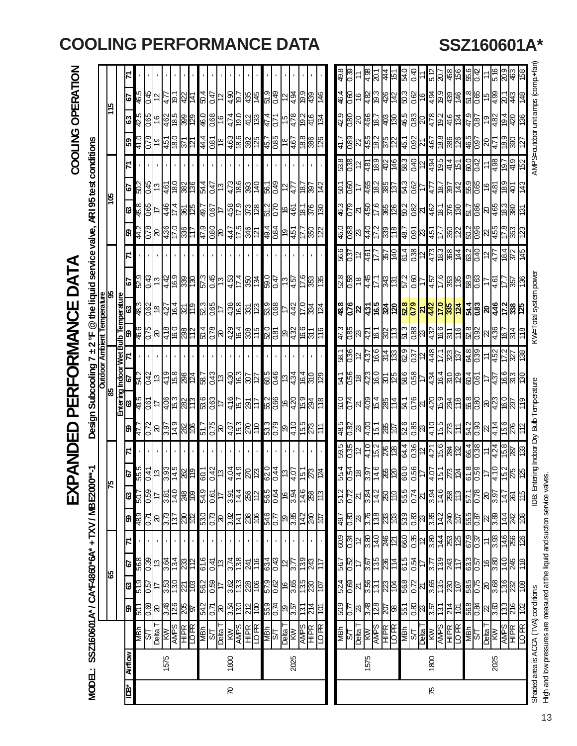# COOLING PERFORMANCE DATA

# SSZ160601A*

## EXPANDED PERFORMANCE DATA

**COOLING OPERATION**

**MODEL: SSZ160601A* / CA*F4860*6A* + TXV / MBE2000**-1**

**Design Subcooling 7 ± 2 °F @ the liquid service valve, ARI 95 test conditions**

| IDB* | Airflow | | Outdoor Ambient Temperature | | | | | | | | | | | | | | | | | | | | | | | |
|---|---|---|---|---|---|---|---|---|---|---|---|---|---|---|---|---|---|---|---|---|---|---|---|---|---|---|
| | | | 65 | | | | 75 | | | | 85 | | | | 95 | | | | 105 | | | | 115 | | | |
| | | | Entering Indoor Wet Bulb Temperature | | | | | | | | | | | | | | | | | | | | | | | |
| | | | 59 | 63 | 67 | 71 | 59 | 63 | 67 | 71 | 59 | 63 | 67 | 71 | 59 | 63 | 67 | 71 | 59 | 63 | 67 | 71 | 59 | 63 | 67 | 71 |
| 70 | 1575 | MBh | 50.1 | 51.9 | 56.8 | - | 48.9 | 50.7 | 55.5 | - | 47.7 | 49.5 | 54.2 | - | 46.6 | 48.3 | 52.9 | - | 44.2 | 45.8 | 50.2 | - | 41.0 | 42.5 | 46.5 | - |
| | | S/T | 0.68 | 0.57 | 0.39 | - | 0.71 | 0.59 | 0.41 | - | 0.72 | 0.61 | 0.42 | - | 0.75 | 0.62 | 0.43 | - | 0.78 | 0.65 | 0.45 | - | 0.78 | 0.65 | 0.45 | - |
| | | Delta T | 20 | 17 | 13 | - | 20 | 17 | 13 | - | 20 | 17 | 13 | - | 20 | 18 | 13 | - | 20 | 17 | 13 | - | 19 | 16 | 12 | - |
| | | KW | 3.46 | 3.53 | 3.64 | - | 3.73 | 3.81 | 3.93 | - | 3.97 | 4.06 | 4.19 | - | 4.18 | 4.27 | 4.42 | - | 4.36 | 4.46 | 4.61 | - | 4.51 | 4.62 | 4.77 | - |
| | | AMPS | 12.6 | 13.0 | 13.4 | - | 13.7 | 14.0 | 14.5 | - | 14.9 | 15.3 | 15.8 | - | 16.0 | 16.4 | 16.9 | - | 17.0 | 17.4 | 18.0 | - | 18.0 | 18.5 | 19.1 | - |
| | | HI PR | 205 | 221 | 233 | - | 230 | 248 | 262 | - | 262 | 282 | 298 | - | 298 | 321 | 339 | - | 336 | 361 | 382 | - | 371 | 399 | 422 | - |
| | | LO PR | 97 | 103 | 112 | - | 102 | 109 | 119 | - | 106 | 113 | 124 | - | 112 | 119 | 130 | - | 117 | 125 | 136 | - | 121 | 129 | 141 | - |
| | 1800 | MBh | 54.2 | 56.2 | 61.6 | - | 53.0 | 54.9 | 60.1 | - | 51.7 | 53.6 | 58.7 | - | 50.4 | 52.3 | 57.3 | - | 47.9 | 49.7 | 54.4 | - | 44.4 | 46.0 | 50.4 | - |
| | | S/T | 0.71 | 0.59 | 0.41 | - | 0.73 | 0.61 | 0.42 | - | 0.75 | 0.63 | 0.43 | - | 0.78 | 0.65 | 0.45 | - | 0.80 | 0.67 | 0.47 | - | 0.81 | 0.68 | 0.47 | - |
| | | Delta T | 20 | 17 | 13 | - | 20 | 17 | 13 | - | 20 | 17 | 13 | - | 20 | 17 | 13 | - | 20 | 17 | 13 | - | 18 | 16 | 12 | - |
| | | KW | 3.54 | 3.62 | 3.74 | - | 3.82 | 3.91 | 4.04 | - | 4.07 | 4.16 | 4.30 | - | 4.29 | 4.38 | 4.53 | - | 4.47 | 4.58 | 4.73 | - | 4.63 | 4.74 | 4.90 | - |
| | | AMPS | 13.0 | 13.3 | 13.8 | - | 14.1 | 14.4 | 14.9 | - | 15.3 | 15.7 | 16.3 | - | 16.4 | 16.8 | 17.4 | - | 17.5 | 17.9 | 18.6 | - | 18.6 | 19.0 | 19.7 | - |
| | | HI PR | 212 | 228 | 241 | - | 238 | 256 | 270 | - | 270 | 291 | 307 | - | 308 | 331 | 350 | - | 346 | 373 | 393 | - | 382 | 412 | 435 | - |
| | | LO PR | 100 | 106 | 116 | - | 106 | 112 | 123 | - | 110 | 117 | 127 | - | 115 | 123 | 134 | - | 121 | 128 | 140 | - | 125 | 133 | 145 | - |
| | 2025 | MBh | 55.9 | 57.9 | 63.4 | - | 54.6 | 56.5 | 62.0 | - | 53.3 | 55.2 | 60.5 | - | 52.0 | 53.9 | 59.0 | - | 49.4 | 51.2 | 56.1 | - | 45.7 | 47.4 | 51.9 | - |
| | | S/T | 0.74 | 0.62 | 0.43 | - | 0.77 | 0.64 | 0.44 | - | 0.79 | 0.66 | 0.46 | - | 0.81 | 0.68 | 0.47 | - | 0.84 | 0.70 | 0.49 | - | 0.85 | 0.71 | 0.49 | - |
| | | Delta T | 19 | 16 | 12 | - | 19 | 16 | 13 | - | 19 | 16 | 13 | - | 19 | 17 | 13 | - | 19 | 16 | 12 | - | 18 | 15 | 12 | - |
| | | KW | 3.57 | 3.65 | 3.77 | - | 3.85 | 3.94 | 4.07 | - | 4.10 | 4.20 | 4.34 | - | 4.32 | 4.42 | 4.57 | - | 4.51 | 4.61 | 4.77 | - | 4.67 | 4.78 | 4.94 | - |
| | | AMPS | 13.1 | 13.5 | 13.9 | - | 14.2 | 14.6 | 15.1 | - | 15.5 | 15.9 | 16.4 | - | 16.6 | 17.0 | 17.6 | - | 17.7 | 18.1 | 18.7 | - | 18.8 | 19.2 | 19.9 | - |
| | | HI PR | 214 | 230 | 243 | - | 240 | 258 | 273 | - | 273 | 294 | 310 | - | 311 | 334 | 353 | - | 350 | 376 | 397 | - | 386 | 416 | 439 | - |
| | | LO PR | 101 | 107 | 117 | - | 107 | 113 | 124 | - | 111 | 118 | 129 | - | 116 | 124 | 135 | - | 122 | 130 | 142 | - | 126 | 134 | 146 | - |
| 75 | 1575 | MBh | 50.9 | 52.4 | 56.7 | 60.9 | 49.7 | 51.2 | 55.4 | 59.5 | 48.5 | 50.0 | 54.1 | 58.1 | 47.3 | **48.8** | 52.8 | 56.6 | 45.0 | 46.3 | 50.1 | 53.8 | 41.7 | 42.9 | 46.4 | 49.8 |
| | | S/T | 0.77 | 0.69 | 0.52 | 0.34 | 0.80 | 0.72 | 0.54 | 0.35 | 0.82 | 0.74 | 0.56 | 0.36 | 0.85 | **0.76** | 0.58 | 0.37 | 0.88 | 0.79 | 0.60 | 0.38 | 0.89 | 0.80 | 0.60 | 0.39 |
| | | Delta T | 23 | 21 | 17 | 12 | 23 | 21 | 18 | 12 | 23 | 21 | 18 | 12 | 23 | **22** | 18 | 12 | 23 | 21 | 17 | 12 | 22 | 20 | 16 | 11 |
| | | KW | 3.48 | 3.56 | 3.67 | 3.80 | 3.76 | 3.84 | 3.97 | 4.10 | 4.00 | 4.09 | 4.23 | 4.37 | 4.21 | **4.31** | 4.45 | 4.61 | 4.40 | 4.50 | 4.65 | 4.81 | 4.55 | 4.66 | 4.82 | 4.98 |
| | | AMPS | 12.8 | 13.1 | 13.5 | 14.0 | 13.8 | 14.2 | 14.6 | 15.2 | 15.1 | 15.4 | 16.0 | 16.6 | 16.1 | **16.5** | 17.1 | 17.7 | 17.2 | 17.6 | 18.2 | 18.9 | 18.2 | 18.7 | 19.3 | 20.1 |
| | | HI PR | 207 | 223 | 236 | 246 | 233 | 250 | 265 | 276 | 265 | 285 | 301 | 314 | 302 | **324** | 343 | 357 | 339 | 365 | 385 | 402 | 375 | 403 | 426 | 444 |
| | | LO PR | 98 | 104 | 114 | 121 | 103 | 110 | 120 | 128 | 107 | 114 | 125 | 133 | 113 | **120** | 131 | 140 | 118 | 126 | 137 | 146 | 122 | 130 | 142 | 151 |
| | 1800 | MBh | 55.1 | 56.8 | 61.5 | 66.0 | 53.9 | 55.5 | 60.0 | 64.4 | 52.6 | 54.1 | 58.6 | 62.9 | 51.3 | **52.8** | 57.2 | 61.4 | 48.7 | 50.2 | 54.3 | 58.3 | 45.1 | 46.5 | 50.3 | 54.0 |
| | | S/T | 0.80 | 0.72 | 0.54 | 0.35 | 0.83 | 0.74 | 0.56 | 0.36 | 0.85 | 0.76 | 0.58 | 0.37 | 0.88 | **0.79** | 0.60 | 0.38 | 0.91 | 0.82 | 0.62 | 0.40 | 0.92 | 0.83 | 0.62 | 0.40 |
| | | Delta T | 23 | 21 | 17 | 12 | 23 | 21 | 17 | 12 | 23 | 21 | 17 | 12 | 23 | **21** | 17 | 12 | 23 | 21 | 17 | 12 | 21 | 20 | 16 | 11 |
| | | KW | 3.57 | 3.65 | 3.77 | 3.89 | 3.85 | 3.94 | 4.07 | 4.21 | 4.10 | 4.20 | 4.34 | 4.48 | 4.32 | **4.42** | 4.57 | 4.73 | 4.51 | 4.62 | 4.77 | 4.94 | 4.67 | 4.78 | 4.94 | 5.12 |
| | | AMPS | 13.1 | 13.5 | 13.9 | 14.4 | 14.2 | 14.6 | 15.1 | 15.6 | 15.5 | 15.9 | 16.4 | 17.1 | 16.6 | **17.0** | 17.6 | 18.3 | 17.7 | 18.1 | 18.7 | 19.5 | 18.8 | 19.2 | 19.9 | 20.7 |
| | | HI PR | 214 | 230 | 243 | 253 | 240 | 258 | 273 | 284 | 273 | 294 | 310 | 323 | 311 | **335** | 353 | 368 | 350 | 376 | 397 | 414 | 386 | 416 | 439 | 458 |
| | | LO PR | 101 | 107 | 117 | 125 | 107 | 113 | 124 | 132 | 111 | 118 | 129 | 137 | 116 | **124** | 135 | 144 | 122 | 130 | 142 | 151 | 126 | 134 | 146 | 156 |
| | 2025 | MBh | 56.8 | 58.5 | 63.3 | 67.9 | 55.5 | 57.1 | 61.8 | 66.4 | 54.2 | 55.8 | 60.4 | 64.8 | 52.8 | **54.4** | 58.9 | 63.2 | 50.2 | 51.7 | 55.9 | 60.0 | 46.5 | 47.9 | 51.8 | 55.6 |
| | | S/T | 0.84 | 0.75 | 0.57 | 0.37 | 0.87 | 0.78 | 0.59 | 0.38 | 0.90 | 0.80 | 0.61 | 0.39 | 0.92 | **0.83** | 0.63 | 0.40 | 0.96 | 0.86 | 0.65 | 0.42 | 0.97 | 0.87 | 0.65 | 0.42 |
| | | Delta T | 22 | 20 | 16 | 11 | 22 | 20 | 17 | 11 | 22 | 20 | 17 | 11 | 22 | **20** | 17 | 12 | 22 | 20 | 16 | 11 | 20 | 19 | 15 | 11 |
| | | KW | 3.60 | 3.68 | 3.80 | 3.93 | 3.89 | 3.97 | 4.10 | 4.24 | 4.14 | 4.23 | 4.37 | 4.52 | 4.36 | **4.46** | 4.61 | 4.77 | 4.55 | 4.65 | 4.81 | 4.98 | 4.71 | 4.82 | 4.99 | 5.16 |
| | | AMPS | 13.3 | 13.6 | 14.0 | 14.6 | 14.4 | 14.7 | 15.2 | 15.8 | 15.6 | 16.0 | 16.6 | 17.2 | 16.7 | **17.2** | 17.7 | 18.4 | 17.8 | 18.3 | 18.9 | 19.7 | 18.9 | 19.4 | 20.1 | 20.9 |
| | | HI PR | 216 | 232 | 245 | 256 | 242 | 261 | 275 | 287 | 276 | 297 | 313 | 327 | 314 | **338** | 357 | 372 | 353 | 380 | 401 | 419 | 390 | 420 | 443 | 463 |
| | | LO PR | 102 | 108 | 118 | 126 | 108 | 115 | 125 | 133 | 112 | 119 | 130 | 138 | 118 | **125** | 136 | 145 | 123 | 131 | 143 | 152 | 127 | 136 | 148 | 158 |

Shaded area is ACCA (TVA) conditions

High and low pressures are measured at the liquid and suction service valves.

IDB: Entering Indoor Dry Bulb Temperature

KW=Total system power

AMPS=outdoor unit amps (comp.+fan)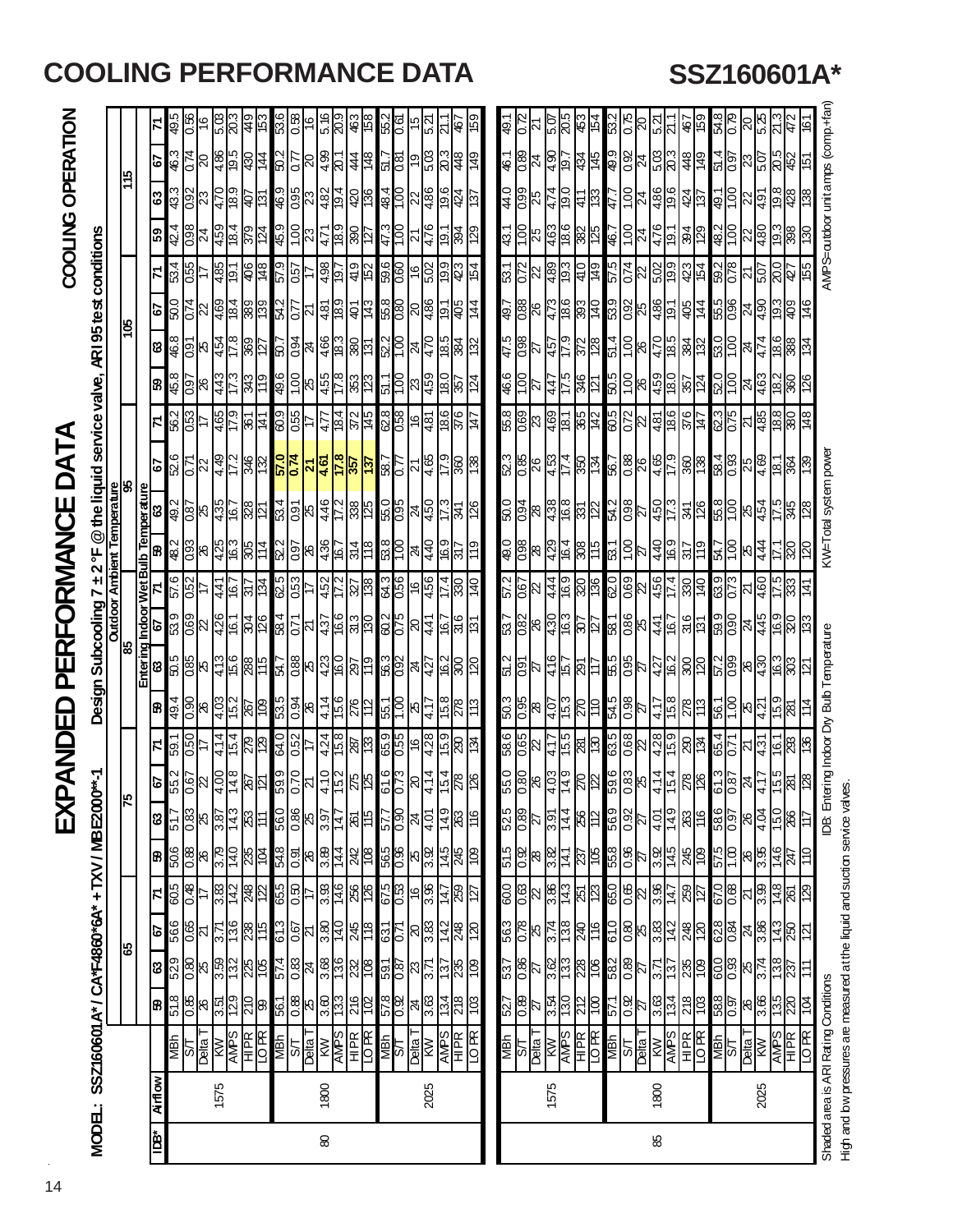# EXPANDED PERFORMANCE DATA

## COOLING PERFORMANCE DATA — SSZ160601A*

**MODEL: SSZ160601A\* / CA\*F4860\*6A\* + TXV / MBE2000\*\*-1**

**COOLING OPERATION**

**Design Subcooling 7 ± 2 °F @ the liquid service valve, ARI 95 test conditions**

| | | | Outdoor Ambient Temperature | | | | | | | | | | | | | | | | | | | | | | | |
|---|---|---|---|---|---|---|---|---|---|---|---|---|---|---|---|---|---|---|---|---|---|---|---|---|---|---|
| | | | 65 | | | | 75 | | | | 85 | | | | 95 | | | | 105 | | | | 115 | | | |
| | | | Entering Indoor Wet Bulb Temperature | | | | | | | | | | | | | | | | | | | | | | | |
| IDB* | Airflow | | 59 | 63 | 67 | 71 | 59 | 63 | 67 | 71 | 59 | 63 | 67 | 71 | 59 | 63 | 67 | 71 | 59 | 63 | 67 | 71 | 59 | 63 | 67 | 71 |
| 80 | 1575 | MBh | 51.8 | 52.9 | 56.6 | 60.5 | 50.6 | 51.7 | 55.2 | 59.1 | 49.4 | 50.5 | 53.9 | 57.6 | 48.2 | 49.2 | 52.6 | 56.2 | 45.8 | 46.8 | 50.0 | 53.4 | 42.4 | 43.3 | 46.3 | 49.5 |
| | | S/T | 0.85 | 0.80 | 0.65 | 0.48 | 0.88 | 0.83 | 0.67 | 0.50 | 0.90 | 0.85 | 0.69 | 0.52 | 0.93 | 0.87 | 0.71 | 0.53 | 0.97 | 0.91 | 0.74 | 0.55 | 0.98 | 0.92 | 0.74 | 0.56 |
| | | Delta T | 26 | 25 | 21 | 17 | 26 | 25 | 22 | 17 | 26 | 25 | 22 | 17 | 26 | 25 | 22 | 17 | 26 | 25 | 22 | 17 | 24 | 23 | 20 | 16 |
| | | KW | 3.51 | 3.59 | 3.71 | 3.83 | 3.79 | 3.87 | 4.00 | 4.14 | 4.03 | 4.13 | 4.26 | 4.41 | 4.25 | 4.35 | 4.49 | 4.65 | 4.43 | 4.54 | 4.69 | 4.85 | 4.59 | 4.70 | 4.86 | 5.03 |
| | | AMPS | 12.9 | 13.2 | 13.6 | 14.2 | 14.0 | 14.3 | 14.8 | 15.4 | 15.2 | 15.6 | 16.1 | 16.7 | 16.3 | 16.7 | 17.2 | 17.9 | 17.3 | 17.8 | 18.4 | 19.1 | 18.4 | 18.9 | 19.5 | 20.3 |
| | | HI PR | 210 | 225 | 238 | 248 | 235 | 253 | 267 | 279 | 267 | 288 | 304 | 317 | 305 | 328 | 346 | 361 | 343 | 369 | 389 | 406 | 379 | 407 | 430 | 449 |
| | | LO PR | 99 | 105 | 115 | 122 | 104 | 111 | 121 | 129 | 109 | 115 | 126 | 134 | 114 | 121 | 132 | 141 | 119 | 127 | 139 | 148 | 124 | 131 | 144 | 153 |
| | 1800 | MBh | 56.1 | 57.4 | 61.3 | 65.5 | 54.8 | 56.0 | 59.9 | 64.0 | 53.5 | 54.7 | 58.4 | 62.5 | 52.2 | 53.4 | **57.0** | 60.9 | 49.6 | 50.7 | 54.2 | 57.9 | 45.9 | 46.9 | 50.2 | 53.6 |
| | | S/T | 0.88 | 0.83 | 0.67 | 0.50 | 0.91 | 0.86 | 0.70 | 0.52 | 0.94 | 0.88 | 0.71 | 0.53 | 0.97 | 0.91 | **0.74** | 0.55 | 1.00 | 0.94 | 0.77 | 0.57 | 1.00 | 0.95 | 0.77 | 0.58 |
| | | Delta T | 25 | 24 | 21 | 17 | 26 | 25 | 21 | 17 | 26 | 25 | 21 | 17 | 26 | 25 | **21** | 17 | 25 | 24 | 21 | 17 | 23 | 23 | 20 | 16 |
| | | KW | 3.60 | 3.68 | 3.80 | 3.93 | 3.89 | 3.97 | 4.10 | 4.24 | 4.14 | 4.23 | 4.37 | 4.52 | 4.36 | 4.46 | **4.61** | 4.77 | 4.55 | 4.66 | 4.81 | 4.98 | 4.71 | 4.82 | 4.99 | 5.16 |
| | | AMPS | 13.3 | 13.6 | 14.0 | 14.6 | 14.4 | 14.7 | 15.2 | 15.8 | 15.6 | 16.0 | 16.6 | 17.2 | 16.7 | 17.2 | **17.8** | 18.4 | 17.8 | 18.3 | 18.9 | 19.7 | 18.9 | 19.4 | 20.1 | 20.9 |
| | | HI PR | 216 | 232 | 245 | 256 | 242 | 261 | 275 | 287 | 276 | 297 | 313 | 327 | 314 | 338 | **357** | 372 | 353 | 380 | 401 | 419 | 390 | 420 | 444 | 463 |
| | | LO PR | 102 | 108 | 118 | 126 | 108 | 115 | 125 | 133 | 112 | 119 | 130 | 138 | 118 | 125 | **137** | 145 | 123 | 131 | 143 | 152 | 127 | 136 | 148 | 158 |
| | 2025 | MBh | 57.8 | 59.1 | 63.1 | 67.5 | 56.5 | 57.7 | 61.6 | 65.9 | 55.1 | 56.3 | 60.2 | 64.3 | 53.8 | 55.0 | 58.7 | 62.8 | 51.1 | 52.2 | 55.8 | 59.6 | 47.3 | 48.4 | 51.7 | 55.2 |
| | | S/T | 0.92 | 0.87 | 0.71 | 0.53 | 0.96 | 0.90 | 0.73 | 0.55 | 1.00 | 0.92 | 0.75 | 0.56 | 1.00 | 0.95 | 0.77 | 0.58 | 1.00 | 1.00 | 0.80 | 0.60 | 1.00 | 1.00 | 0.81 | 0.61 |
| | | Delta T | 24 | 23 | 20 | 16 | 25 | 24 | 20 | 16 | 25 | 24 | 20 | 16 | 24 | 24 | 21 | 16 | 23 | 24 | 20 | 16 | 21 | 22 | 19 | 15 |
| | | KW | 3.63 | 3.71 | 3.83 | 3.96 | 3.92 | 4.01 | 4.14 | 4.28 | 4.17 | 4.27 | 4.41 | 4.56 | 4.40 | 4.50 | 4.65 | 4.81 | 4.59 | 4.70 | 4.86 | 5.02 | 4.76 | 4.86 | 5.03 | 5.21 |
| | | AMPS | 13.4 | 13.7 | 14.2 | 14.7 | 14.5 | 14.9 | 15.4 | 15.9 | 15.8 | 16.2 | 16.7 | 17.4 | 16.9 | 17.3 | 17.9 | 18.6 | 18.0 | 18.5 | 19.1 | 19.9 | 19.1 | 19.6 | 20.3 | 21.1 |
| | | HI PR | 218 | 235 | 248 | 259 | 245 | 263 | 278 | 290 | 278 | 300 | 316 | 330 | 317 | 341 | 360 | 376 | 357 | 384 | 405 | 423 | 394 | 424 | 448 | 467 |
| | | LO PR | 103 | 109 | 120 | 127 | 109 | 116 | 126 | 134 | 113 | 120 | 131 | 140 | 119 | 126 | 138 | 147 | 124 | 132 | 144 | 154 | 129 | 137 | 149 | 159 |
| 85 | 1575 | MBh | 52.7 | 53.7 | 56.3 | 60.0 | 51.5 | 52.5 | 55.0 | 58.6 | 50.3 | 51.2 | 53.7 | 57.2 | 49.0 | 50.0 | 52.3 | 55.8 | 46.6 | 47.5 | 49.7 | 53.1 | 43.1 | 44.0 | 46.1 | 49.1 |
| | | S/T | 0.89 | 0.86 | 0.78 | 0.63 | 0.92 | 0.89 | 0.80 | 0.65 | 0.95 | 0.91 | 0.82 | 0.67 | 0.98 | 0.94 | 0.85 | 0.69 | 1.00 | 0.98 | 0.88 | 0.72 | 1.00 | 0.99 | 0.89 | 0.72 |
| | | Delta T | 27 | 27 | 25 | 22 | 28 | 27 | 26 | 22 | 28 | 27 | 26 | 22 | 28 | 28 | 26 | 22 | 27 | 27 | 26 | 22 | 25 | 25 | 24 | 21 |
| | | KW | 3.54 | 3.62 | 3.74 | 3.86 | 3.82 | 3.91 | 4.03 | 4.17 | 4.07 | 4.16 | 4.30 | 4.44 | 4.29 | 4.38 | 4.53 | 4.69 | 4.47 | 4.57 | 4.73 | 4.89 | 4.63 | 4.74 | 4.90 | 5.07 |
| | | AMPS | 13.0 | 13.3 | 13.8 | 14.3 | 14.1 | 14.4 | 14.9 | 15.5 | 15.3 | 15.7 | 16.3 | 16.9 | 16.4 | 16.8 | 17.4 | 18.1 | 17.5 | 17.9 | 18.6 | 19.3 | 18.6 | 19.0 | 19.7 | 20.5 |
| | | HI PR | 212 | 228 | 240 | 251 | 237 | 256 | 270 | 281 | 270 | 291 | 307 | 320 | 308 | 331 | 350 | 365 | 346 | 372 | 393 | 410 | 382 | 411 | 434 | 453 |
| | | LO PR | 100 | 106 | 116 | 123 | 105 | 112 | 122 | 130 | 110 | 117 | 127 | 136 | 115 | 122 | 134 | 142 | 121 | 128 | 140 | 149 | 125 | 133 | 145 | 154 |
| | 1800 | MBh | 57.1 | 58.2 | 61.0 | 65.0 | 55.8 | 56.9 | 59.6 | 63.5 | 54.5 | 55.5 | 58.1 | 62.0 | 53.1 | 54.2 | 56.7 | 60.5 | 50.5 | 51.4 | 53.9 | 57.5 | 46.7 | 47.7 | 49.9 | 53.2 |
| | | S/T | 0.92 | 0.89 | 0.80 | 0.65 | 0.96 | 0.92 | 0.83 | 0.68 | 0.98 | 0.95 | 0.86 | 0.69 | 1.00 | 0.98 | 0.88 | 0.72 | 1.00 | 1.00 | 0.92 | 0.74 | 1.00 | 1.00 | 0.92 | 0.75 |
| | | Delta T | 27 | 27 | 25 | 22 | 27 | 27 | 25 | 22 | 27 | 27 | 25 | 22 | 27 | 27 | 26 | 22 | 26 | 26 | 25 | 22 | 24 | 24 | 24 | 20 |
| | | KW | 3.63 | 3.71 | 3.83 | 3.96 | 3.92 | 4.01 | 4.14 | 4.28 | 4.17 | 4.27 | 4.41 | 4.56 | 4.40 | 4.50 | 4.65 | 4.81 | 4.59 | 4.70 | 4.86 | 5.02 | 4.76 | 4.86 | 5.03 | 5.21 |
| | | AMPS | 13.4 | 13.7 | 14.2 | 14.7 | 14.5 | 14.9 | 15.4 | 15.9 | 15.8 | 16.2 | 16.7 | 17.4 | 16.9 | 17.3 | 17.9 | 18.6 | 18.0 | 18.5 | 19.1 | 19.9 | 19.1 | 19.6 | 20.3 | 21.1 |
| | | HI PR | 218 | 235 | 248 | 259 | 245 | 263 | 278 | 290 | 278 | 300 | 316 | 330 | 317 | 341 | 360 | 376 | 357 | 384 | 405 | 423 | 394 | 424 | 448 | 467 |
| | | LO PR | 103 | 109 | 120 | 127 | 109 | 116 | 126 | 134 | 113 | 120 | 131 | 140 | 119 | 126 | 138 | 147 | 124 | 132 | 144 | 154 | 129 | 137 | 149 | 159 |
| | 2025 | MBh | 58.8 | 60.0 | 62.8 | 67.0 | 57.5 | 58.6 | 61.3 | 65.4 | 56.1 | 57.2 | 59.9 | 63.9 | 54.7 | 55.8 | 58.4 | 62.3 | 52.0 | 53.0 | 55.5 | 59.2 | 48.2 | 49.1 | 51.4 | 54.8 |
| | | S/T | 0.97 | 0.93 | 0.84 | 0.68 | 1.00 | 0.97 | 0.87 | 0.71 | 1.00 | 0.99 | 0.90 | 0.73 | 1.00 | 1.00 | 0.93 | 0.75 | 1.00 | 1.00 | 0.96 | 0.78 | 1.00 | 1.00 | 0.97 | 0.79 |
| | | Delta T | 26 | 25 | 24 | 21 | 26 | 26 | 24 | 21 | 25 | 26 | 24 | 21 | 25 | 25 | 25 | 21 | 24 | 24 | 24 | 21 | 22 | 22 | 23 | 20 |
| | | KW | 3.66 | 3.74 | 3.86 | 3.99 | 3.95 | 4.04 | 4.17 | 4.31 | 4.21 | 4.30 | 4.45 | 4.60 | 4.44 | 4.54 | 4.69 | 4.85 | 4.63 | 4.74 | 4.90 | 5.07 | 4.80 | 4.91 | 5.07 | 5.25 |
| | | AMPS | 13.5 | 13.8 | 14.3 | 14.8 | 14.6 | 15.0 | 15.5 | 16.1 | 15.9 | 16.3 | 16.9 | 17.5 | 17.1 | 17.5 | 18.1 | 18.8 | 18.2 | 18.6 | 19.3 | 20.0 | 19.3 | 19.8 | 20.5 | 21.3 |
| | | HI PR | 220 | 237 | 250 | 261 | 247 | 266 | 281 | 293 | 281 | 303 | 320 | 333 | 320 | 345 | 364 | 380 | 360 | 388 | 409 | 427 | 398 | 428 | 452 | 472 |
| | | LO PR | 104 | 111 | 121 | 129 | 110 | 117 | 128 | 136 | 114 | 121 | 133 | 141 | 120 | 128 | 139 | 148 | 126 | 134 | 146 | 155 | 130 | 138 | 151 | 161 |

Shaded area is ARI Rating Conditions — IDB: Entering Indoor Dry Bulb Temperature — KW=Total system power — AMPS=outdoor unit amps (comp.+fan)

High and low pressures are measured at the liquid and suction service valves.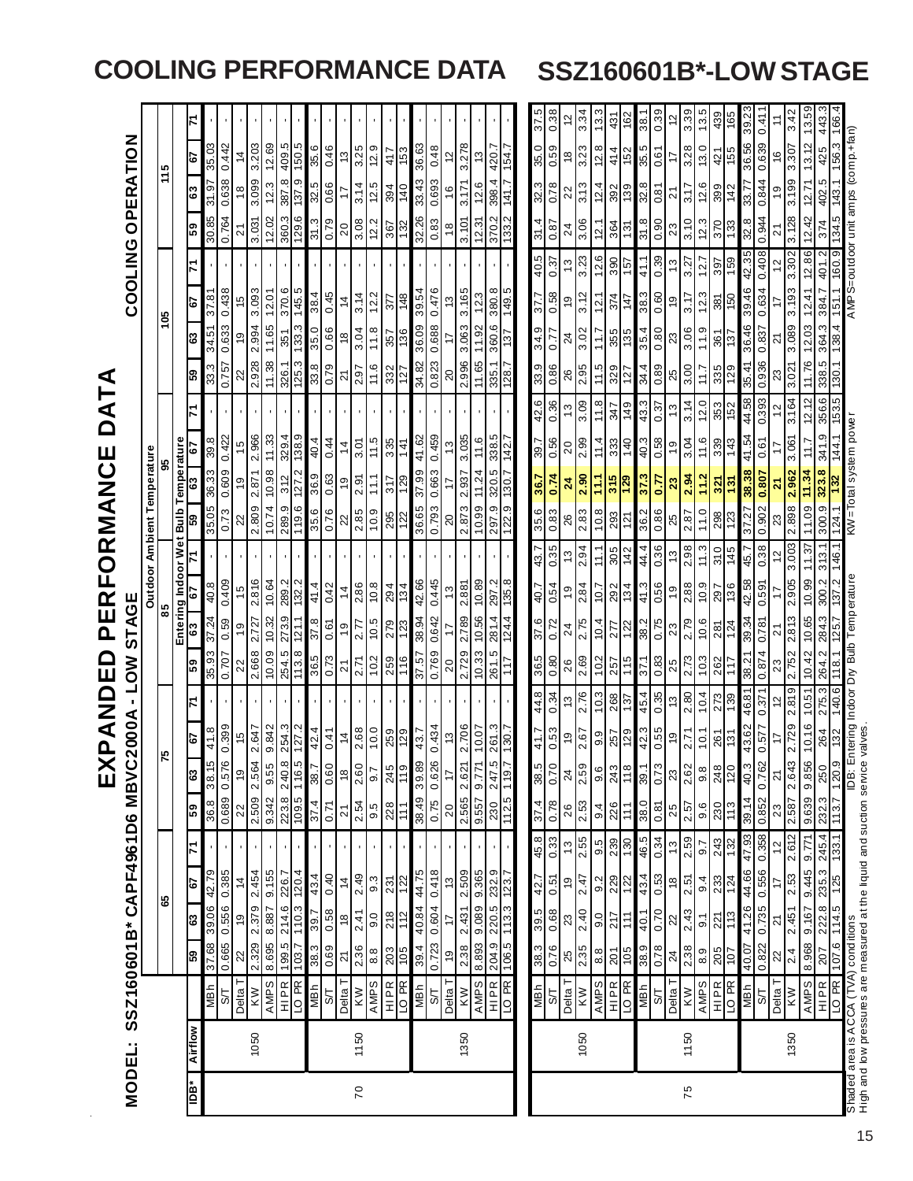# COOLING PERFORMANCE DATA SSZ160601B*-LOW STAGE

## EXPANDED PERFORMANCE DATA

**MODEL: SSZ160601B*CAPF4961D6 MBVC2000A - LOW STAGE** — **COOLING OPERATION**

| IDB* | Airflow | | Outdoor Ambient Temperature | | | | | | | | | | | | | | | | | | | | | | | |
|---|---|---|---|---|---|---|---|---|---|---|---|---|---|---|---|---|---|---|---|---|---|---|---|---|---|---|
| | | | 65 | | | | 75 | | | | 85 | | | | 95 | | | | 105 | | | | 115 | | | |
| | | | Entering Indoor Wet Bulb Temperature | | | | | | | | | | | | | | | | | | | | | | | |
| | | | 59 | 63 | 67 | 71 | 59 | 63 | 67 | 71 | 59 | 63 | 67 | 71 | 59 | 63 | 67 | 71 | 59 | 63 | 67 | 71 | 59 | 63 | 67 | 71 |
| 70 | 1050 | MBh | 37.68 | 39.06 | 42.79 | - | 36.8 | 38.15 | 41.8 | - | 35.93 | 37.24 | 40.8 | - | 35.05 | 36.33 | 39.8 | - | 33.3 | 34.51 | 37.81 | - | 30.85 | 31.97 | 35.03 | - |
| | | S/T | 0.665 | 0.556 | 0.385 | - | 0.689 | 0.576 | 0.399 | - | 0.707 | 0.59 | 0.409 | - | 0.73 | 0.609 | 0.422 | - | 0.757 | 0.633 | 0.438 | - | 0.764 | 0.638 | 0.442 | - |
| | | Delta T | 22 | 19 | 14 | - | 22 | 19 | 15 | - | 22 | 19 | 15 | - | 22 | 19 | 15 | - | 22 | 19 | 15 | - | 21 | 18 | 14 | - |
| | | KW | 2.329 | 2.379 | 2.454 | - | 2.509 | 2.564 | 2.647 | - | 2.668 | 2.727 | 2.816 | - | 2.809 | 2.871 | 2.966 | - | 2.928 | 2.994 | 3.093 | - | 3.031 | 3.099 | 3.203 | - |
| | | AMPS | 8.695 | 8.887 | 9.155 | - | 9.342 | 9.55 | 9.842 | - | 10.04 | 10.32 | 10.64 | - | 10.74 | 10.98 | 11.33 | - | 11.38 | 11.65 | 12.01 | - | 12.02 | 12.3 | 12.69 | - |
| | | HI PR | 199.5 | 214.6 | 226.7 | - | 223.8 | 240.8 | 254.3 | - | 254.5 | 273.9 | 289.2 | - | 289.9 | 312 | 329.4 | - | 326.1 | 351 | 370.6 | - | 360.3 | 387.8 | 409.5 | - |
| | | LO PR | 103.7 | 110.3 | 120.4 | - | 109.5 | 116.5 | 127.2 | - | 113.8 | 121.1 | 132.2 | - | 119.6 | 127.2 | 138.9 | - | 125.3 | 133.3 | 145.5 | - | 129.6 | 137.9 | 150.5 | - |
| | 1150 | MBh | 38.3 | 39.7 | 43.4 | - | 37.4 | 38.7 | 42.4 | - | 36.5 | 37.8 | 41.4 | - | 35.6 | 36.9 | 40.4 | - | 33.8 | 35.0 | 38.4 | - | 31.3 | 32.5 | 35.6 | - |
| | | S/T | 0.69 | 0.58 | 0.40 | - | 0.71 | 0.60 | 0.41 | - | 0.73 | 0.61 | 0.42 | - | 0.76 | 0.63 | 0.44 | - | 0.79 | 0.66 | 0.45 | - | 0.79 | 0.66 | 0.46 | - |
| | | Delta T | 21 | 18 | 14 | - | 21 | 18 | 14 | - | 21 | 19 | 14 | - | 22 | 19 | 14 | - | 21 | 18 | 14 | - | 20 | 17 | 13 | - |
| | | KW | 2.36 | 2.41 | 2.49 | - | 2.54 | 2.60 | 2.68 | - | 2.71 | 2.77 | 2.86 | - | 2.85 | 2.91 | 3.01 | - | 2.97 | 3.04 | 3.14 | - | 3.08 | 3.14 | 3.25 | - |
| | | AMPS | 8.8 | 9.0 | 9.3 | - | 9.5 | 9.7 | 10.0 | - | 10.2 | 10.5 | 10.8 | - | 10.9 | 11.1 | 11.5 | - | 11.6 | 11.8 | 12.2 | - | 12.2 | 12.5 | 12.9 | - |
| | | HI PR | 203 | 218 | 231 | - | 228 | 245 | 259 | - | 259 | 279 | 294 | - | 295 | 317 | 335 | - | 332 | 357 | 377 | - | 367 | 394 | 417 | - |
| | | LO PR | 105 | 112 | 122 | - | 111 | 119 | 129 | - | 116 | 123 | 134 | - | 122 | 129 | 141 | - | 127 | 136 | 148 | - | 132 | 140 | 153 | - |
| | 1350 | MBh | 39.4 | 40.84 | 44.75 | - | 38.49 | 39.89 | 43.7 | - | 37.57 | 38.94 | 42.66 | - | 36.65 | 37.99 | 41.62 | - | 34.82 | 36.09 | 39.54 | - | 32.26 | 33.43 | 36.63 | - |
| | | S/T | 0.723 | 0.604 | 0.418 | - | 0.75 | 0.626 | 0.434 | - | 0.769 | 0.642 | 0.445 | - | 0.793 | 0.663 | 0.459 | - | 0.823 | 0.688 | 0.476 | - | 0.83 | 0.693 | 0.48 | - |
| | | Delta T | 19 | 17 | 13 | - | 20 | 17 | 13 | - | 20 | 17 | 13 | - | 20 | 17 | 13 | - | 20 | 17 | 13 | - | 18 | 16 | 12 | - |
| | | KW | 2.38 | 2.431 | 2.509 | - | 2.565 | 2.621 | 2.706 | - | 2.729 | 2.789 | 2.881 | - | 2.873 | 2.937 | 3.035 | - | 2.996 | 3.063 | 3.165 | - | 3.101 | 3.171 | 3.278 | - |
| | | AMPS | 8.893 | 9.089 | 9.365 | - | 9.557 | 9.771 | 10.07 | - | 10.33 | 10.56 | 10.89 | - | 10.99 | 11.24 | 11.6 | - | 11.65 | 11.92 | 12.3 | - | 12.31 | 12.6 | 13 | - |
| | | HI PR | 204.9 | 220.5 | 232.9 | - | 230 | 247.5 | 261.3 | - | 261.5 | 281.4 | 297.2 | - | 297.9 | 320.5 | 338.5 | - | 335.1 | 360.6 | 380.8 | - | 370.2 | 398.4 | 420.7 | - |
| | | LO PR | 106.5 | 113.3 | 123.7 | - | 112.5 | 119.7 | 130.7 | - | 117 | 124.4 | 135.8 | - | 122.9 | 130.7 | 142.7 | - | 128.7 | 137 | 149.5 | - | 133.2 | 141.7 | 154.7 | - |
| 75 | 1050 | MBh | 38.3 | 39.5 | 42.7 | 45.8 | 37.4 | 38.5 | 41.7 | 44.8 | 36.5 | 37.6 | 40.7 | 43.7 | 35.6 | 36.7 | 39.7 | 42.6 | 33.9 | 34.9 | 37.7 | 40.5 | 31.4 | 32.3 | 35.0 | 37.5 |
| | | S/T | 0.76 | 0.68 | 0.51 | 0.33 | 0.78 | 0.70 | 0.53 | 0.34 | 0.80 | 0.72 | 0.54 | 0.35 | 0.83 | 0.74 | 0.56 | 0.36 | 0.86 | 0.77 | 0.58 | 0.37 | 0.87 | 0.78 | 0.59 | 0.38 |
| | | Delta T | 25 | 23 | 19 | 13 | 26 | 24 | 19 | 13 | 26 | 24 | 19 | 13 | 26 | 24 | 20 | 13 | 26 | 24 | 19 | 13 | 24 | 22 | 18 | 12 |
| | | KW | 2.35 | 2.40 | 2.47 | 2.55 | 2.53 | 2.59 | 2.67 | 2.76 | 2.69 | 2.75 | 2.84 | 2.94 | 2.83 | 2.90 | 2.99 | 3.09 | 2.95 | 3.02 | 3.12 | 3.23 | 3.06 | 3.13 | 3.23 | 3.34 |
| | | AMPS | 8.8 | 9.0 | 9.2 | 9.5 | 9.4 | 9.6 | 9.9 | 10.3 | 10.2 | 10.4 | 10.7 | 11.1 | 10.8 | 11.1 | 11.4 | 11.8 | 11.5 | 11.7 | 12.1 | 12.6 | 12.1 | 12.4 | 12.8 | 13.3 |
| | | HI PR | 201 | 217 | 229 | 239 | 226 | 243 | 257 | 268 | 257 | 277 | 292 | 305 | 293 | 315 | 333 | 347 | 329 | 355 | 374 | 390 | 364 | 392 | 414 | 431 |
| | | LO PR | 105 | 111 | 122 | 130 | 111 | 118 | 129 | 137 | 115 | 122 | 134 | 142 | 121 | 129 | 140 | 149 | 127 | 135 | 147 | 157 | 131 | 139 | 152 | 162 |
| | 1150 | MBh | 38.9 | 40.1 | 43.4 | 46.5 | 38.0 | 39.1 | 42.3 | 45.4 | 37.1 | 38.2 | 41.3 | 44.4 | 36.2 | 37.3 | 40.3 | 43.3 | 34.4 | 35.4 | 38.3 | 41.1 | 31.8 | 32.8 | 35.5 | 38.1 |
| | | S/T | 0.78 | 0.70 | 0.53 | 0.34 | 0.81 | 0.73 | 0.55 | 0.35 | 0.83 | 0.75 | 0.56 | 0.36 | 0.86 | 0.77 | 0.58 | 0.37 | 0.89 | 0.80 | 0.60 | 0.39 | 0.90 | 0.81 | 0.61 | 0.39 |
| | | Delta T | 24 | 22 | 18 | 13 | 25 | 23 | 19 | 13 | 25 | 23 | 19 | 13 | 25 | 23 | 19 | 13 | 25 | 23 | 19 | 13 | 23 | 21 | 17 | 12 |
| | | KW | 2.38 | 2.43 | 2.51 | 2.59 | 2.57 | 2.62 | 2.71 | 2.80 | 2.73 | 2.79 | 2.88 | 2.98 | 2.87 | 2.94 | 3.04 | 3.14 | 3.00 | 3.06 | 3.17 | 3.27 | 3.10 | 3.17 | 3.28 | 3.39 |
| | | AMPS | 8.9 | 9.1 | 9.4 | 9.7 | 9.6 | 9.8 | 10.1 | 10.4 | 10.3 | 10.6 | 10.9 | 11.3 | 11.0 | 11.2 | 11.6 | 12.0 | 11.7 | 11.9 | 12.3 | 12.7 | 12.3 | 12.6 | 13.0 | 13.5 |
| | | HI PR | 205 | 221 | 233 | 243 | 230 | 248 | 261 | 273 | 262 | 281 | 297 | 310 | 298 | 321 | 339 | 353 | 335 | 361 | 381 | 397 | 370 | 399 | 421 | 439 |
| | | LO PR | 107 | 113 | 124 | 132 | 113 | 120 | 131 | 139 | 117 | 124 | 136 | 145 | 123 | 131 | 143 | 152 | 129 | 137 | 150 | 159 | 133 | 142 | 155 | 165 |
| | 1350 | MBh | 40.07 | 41.26 | 44.66 | 47.93 | 39.14 | 40.3 | 43.62 | 46.81 | 38.21 | 39.34 | 42.58 | 45.7 | 37.27 | 38.38 | 41.54 | 44.58 | 35.41 | 36.46 | 39.46 | 42.35 | 32.8 | 33.77 | 36.56 | 39.23 |
| | | S/T | 0.822 | 0.735 | 0.556 | 0.358 | 0.852 | 0.762 | 0.577 | 0.371 | 0.874 | 0.781 | 0.591 | 0.38 | 0.902 | 0.807 | 0.61 | 0.393 | 0.936 | 0.837 | 0.634 | 0.408 | 0.944 | 0.844 | 0.639 | 0.411 |
| | | Delta T | 22 | 21 | 17 | 12 | 23 | 21 | 17 | 12 | 23 | 21 | 17 | 12 | 23 | 21 | 17 | 12 | 23 | 21 | 17 | 12 | 21 | 19 | 16 | 11 |
| | | KW | 2.4 | 2.451 | 2.53 | 2.612 | 2.587 | 2.643 | 2.729 | 2.819 | 2.752 | 2.813 | 2.905 | 3.003 | 2.898 | 2.962 | 3.061 | 3.164 | 3.021 | 3.089 | 3.193 | 3.302 | 3.128 | 3.199 | 3.307 | 3.42 |
| | | AMPS | 8.968 | 9.167 | 9.445 | 9.771 | 9.639 | 9.856 | 10.16 | 10.51 | 10.42 | 10.65 | 10.99 | 11.37 | 11.09 | 11.34 | 11.7 | 12.12 | 11.76 | 12.03 | 12.41 | 12.86 | 12.42 | 12.71 | 13.12 | 13.59 |
| | | HI PR | 207 | 222.8 | 235.3 | 245.4 | 232.3 | 250 | 264 | 275.3 | 264.2 | 284.3 | 300.2 | 313.1 | 300.9 | 323.8 | 341.9 | 356.6 | 338.5 | 364.3 | 384.7 | 401.2 | 374 | 402.5 | 425 | 443.3 |
| | | LO PR | 107.6 | 114.5 | 125 | 133.1 | 113.7 | 120.9 | 132 | 140.6 | 118.1 | 125.7 | 137.2 | 146.1 | 124.1 | 132 | 144.1 | 153.5 | 130.1 | 138.4 | 151.1 | 160.9 | 134.5 | 143.1 | 156.3 | 166.4 |

Shaded area is ACCA (TVA) conditions — IDB: Entering Indoor Dry Bulb Temperature — KW=Total system power — AMPS=outdoor unit amps (comp.+fan)

High and low pressures are measured at the liquid and suction service valves.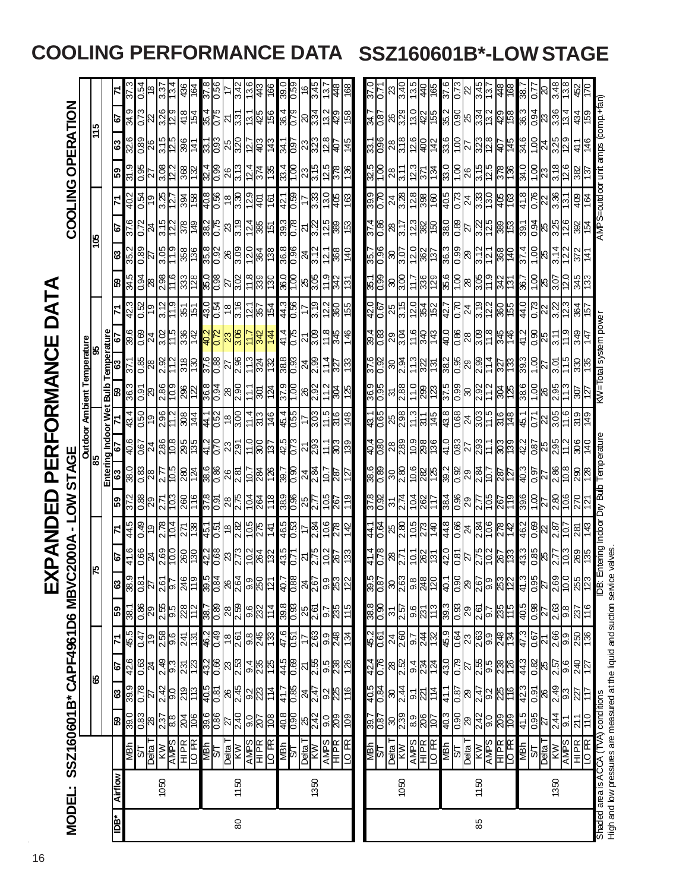# COOLING PERFORMANCE DATA SSZ160601B*-LOW STAGE

## EXPANDED PERFORMANCE DATA

**MODEL: SSZ160601B* CAPF4961D6 MBVC2000A - LOW STAGE**

**COOLING OPERATION**

| | | | Outdoor Ambient Temperature | | | | | | | | | | | | | | | | | | | | | |
|---|---|---|---|---|---|---|---|---|---|---|---|---|---|---|---|---|---|---|---|---|---|---|---|---|
| | | | 65 | | | | 75 | | | | 85 | | | | 95 | | | | 105 | | | | 115 | | | |
| | | | Entering Indoor Wet Bulb Temperature | | | | | | | | | | | | | | | | | | | | | | | |
| IDB* | Airflow | | 59 | 63 | 67 | 71 | 59 | 63 | 67 | 71 | 59 | 63 | 67 | 71 | 59 | 63 | 67 | 71 | 59 | 63 | 67 | 71 | 59 | 63 | 67 | 71 |
| 80 | 1050 | MBh | 39.0 | 39.9 | 42.6 | 45.5 | 38.1 | 38.9 | 41.6 | 44.5 | 37.2 | 38.0 | 40.6 | 43.4 | 36.3 | 37.1 | 39.6 | 42.3 | 34.5 | 35.2 | 37.6 | 40.2 | 31.9 | 32.6 | 34.9 | 37.3 |
| | | S/T | 0.83 | 0.78 | 0.63 | 0.47 | 0.86 | 0.81 | 0.66 | 0.49 | 0.88 | 0.83 | 0.67 | 0.50 | 0.91 | 0.85 | 0.69 | 0.52 | 0.94 | 0.89 | 0.72 | 0.54 | 0.95 | 0.89 | 0.73 | 0.54 |
| | | Delta T | 28 | 27 | 24 | 19 | 29 | 27 | 24 | 19 | 29 | 28 | 24 | 19 | 30 | 28 | 24 | 19 | 28 | 27 | 24 | 19 | 27 | 26 | 22 | 18 |
| | | KW | 2.37 | 2.42 | 2.49 | 2.58 | 2.55 | 2.61 | 2.69 | 2.78 | 2.71 | 2.77 | 2.86 | 2.96 | 2.86 | 2.92 | 3.02 | 3.12 | 2.98 | 3.05 | 3.15 | 3.25 | 3.08 | 3.15 | 3.26 | 3.37 |
| | | AMPS | 8.8 | 9.0 | 9.3 | 9.6 | 9.5 | 9.7 | 10.0 | 10.4 | 10.3 | 10.5 | 10.8 | 11.2 | 10.9 | 11.2 | 11.5 | 11.9 | 11.6 | 11.9 | 12.2 | 12.7 | 12.2 | 12.5 | 12.9 | 13.4 |
| | | HI PR | 204 | 219 | 231 | 241 | 228 | 246 | 260 | 271 | 260 | 280 | 295 | 308 | 296 | 318 | 336 | 351 | 333 | 358 | 378 | 394 | 368 | 396 | 418 | 436 |
| | | LO PR | 106 | 113 | 123 | 131 | 112 | 119 | 130 | 138 | 116 | 124 | 135 | 144 | 122 | 130 | 142 | 151 | 128 | 136 | 149 | 158 | 132 | 141 | 154 | 164 |
| | 1150 | MBh | 39.6 | 40.5 | 43.2 | 46.2 | 38.7 | 39.5 | 42.2 | 45.1 | 37.8 | 38.6 | 41.2 | 44.1 | 36.8 | 37.6 | 40.2 | 43.0 | 35.0 | 35.8 | 38.2 | 40.8 | 32.4 | 33.1 | 35.4 | 37.8 |
| | | S/T | 0.86 | 0.81 | 0.66 | 0.49 | 0.89 | 0.84 | 0.68 | 0.51 | 0.91 | 0.86 | 0.70 | 0.52 | 0.94 | 0.88 | 0.72 | 0.54 | 0.98 | 0.92 | 0.75 | 0.56 | 0.99 | 0.93 | 0.75 | 0.56 |
| | | Delta T | 27 | 26 | 23 | 18 | 28 | 26 | 23 | 18 | 28 | 26 | 23 | 18 | 28 | 27 | 23 | 18 | 27 | 26 | 23 | 18 | 26 | 25 | 21 | 17 |
| | | KW | 2.40 | 2.45 | 2.53 | 2.61 | 2.59 | 2.64 | 2.73 | 2.82 | 2.75 | 2.81 | 2.91 | 3.00 | 2.90 | 2.96 | 3.06 | 3.16 | 3.02 | 3.09 | 3.19 | 3.30 | 3.13 | 3.20 | 3.31 | 3.42 |
| | | AMPS | 9.0 | 9.2 | 9.4 | 9.8 | 9.6 | 9.9 | 10.2 | 10.5 | 10.4 | 10.7 | 11.0 | 11.4 | 11.1 | 11.3 | 11.7 | 12.1 | 11.8 | 12.0 | 12.4 | 12.9 | 12.4 | 12.7 | 13.1 | 13.6 |
| | | HI PR | 207 | 223 | 235 | 245 | 232 | 250 | 264 | 275 | 264 | 284 | 300 | 313 | 301 | 324 | 342 | 357 | 339 | 364 | 385 | 401 | 374 | 403 | 425 | 443 |
| | | LO PR | 108 | 114 | 125 | 133 | 114 | 121 | 132 | 141 | 118 | 126 | 137 | 146 | 124 | 132 | 144 | 154 | 130 | 138 | 151 | 161 | 135 | 143 | 156 | 166 |
| | 1350 | MBh | 40.8 | 41.7 | 44.5 | 47.6 | 39.8 | 40.7 | 43.5 | 46.5 | 38.9 | 39.7 | 42.5 | 45.4 | 37.9 | 38.8 | 41.4 | 44.3 | 36.0 | 36.8 | 39.3 | 42.1 | 33.4 | 34.1 | 36.4 | 39.0 |
| | | S/T | 0.90 | 0.85 | 0.69 | 0.51 | 0.93 | 0.88 | 0.71 | 0.53 | 0.96 | 0.90 | 0.73 | 0.55 | 1.00 | 0.93 | 0.75 | 0.56 | 1.00 | 0.96 | 0.78 | 0.59 | 1.00 | 0.97 | 0.79 | 0.59 |
| | | Delta T | 25 | 24 | 21 | 17 | 25 | 24 | 21 | 17 | 25 | 24 | 21 | 17 | 26 | 24 | 21 | 17 | 25 | 24 | 21 | 17 | 23 | 23 | 20 | 16 |
| | | KW | 2.42 | 2.47 | 2.55 | 2.63 | 2.61 | 2.67 | 2.75 | 2.84 | 2.77 | 2.84 | 2.93 | 3.03 | 2.92 | 2.99 | 3.09 | 3.19 | 3.05 | 3.12 | 3.22 | 3.33 | 3.15 | 3.23 | 3.34 | 3.45 |
| | | AMPS | 9.0 | 9.2 | 9.5 | 9.9 | 9.7 | 9.9 | 10.2 | 10.6 | 10.5 | 10.7 | 11.1 | 11.5 | 11.2 | 11.4 | 11.8 | 12.2 | 11.9 | 12.1 | 12.5 | 13.0 | 12.5 | 12.8 | 13.2 | 13.7 |
| | | HI PR | 209 | 225 | 238 | 248 | 235 | 253 | 267 | 278 | 267 | 287 | 303 | 316 | 304 | 327 | 345 | 360 | 342 | 368 | 389 | 405 | 378 | 407 | 429 | 448 |
| | | LO PR | 109 | 116 | 126 | 134 | 115 | 122 | 133 | 142 | 119 | 127 | 139 | 148 | 125 | 133 | 146 | 155 | 131 | 140 | 153 | 163 | 136 | 145 | 158 | 168 |
| 85 | 1050 | MBh | 39.7 | 40.5 | 42.4 | 45.2 | 38.8 | 39.5 | 41.4 | 44.1 | 37.8 | 38.6 | 40.4 | 43.1 | 36.9 | 37.6 | 39.4 | 42.0 | 35.1 | 35.7 | 37.4 | 39.9 | 32.5 | 33.1 | 34.7 | 37.0 |
| | | S/T | 0.87 | 0.84 | 0.76 | 0.61 | 0.90 | 0.87 | 0.78 | 0.64 | 0.92 | 0.89 | 0.80 | 0.65 | 0.95 | 0.92 | 0.83 | 0.67 | 0.99 | 0.96 | 0.86 | 0.70 | 1.00 | 0.96 | 0.87 | 0.71 |
| | | Delta T | 30 | 30 | 28 | 24 | 31 | 30 | 28 | 25 | 31 | 30 | 28 | 25 | 31 | 30 | 29 | 25 | 30 | 30 | 28 | 24 | 28 | 28 | 26 | 23 |
| | | KW | 2.39 | 2.44 | 2.52 | 2.60 | 2.57 | 2.63 | 2.71 | 2.80 | 2.74 | 2.80 | 2.89 | 2.98 | 2.88 | 2.94 | 3.04 | 3.15 | 3.00 | 3.07 | 3.17 | 3.28 | 3.11 | 3.18 | 3.29 | 3.40 |
| | | AMPS | 8.9 | 9.1 | 9.4 | 9.7 | 9.6 | 9.8 | 10.1 | 10.5 | 10.4 | 10.6 | 10.9 | 11.3 | 11.0 | 11.3 | 11.6 | 12.0 | 11.7 | 12.0 | 12.3 | 12.8 | 12.3 | 12.6 | 13.0 | 13.5 |
| | | HI PR | 206 | 221 | 234 | 244 | 231 | 248 | 262 | 273 | 262 | 282 | 298 | 311 | 299 | 322 | 340 | 354 | 336 | 362 | 382 | 398 | 371 | 400 | 422 | 440 |
| | | LO PR | 107 | 114 | 124 | 132 | 113 | 120 | 131 | 140 | 117 | 125 | 136 | 145 | 123 | 131 | 143 | 152 | 129 | 137 | 150 | 160 | 134 | 142 | 155 | 165 |
| | 1150 | MBh | 40.3 | 41.1 | 43.0 | 45.9 | 39.3 | 40.1 | 42.0 | 44.8 | 38.4 | 39.2 | 41.0 | 43.8 | 37.5 | 38.2 | 40.0 | 42.7 | 35.6 | 36.3 | 38.0 | 40.5 | 33.0 | 33.6 | 35.2 | 37.6 |
| | | S/T | 0.90 | 0.87 | 0.79 | 0.64 | 0.93 | 0.90 | 0.81 | 0.66 | 0.96 | 0.92 | 0.83 | 0.68 | 0.99 | 0.95 | 0.86 | 0.70 | 1.00 | 0.99 | 0.89 | 0.73 | 1.00 | 1.00 | 0.90 | 0.73 |
| | | Delta T | 29 | 29 | 27 | 23 | 29 | 29 | 27 | 24 | 29 | 29 | 27 | 24 | 30 | 29 | 28 | 24 | 28 | 29 | 27 | 24 | 26 | 27 | 25 | 22 |
| | | KW | 2.42 | 2.47 | 2.55 | 2.63 | 2.61 | 2.67 | 2.75 | 2.84 | 2.77 | 2.84 | 2.93 | 3.03 | 2.92 | 2.99 | 3.09 | 3.19 | 3.05 | 3.12 | 3.22 | 3.33 | 3.15 | 3.23 | 3.34 | 3.45 |
| | | AMPS | 9.0 | 9.2 | 9.5 | 9.9 | 9.7 | 9.9 | 10.2 | 10.6 | 10.5 | 10.7 | 11.1 | 11.5 | 11.2 | 11.4 | 11.8 | 12.2 | 11.9 | 12.1 | 12.5 | 13.0 | 12.5 | 12.8 | 13.2 | 13.7 |
| | | HI PR | 209 | 225 | 238 | 248 | 235 | 253 | 267 | 278 | 267 | 287 | 303 | 316 | 304 | 327 | 345 | 360 | 342 | 368 | 389 | 405 | 378 | 407 | 429 | 448 |
| | | LO PR | 109 | 116 | 126 | 134 | 115 | 122 | 133 | 142 | 119 | 127 | 139 | 148 | 125 | 133 | 146 | 155 | 131 | 140 | 153 | 163 | 136 | 145 | 158 | 168 |
| | 1350 | MBh | 41.5 | 42.3 | 44.3 | 47.3 | 40.5 | 41.3 | 43.3 | 46.2 | 39.6 | 40.3 | 42.2 | 45.1 | 38.6 | 39.3 | 41.2 | 44.0 | 36.7 | 37.4 | 39.1 | 41.8 | 34.0 | 34.6 | 36.3 | 38.7 |
| | | S/T | 0.95 | 0.91 | 0.82 | 0.67 | 0.98 | 0.95 | 0.85 | 0.69 | 1.00 | 0.97 | 0.87 | 0.71 | 1.00 | 1.00 | 0.90 | 0.73 | 1.00 | 1.00 | 0.94 | 0.76 | 1.00 | 1.00 | 0.94 | 0.77 |
| | | Delta T | 27 | 26 | 25 | 21 | 27 | 27 | 25 | 22 | 27 | 27 | 25 | 22 | 26 | 27 | 25 | 22 | 25 | 25 | 25 | 22 | 23 | 24 | 23 | 20 |
| | | KW | 2.44 | 2.49 | 2.57 | 2.66 | 2.63 | 2.69 | 2.77 | 2.87 | 2.80 | 2.86 | 2.95 | 3.05 | 2.95 | 3.01 | 3.11 | 3.22 | 3.07 | 3.14 | 3.25 | 3.36 | 3.18 | 3.25 | 3.36 | 3.48 |
| | | AMPS | 9.1 | 9.3 | 9.6 | 9.9 | 9.8 | 10.0 | 10.3 | 10.7 | 10.6 | 10.8 | 11.2 | 11.6 | 11.3 | 11.5 | 11.9 | 12.3 | 12.0 | 12.2 | 12.6 | 13.1 | 12.6 | 12.9 | 13.4 | 13.8 |
| | | HI PR | 211 | 227 | 240 | 250 | 237 | 255 | 269 | 281 | 270 | 290 | 306 | 319 | 307 | 330 | 349 | 364 | 345 | 372 | 392 | 409 | 382 | 411 | 434 | 452 |
| | | LO PR | 110 | 117 | 127 | 136 | 116 | 123 | 135 | 143 | 121 | 128 | 140 | 149 | 127 | 135 | 147 | 157 | 133 | 141 | 154 | 164 | 137 | 146 | 159 | 170 |

Shaded area is ACCA (TVA) conditions
High and low pressures are measured at the liquid and suction service valves.

IDB: Entering Indoor Dry Bulb Temperature

KW=Total system power

AMPS=outdoor unit amps (comp.+fan)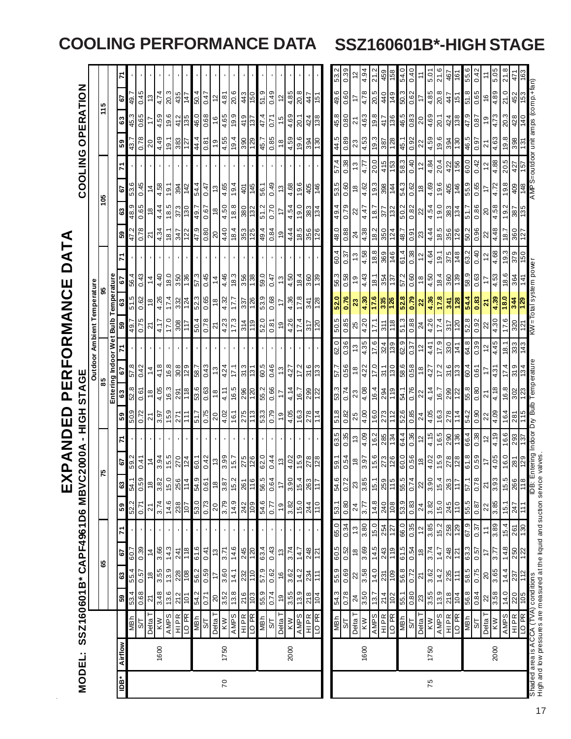# COOLING PERFORMANCE DATA SSZ160601B*-HIGH STAGE

## EXPANDED PERFORMANCE DATA

**MODEL: SSZ160601B\*CAPF4961D6 MBVC2000A - HIGH STAGE** — **COOLING OPERATION**

| IDB* | Airflow | | Outdoor Ambient Temperature | | | | | | | | | | | | | | | | | | | | | | | |
|---|---|---|---|---|---|---|---|---|---|---|---|---|---|---|---|---|---|---|---|---|---|---|---|---|---|---|
| | | | 65 | | | | 75 | | | | 85 | | | | 95 | | | | 105 | | | | 115 | | | |
| | | | Entering Indoor Wet Bulb Temperature | | | | | | | | | | | | | | | | | | | | | | | |
| | | | 59 | 63 | 67 | 71 | 59 | 63 | 67 | 71 | 59 | 63 | 67 | 71 | 59 | 63 | 67 | 71 | 59 | 63 | 67 | 71 | 59 | 63 | 67 | 71 |
| 70 | 1600 | MBh | 53.4 | 55.4 | 60.7 | - | 52.2 | 54.1 | 59.2 | - | 50.9 | 52.8 | 57.8 | - | 49.7 | 51.5 | 56.4 | - | 47.2 | 48.9 | 53.6 | - | 43.7 | 45.3 | 49.7 | - |
| | | S/T | 0.68 | 0.57 | 0.39 | - | 0.71 | 0.59 | 0.41 | - | 0.72 | 0.61 | 0.42 | - | 0.75 | 0.62 | 0.43 | - | 0.78 | 0.65 | 0.45 | - | 0.78 | 0.65 | 0.45 | - |
| | | Delta T | 21 | 18 | 14 | - | 21 | 18 | 14 | - | 21 | 18 | 14 | - | 21 | 18 | 14 | - | 21 | 18 | 14 | - | 20 | 17 | 13 | - |
| | | KW | 3.48 | 3.55 | 3.66 | - | 3.74 | 3.82 | 3.94 | - | 3.97 | 4.05 | 4.18 | - | 4.17 | 4.26 | 4.40 | - | 4.34 | 4.44 | 4.58 | - | 4.49 | 4.59 | 4.74 | - |
| | | AMPS | 13.6 | 13.9 | 14.3 | - | 14.6 | 15.0 | 15.5 | - | 15.9 | 16.3 | 16.8 | - | 17.0 | 17.4 | 18.0 | - | 18.1 | 18.5 | 19.1 | - | 19.1 | 19.6 | 20.3 | - |
| | | HI PR | 212 | 228 | 241 | - | 238 | 256 | 270 | - | 271 | 291 | 308 | - | 308 | 332 | 350 | - | 347 | 373 | 394 | - | 383 | 412 | 435 | - |
| | | LO PR | 101 | 108 | 118 | - | 107 | 114 | 124 | - | 111 | 118 | 129 | - | 117 | 124 | 136 | - | 122 | 130 | 142 | - | 127 | 135 | 147 | - |
| | 1750 | MBh | 54.2 | 56.2 | 61.6 | - | 53.0 | 54.9 | 60.1 | - | 51.7 | 53.6 | 58.7 | - | 50.4 | 52.3 | 57.3 | - | 47.9 | 49.7 | 54.4 | - | 44.4 | 46.0 | 50.4 | - |
| | | S/T | 0.71 | 0.59 | 0.41 | - | 0.73 | 0.61 | 0.42 | - | 0.75 | 0.63 | 0.43 | - | 0.78 | 0.65 | 0.45 | - | 0.80 | 0.67 | 0.47 | - | 0.81 | 0.68 | 0.47 | - |
| | | Delta T | 20 | 17 | 13 | - | 20 | 18 | 13 | - | 20 | 18 | 13 | - | 21 | 18 | 14 | - | 20 | 18 | 13 | - | 19 | 16 | 12 | - |
| | | KW | 3.52 | 3.60 | 3.71 | - | 3.79 | 3.87 | 3.99 | - | 4.02 | 4.11 | 4.24 | - | 4.23 | 4.32 | 4.46 | - | 4.40 | 4.50 | 4.65 | - | 4.55 | 4.65 | 4.81 | - |
| | | AMPS | 13.8 | 14.1 | 14.6 | - | 14.9 | 15.2 | 15.7 | - | 16.1 | 16.5 | 17.1 | - | 17.3 | 17.7 | 18.3 | - | 18.4 | 18.8 | 19.4 | - | 19.4 | 19.9 | 20.6 | - |
| | | HI PR | 216 | 232 | 245 | - | 242 | 261 | 275 | - | 275 | 296 | 313 | - | 314 | 337 | 356 | - | 353 | 380 | 401 | - | 390 | 419 | 443 | - |
| | | LO PR | 103 | 110 | 120 | - | 109 | 116 | 126 | - | 113 | 120 | 131 | - | 119 | 126 | 138 | - | 125 | 132 | 145 | - | 129 | 137 | 150 | - |
| | 2000 | MBh | 55.9 | 57.9 | 63.4 | - | 54.6 | 56.5 | 62.0 | - | 53.3 | 55.2 | 60.5 | - | 52.0 | 53.9 | 59.0 | - | 49.4 | 51.2 | 56.1 | - | 45.7 | 47.4 | 51.9 | - |
| | | S/T | 0.74 | 0.62 | 0.43 | - | 0.77 | 0.64 | 0.44 | - | 0.79 | 0.66 | 0.46 | - | 0.81 | 0.68 | 0.47 | - | 0.84 | 0.70 | 0.49 | - | 0.85 | 0.71 | 0.49 | - |
| | | Delta T | 19 | 16 | 13 | - | 19 | 17 | 13 | - | 19 | 17 | 13 | - | 19 | 17 | 13 | - | 19 | 17 | 13 | - | 18 | 15 | 12 | - |
| | | KW | 3.55 | 3.62 | 3.74 | - | 3.82 | 3.90 | 4.02 | - | 4.05 | 4.14 | 4.27 | - | 4.26 | 4.36 | 4.50 | - | 4.44 | 4.54 | 4.68 | - | 4.59 | 4.69 | 4.85 | - |
| | | AMPS | 13.9 | 14.2 | 14.7 | - | 15.0 | 15.4 | 15.9 | - | 16.3 | 16.7 | 17.2 | - | 17.4 | 17.8 | 18.4 | - | 18.5 | 19.0 | 19.6 | - | 19.6 | 20.1 | 20.8 | - |
| | | HI PR | 218 | 234 | 248 | - | 244 | 263 | 278 | - | 278 | 299 | 316 | - | 317 | 341 | 360 | - | 356 | 383 | 405 | - | 394 | 424 | 447 | - |
| | | LO PR | 104 | 111 | 121 | - | 110 | 117 | 128 | - | 114 | 122 | 133 | - | 120 | 128 | 139 | - | 126 | 134 | 146 | - | 130 | 138 | 151 | - |
| 75 | 1600 | MBh | 54.3 | 55.9 | 60.5 | 65.0 | 53.1 | 54.6 | 59.1 | 63.5 | 51.8 | 53.3 | 57.7 | 62.0 | 50.5 | 52.0 | 56.3 | 60.4 | 48.0 | 49.4 | 53.5 | 57.4 | 44.5 | 45.8 | 49.6 | 53.2 |
| | | S/T | 0.78 | 0.69 | 0.52 | 0.34 | 0.80 | 0.72 | 0.54 | 0.35 | 0.82 | 0.74 | 0.56 | 0.36 | 0.85 | 0.76 | 0.58 | 0.37 | 0.88 | 0.79 | 0.60 | 0.38 | 0.89 | 0.80 | 0.60 | 0.39 |
| | | Delta T | 24 | 22 | 18 | 12 | 24 | 23 | 18 | 13 | 25 | 23 | 18 | 13 | 25 | 23 | 19 | 13 | 24 | 22 | 18 | 13 | 23 | 21 | 17 | 12 |
| | | KW | 3.50 | 3.58 | 3.69 | 3.80 | 3.77 | 3.85 | 3.97 | 4.09 | 4.00 | 4.08 | 4.22 | 4.35 | 4.20 | 4.30 | 4.43 | 4.58 | 4.38 | 4.47 | 4.62 | 4.77 | 4.53 | 4.63 | 4.78 | 4.94 |
| | | AMPS | 13.7 | 14.0 | 14.5 | 15.0 | 14.8 | 15.1 | 15.6 | 16.2 | 16.0 | 16.4 | 17.0 | 17.6 | 17.1 | 17.6 | 18.1 | 18.8 | 18.2 | 18.7 | 19.3 | 20.0 | 19.3 | 19.8 | 20.5 | 21.2 |
| | | HI PR | 214 | 231 | 243 | 254 | 240 | 259 | 273 | 285 | 273 | 294 | 311 | 324 | 311 | 335 | 354 | 369 | 350 | 377 | 398 | 415 | 387 | 417 | 440 | 459 |
| | | LO PR | 102 | 109 | 119 | 127 | 108 | 115 | 126 | 134 | 112 | 119 | 130 | 139 | 118 | 126 | 137 | 146 | 124 | 132 | 144 | 153 | 128 | 136 | 149 | 158 |
| | 1750 | MBh | 55.1 | 56.8 | 61.5 | 66.0 | 53.9 | 55.5 | 60.0 | 64.4 | 52.6 | 54.1 | 58.6 | 62.9 | 51.3 | 52.8 | 57.2 | 61.4 | 48.7 | 50.2 | 54.3 | 58.3 | 45.1 | 46.5 | 50.3 | 54.0 |
| | | S/T | 0.80 | 0.72 | 0.54 | 0.35 | 0.83 | 0.74 | 0.56 | 0.36 | 0.85 | 0.76 | 0.58 | 0.37 | 0.88 | 0.79 | 0.60 | 0.38 | 0.91 | 0.82 | 0.62 | 0.40 | 0.92 | 0.83 | 0.62 | 0.40 |
| | | Delta T | 23 | 21 | 18 | 12 | 24 | 22 | 18 | 12 | 24 | 22 | 18 | 12 | 24 | 22 | 18 | 12 | 23 | 22 | 18 | 12 | 22 | 20 | 17 | 11 |
| | | KW | 3.55 | 3.62 | 3.74 | 3.85 | 3.82 | 3.90 | 4.02 | 4.15 | 4.05 | 4.14 | 4.27 | 4.41 | 4.26 | 4.36 | 4.50 | 4.64 | 4.44 | 4.54 | 4.69 | 4.84 | 4.59 | 4.69 | 4.85 | 5.01 |
| | | AMPS | 13.9 | 14.2 | 14.7 | 15.2 | 15.0 | 15.4 | 15.9 | 16.5 | 16.3 | 16.7 | 17.2 | 17.9 | 17.4 | 17.8 | 18.4 | 19.1 | 18.5 | 19.0 | 19.6 | 20.4 | 19.6 | 20.1 | 20.8 | 21.6 |
| | | HI PR | 218 | 235 | 248 | 258 | 245 | 263 | 278 | 290 | 278 | 299 | 316 | 330 | 317 | 341 | 360 | 375 | 356 | 383 | 405 | 422 | 394 | 424 | 447 | 467 |
| | | LO PR | 104 | 111 | 121 | 129 | 110 | 117 | 128 | 136 | 114 | 122 | 133 | 141 | 120 | 128 | 139 | 148 | 126 | 134 | 146 | 156 | 130 | 138 | 151 | 161 |
| | 2000 | MBh | 56.8 | 58.5 | 63.3 | 67.9 | 55.5 | 57.1 | 61.8 | 66.4 | 54.2 | 55.8 | 60.4 | 64.8 | 52.8 | 54.4 | 58.9 | 63.2 | 50.2 | 51.7 | 55.9 | 60.0 | 46.5 | 47.9 | 51.8 | 55.6 |
| | | S/T | 0.84 | 0.75 | 0.57 | 0.37 | 0.87 | 0.78 | 0.59 | 0.38 | 0.90 | 0.80 | 0.61 | 0.39 | 0.92 | 0.83 | 0.63 | 0.40 | 0.96 | 0.86 | 0.65 | 0.42 | 0.97 | 0.87 | 0.65 | 0.42 |
| | | Delta T | 22 | 20 | 17 | 11 | 22 | 21 | 17 | 12 | 22 | 21 | 17 | 12 | 22 | 21 | 17 | 12 | 22 | 20 | 17 | 12 | 21 | 19 | 16 | 11 |
| | | KW | 3.58 | 3.65 | 3.77 | 3.89 | 3.85 | 3.93 | 4.05 | 4.19 | 4.09 | 4.18 | 4.31 | 4.45 | 4.30 | 4.39 | 4.53 | 4.68 | 4.48 | 4.58 | 4.72 | 4.88 | 4.63 | 4.73 | 4.89 | 5.05 |
| | | AMPS | 14.0 | 14.4 | 14.8 | 15.4 | 15.1 | 15.5 | 16.0 | 16.6 | 16.4 | 16.8 | 17.4 | 18.1 | 17.6 | 18.0 | 18.6 | 19.3 | 18.7 | 19.2 | 19.8 | 20.5 | 19.8 | 20.3 | 21.0 | 21.8 |
| | | HI PR | 220 | 237 | 250 | 261 | 247 | 266 | 281 | 293 | 281 | 302 | 319 | 333 | 320 | 344 | 364 | 379 | 360 | 387 | 409 | 427 | 398 | 428 | 452 | 471 |
| | | LO PR | 105 | 112 | 122 | 130 | 111 | 118 | 129 | 137 | 115 | 123 | 134 | 143 | 121 | 129 | 141 | 150 | 127 | 135 | 148 | 157 | 131 | 140 | 153 | 163 |

Shaded area is ACCA (TVA) conditions
High and low pressures are measured at the liquid and suction service valves.

IDB: Entering Indoor Dry Bulb Temperature — KW=Total system power — AMPS=outdoor unit amps (comp.+fan)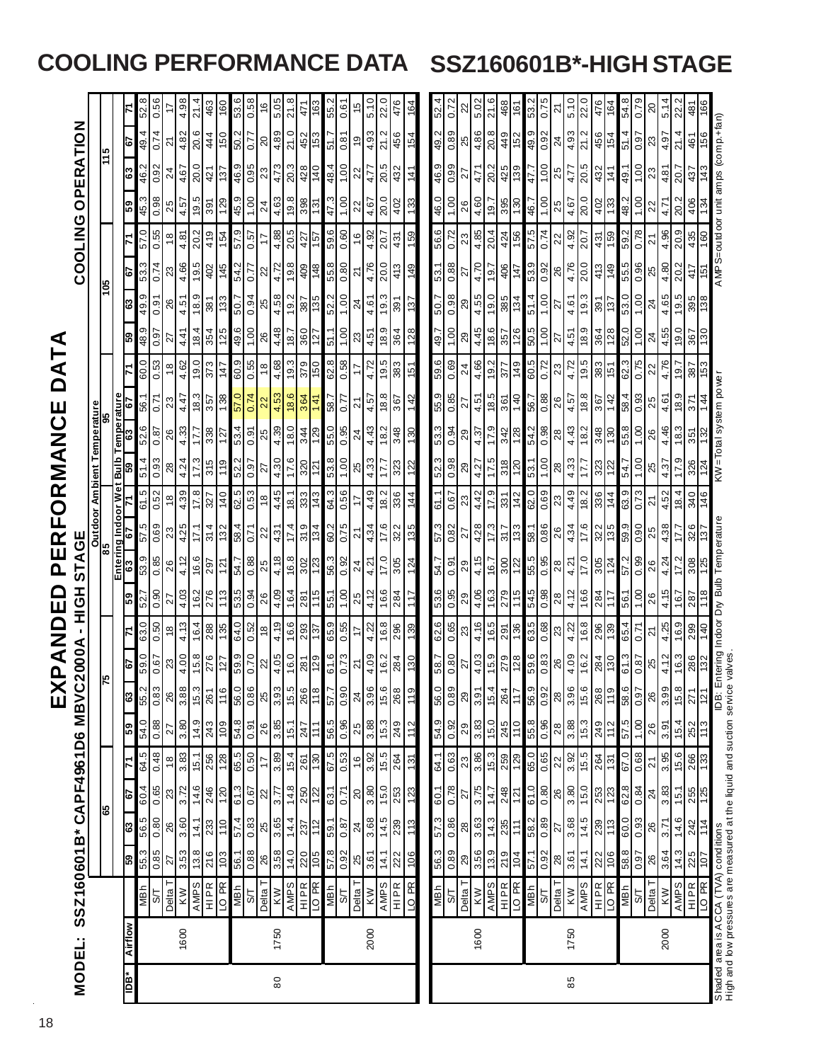# COOLING PERFORMANCE DATA SSZ160601B*-HIGH STAGE

## EXPANDED PERFORMANCE DATA

**MODEL: SSZ160601B*CAPF4961D6 MBVC2000A - HIGH STAGE** — **COOLING OPERATION**

| | | | Outdoor Ambient Temperature | | | | | | | | | | | | | | | | | | | | | |
|---|---|---|---|---|---|---|---|---|---|---|---|---|---|---|---|---|---|---|---|---|---|---|---|---|
| | | | 65 | | | | 75 | | | | 85 | | | | 95 | | | | 105 | | | | 115 | | | |
| | | | Entering Indoor Wet Bulb Temperature | | | | | | | | | | | | | | | | | | | | | | | |
| IDB* | Airflow | | 59 | 63 | 67 | 71 | 59 | 63 | 67 | 71 | 59 | 63 | 67 | 71 | 59 | 63 | 67 | 71 | 59 | 63 | 67 | 71 | 59 | 63 | 67 | 71 |
| 80 | 1600 | MBh | 55.3 | 56.5 | 60.4 | 64.5 | 54.0 | 55.2 | 59.0 | 63.0 | 52.7 | 53.9 | 57.5 | 61.5 | 51.4 | 52.6 | 56.1 | 60.0 | 48.9 | 49.9 | 53.3 | 57.0 | 45.3 | 46.2 | 49.4 | 52.8 |
| | | S/T | 0.85 | 0.80 | 0.65 | 0.48 | 0.88 | 0.83 | 0.67 | 0.50 | 0.90 | 0.85 | 0.69 | 0.52 | 0.93 | 0.87 | 0.71 | 0.53 | 0.97 | 0.91 | 0.74 | 0.55 | 0.98 | 0.92 | 0.74 | 0.56 |
| | | Delta T | 27 | 26 | 23 | 18 | 27 | 26 | 23 | 18 | 27 | 26 | 23 | 18 | 28 | 26 | 23 | 18 | 27 | 26 | 23 | 18 | 25 | 24 | 21 | 17 |
| | | KW | 3.53 | 3.60 | 3.72 | 3.83 | 3.80 | 3.88 | 4.00 | 4.13 | 4.03 | 4.12 | 4.25 | 4.39 | 4.24 | 4.33 | 4.47 | 4.62 | 4.41 | 4.51 | 4.66 | 4.81 | 4.57 | 4.67 | 4.82 | 4.98 |
| | | AMPS | 13.8 | 14.1 | 14.6 | 15.1 | 14.9 | 15.3 | 15.8 | 16.4 | 16.2 | 16.6 | 17.1 | 17.8 | 17.3 | 17.7 | 18.3 | 19.0 | 18.4 | 18.9 | 19.5 | 20.2 | 19.5 | 20.0 | 20.6 | 21.4 |
| | | HI PR | 216 | 233 | 246 | 256 | 243 | 261 | 276 | 288 | 276 | 297 | 314 | 327 | 315 | 338 | 357 | 373 | 354 | 381 | 402 | 419 | 391 | 421 | 444 | 463 |
| | | LO PR | 103 | 110 | 120 | 128 | 109 | 116 | 127 | 135 | 113 | 121 | 132 | 140 | 119 | 127 | 138 | 147 | 125 | 133 | 145 | 154 | 129 | 137 | 150 | 160 |
| | 1750 | MBh | 56.1 | 57.4 | 61.3 | 65.5 | 54.8 | 56.0 | 59.9 | 64.0 | 53.5 | 54.7 | 58.4 | 62.5 | 52.2 | 53.4 | 57.0 | 60.9 | 49.6 | 50.7 | 54.2 | 57.9 | 45.9 | 46.9 | 50.2 | 53.6 |
| | | S/T | 0.88 | 0.83 | 0.67 | 0.50 | 0.91 | 0.86 | 0.70 | 0.52 | 0.94 | 0.88 | 0.71 | 0.53 | 0.97 | 0.91 | 0.74 | 0.55 | 1.00 | 0.94 | 0.77 | 0.57 | 1.00 | 0.95 | 0.77 | 0.58 |
| | | Delta T | 26 | 25 | 22 | 17 | 26 | 25 | 22 | 18 | 26 | 25 | 22 | 18 | 27 | 25 | 22 | 18 | 26 | 25 | 22 | 17 | 24 | 23 | 20 | 16 |
| | | KW | 3.58 | 3.65 | 3.77 | 3.89 | 3.85 | 3.93 | 4.05 | 4.19 | 4.09 | 4.18 | 4.31 | 4.45 | 4.30 | 4.39 | 4.53 | 4.68 | 4.48 | 4.58 | 4.72 | 4.88 | 4.63 | 4.73 | 4.89 | 5.05 |
| | | AMPS | 14.0 | 14.4 | 14.8 | 15.4 | 15.1 | 15.5 | 16.0 | 16.6 | 16.4 | 16.8 | 17.4 | 18.1 | 17.6 | 18.0 | 18.6 | 19.3 | 18.7 | 19.2 | 19.8 | 20.5 | 19.8 | 20.3 | 21.0 | 21.8 |
| | | HI PR | 220 | 237 | 250 | 261 | 247 | 266 | 281 | 293 | 281 | 302 | 319 | 333 | 320 | 344 | 364 | 379 | 360 | 387 | 409 | 427 | 398 | 428 | 452 | 471 |
| | | LO PR | 105 | 112 | 122 | 130 | 111 | 118 | 129 | 137 | 115 | 123 | 134 | 143 | 121 | 129 | 141 | 150 | 127 | 135 | 148 | 157 | 131 | 140 | 153 | 163 |
| | 2000 | MBh | 57.8 | 59.1 | 63.1 | 67.5 | 56.5 | 57.7 | 61.6 | 65.9 | 55.1 | 56.3 | 60.2 | 64.3 | 53.8 | 55.0 | 58.7 | 62.8 | 51.1 | 52.2 | 55.8 | 59.6 | 47.3 | 48.4 | 51.7 | 55.2 |
| | | S/T | 0.92 | 0.87 | 0.71 | 0.53 | 0.96 | 0.90 | 0.73 | 0.55 | 1.00 | 0.92 | 0.75 | 0.56 | 1.00 | 0.95 | 0.77 | 0.58 | 1.00 | 1.00 | 0.80 | 0.60 | 1.00 | 1.00 | 0.81 | 0.61 |
| | | Delta T | 25 | 24 | 20 | 16 | 25 | 24 | 21 | 17 | 25 | 24 | 21 | 17 | 25 | 24 | 21 | 17 | 23 | 24 | 21 | 16 | 22 | 22 | 19 | 15 |
| | | KW | 3.61 | 3.68 | 3.80 | 3.92 | 3.88 | 3.96 | 4.09 | 4.22 | 4.12 | 4.21 | 4.34 | 4.49 | 4.33 | 4.43 | 4.57 | 4.72 | 4.51 | 4.61 | 4.76 | 4.92 | 4.67 | 4.77 | 4.93 | 5.10 |
| | | AMPS | 14.1 | 14.5 | 15.0 | 15.5 | 15.3 | 15.6 | 16.2 | 16.8 | 16.6 | 17.0 | 17.6 | 18.2 | 17.7 | 18.2 | 18.8 | 19.5 | 18.9 | 19.3 | 20.0 | 20.7 | 20.0 | 20.5 | 21.2 | 22.0 |
| | | HI PR | 222 | 239 | 253 | 264 | 249 | 268 | 284 | 296 | 284 | 305 | 322 | 336 | 323 | 348 | 367 | 383 | 364 | 391 | 413 | 431 | 402 | 432 | 456 | 476 |
| | | LO PR | 106 | 113 | 123 | 131 | 112 | 119 | 130 | 139 | 117 | 124 | 135 | 144 | 122 | 130 | 142 | 151 | 128 | 137 | 149 | 159 | 133 | 141 | 154 | 164 |
| 85 | 1600 | MBh | 56.3 | 57.3 | 60.1 | 64.1 | 54.9 | 56.0 | 58.7 | 62.6 | 53.6 | 54.7 | 57.3 | 61.1 | 52.3 | 53.3 | 55.9 | 59.6 | 49.7 | 50.7 | 53.1 | 56.6 | 46.0 | 46.9 | 49.2 | 52.4 |
| | | S/T | 0.89 | 0.86 | 0.78 | 0.63 | 0.92 | 0.89 | 0.80 | 0.65 | 0.95 | 0.91 | 0.82 | 0.67 | 0.98 | 0.94 | 0.85 | 0.69 | 1.00 | 0.98 | 0.88 | 0.72 | 1.00 | 0.99 | 0.89 | 0.72 |
| | | Delta T | 29 | 28 | 27 | 23 | 29 | 29 | 27 | 23 | 29 | 29 | 27 | 23 | 29 | 29 | 27 | 24 | 29 | 29 | 27 | 23 | 26 | 27 | 25 | 22 |
| | | KW | 3.56 | 3.63 | 3.75 | 3.86 | 3.83 | 3.91 | 4.03 | 4.16 | 4.06 | 4.15 | 4.28 | 4.42 | 4.27 | 4.37 | 4.51 | 4.66 | 4.45 | 4.55 | 4.70 | 4.85 | 4.60 | 4.71 | 4.86 | 5.02 |
| | | AMPS | 13.9 | 14.3 | 14.7 | 15.3 | 15.0 | 15.4 | 15.9 | 16.5 | 16.3 | 16.7 | 17.3 | 17.9 | 17.5 | 17.9 | 18.5 | 19.2 | 18.6 | 19.0 | 19.7 | 20.4 | 19.7 | 20.2 | 20.8 | 21.6 |
| | | HI PR | 219 | 235 | 248 | 259 | 245 | 264 | 279 | 291 | 279 | 300 | 317 | 331 | 318 | 342 | 361 | 377 | 357 | 385 | 406 | 424 | 395 | 425 | 449 | 468 |
| | | LO PR | 104 | 111 | 121 | 129 | 110 | 117 | 128 | 136 | 115 | 122 | 133 | 142 | 120 | 128 | 140 | 149 | 126 | 134 | 147 | 156 | 130 | 139 | 152 | 161 |
| | 1750 | MBh | 57.1 | 58.2 | 61.0 | 65.0 | 55.8 | 56.9 | 59.6 | 63.5 | 54.5 | 55.5 | 58.1 | 62.0 | 53.1 | 54.2 | 56.7 | 60.5 | 50.5 | 51.4 | 53.9 | 57.5 | 46.7 | 47.7 | 49.9 | 53.2 |
| | | S/T | 0.92 | 0.89 | 0.80 | 0.65 | 0.96 | 0.92 | 0.83 | 0.68 | 0.98 | 0.95 | 0.86 | 0.69 | 1.00 | 0.98 | 0.88 | 0.72 | 1.00 | 1.00 | 0.92 | 0.74 | 1.00 | 1.00 | 0.92 | 0.75 |
| | | Delta T | 28 | 27 | 26 | 22 | 28 | 28 | 26 | 23 | 28 | 28 | 26 | 23 | 28 | 28 | 26 | 23 | 27 | 27 | 26 | 22 | 25 | 25 | 24 | 21 |
| | | KW | 3.61 | 3.68 | 3.80 | 3.92 | 3.88 | 3.96 | 4.09 | 4.22 | 4.12 | 4.21 | 4.34 | 4.49 | 4.33 | 4.43 | 4.57 | 4.72 | 4.51 | 4.61 | 4.76 | 4.92 | 4.67 | 4.77 | 4.93 | 5.10 |
| | | AMPS | 14.1 | 14.5 | 15.0 | 15.5 | 15.3 | 15.6 | 16.2 | 16.8 | 16.6 | 17.0 | 17.6 | 18.2 | 17.7 | 18.2 | 18.8 | 19.5 | 18.9 | 19.3 | 20.0 | 20.7 | 20.0 | 20.5 | 21.2 | 22.0 |
| | | HI PR | 222 | 239 | 253 | 264 | 249 | 268 | 284 | 296 | 284 | 305 | 322 | 336 | 323 | 348 | 367 | 383 | 364 | 391 | 413 | 431 | 402 | 432 | 456 | 476 |
| | | LO PR | 106 | 113 | 123 | 131 | 112 | 119 | 130 | 139 | 117 | 124 | 135 | 144 | 122 | 130 | 142 | 151 | 128 | 137 | 149 | 159 | 133 | 141 | 154 | 164 |
| | 2000 | MBh | 58.8 | 60.0 | 62.8 | 67.0 | 57.5 | 58.6 | 61.3 | 65.4 | 56.1 | 57.2 | 59.9 | 63.9 | 54.7 | 55.8 | 58.4 | 62.3 | 52.0 | 53.0 | 55.5 | 59.2 | 48.2 | 49.1 | 51.4 | 54.8 |
| | | S/T | 0.97 | 0.93 | 0.84 | 0.68 | 1.00 | 0.97 | 0.87 | 0.71 | 1.00 | 0.99 | 0.90 | 0.73 | 1.00 | 1.00 | 0.93 | 0.75 | 1.00 | 1.00 | 0.96 | 0.78 | 1.00 | 1.00 | 0.97 | 0.79 |
| | | Delta T | 26 | 26 | 24 | 21 | 26 | 26 | 25 | 21 | 26 | 26 | 25 | 21 | 25 | 26 | 25 | 22 | 24 | 24 | 25 | 21 | 22 | 23 | 23 | 20 |
| | | KW | 3.64 | 3.71 | 3.83 | 3.95 | 3.91 | 3.99 | 4.12 | 4.25 | 4.15 | 4.24 | 4.38 | 4.52 | 4.37 | 4.46 | 4.61 | 4.76 | 4.55 | 4.65 | 4.80 | 4.96 | 4.71 | 4.81 | 4.97 | 5.14 |
| | | AMPS | 14.3 | 14.6 | 15.1 | 15.6 | 15.4 | 15.8 | 16.3 | 16.9 | 16.7 | 17.2 | 17.7 | 18.4 | 17.9 | 18.3 | 18.9 | 19.7 | 19.0 | 19.5 | 20.2 | 20.9 | 20.2 | 20.7 | 21.4 | 22.2 |
| | | HI PR | 225 | 242 | 255 | 266 | 252 | 271 | 286 | 299 | 287 | 308 | 326 | 340 | 326 | 351 | 371 | 387 | 367 | 395 | 417 | 435 | 406 | 437 | 461 | 481 |
| | | LO PR | 107 | 114 | 125 | 133 | 113 | 121 | 132 | 140 | 118 | 125 | 137 | 146 | 124 | 132 | 144 | 153 | 130 | 138 | 151 | 160 | 134 | 143 | 156 | 166 |

Shaded area is ACCA (TVA) conditions
High and low pressures are measured at the liquid and suction service valves.

IDB: Entering Indoor Dry Bulb Temperature

KW=Total system power

AMPS=outdoor unit amps (comp.+fan)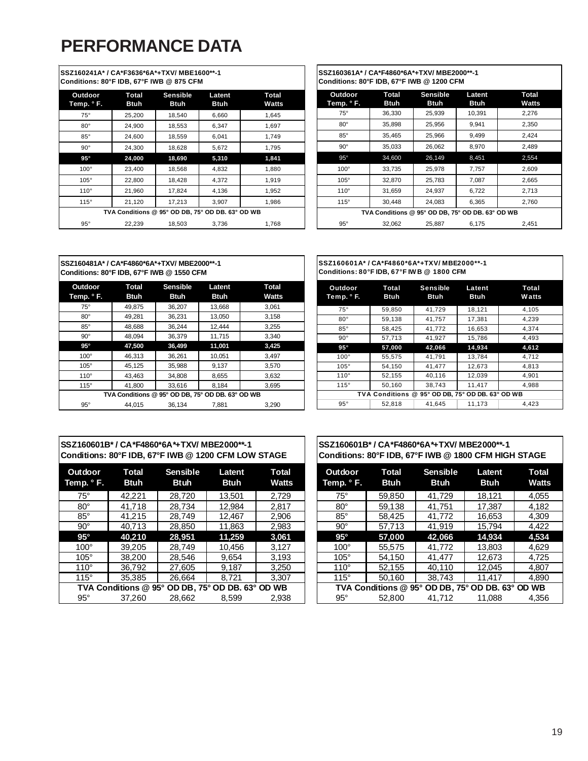# PERFORMANCE DATA

**SSZ160241A* / CA*F3636*6A*+TXV/ MBE1600**-1**
**Conditions: 80°F IDB, 67°F IWB @ 875 CFM**

| Outdoor Temp. ° F. | Total Btuh | Sensible Btuh | Latent Btuh | Total Watts |
|---|---|---|---|---|
| 75° | 25,200 | 18,540 | 6,660 | 1,645 |
| 80° | 24,900 | 18,553 | 6,347 | 1,697 |
| 85° | 24,600 | 18,559 | 6,041 | 1,749 |
| 90° | 24,300 | 18,628 | 5,672 | 1,795 |
| **95°** | **24,000** | **18,690** | **5,310** | **1,841** |
| 100° | 23,400 | 18,568 | 4,832 | 1,880 |
| 105° | 22,800 | 18,428 | 4,372 | 1,919 |
| 110° | 21,960 | 17,824 | 4,136 | 1,952 |
| 115° | 21,120 | 17,213 | 3,907 | 1,986 |
| TVA Conditions @ 95° OD DB, 75° OD DB. 63° OD WB | | | | |
| 95° | 22,239 | 18,503 | 3,736 | 1,768 |

**SSZ160361A* / CA*F4860*6A*+TXV/ MBE2000**-1**
**Conditions: 80°F IDB, 67°F IWB @ 1200 CFM**

| Outdoor Temp. ° F. | Total Btuh | Sensible Btuh | Latent Btuh | Total Watts |
|---|---|---|---|---|
| 75° | 36,330 | 25,939 | 10,391 | 2,276 |
| 80° | 35,898 | 25,956 | 9,941 | 2,350 |
| 85° | 35,465 | 25,966 | 9,499 | 2,424 |
| 90° | 35,033 | 26,062 | 8,970 | 2,489 |
| **95°** | **34,600** | **26,149** | **8,451** | **2,554** |
| 100° | 33,735 | 25,978 | 7,757 | 2,609 |
| 105° | 32,870 | 25,783 | 7,087 | 2,665 |
| 110° | 31,659 | 24,937 | 6,722 | 2,713 |
| 115° | 30,448 | 24,083 | 6,365 | 2,760 |
| TVA Conditions @ 95° OD DB, 75° OD DB. 63° OD WB | | | | |
| 95° | 32,062 | 25,887 | 6,175 | 2,451 |

**SSZ160481A* / CA*F4860*6A*+TXV/ MBE2000**-1**
**Conditions: 80°F IDB, 67°F IWB @ 1550 CFM**

| Outdoor Temp. ° F. | Total Btuh | Sensible Btuh | Latent Btuh | Total Watts |
|---|---|---|---|---|
| 75° | 49,875 | 36,207 | 13,668 | 3,061 |
| 80° | 49,281 | 36,231 | 13,050 | 3,158 |
| 85° | 48,688 | 36,244 | 12,444 | 3,255 |
| 90° | 48,094 | 36,379 | 11,715 | 3,340 |
| **95°** | **47,500** | **36,499** | **11,001** | **3,425** |
| 100° | 46,313 | 36,261 | 10,051 | 3,497 |
| 105° | 45,125 | 35,988 | 9,137 | 3,570 |
| 110° | 43,463 | 34,808 | 8,655 | 3,632 |
| 115° | 41,800 | 33,616 | 8,184 | 3,695 |
| TVA Conditions @ 95° OD DB, 75° OD DB. 63° OD WB | | | | |
| 95° | 44,015 | 36,134 | 7,881 | 3,290 |

**SSZ160601A* / CA*F4860*6A*+TXV/ MBE2000**-1**
**Conditions: 80°F IDB, 67°F IWB @ 1800 CFM**

| Outdoor Temp. ° F. | Total Btuh | Sensible Btuh | Latent Btuh | Total Watts |
|---|---|---|---|---|
| 75° | 59,850 | 41,729 | 18,121 | 4,105 |
| 80° | 59,138 | 41,757 | 17,381 | 4,239 |
| 85° | 58,425 | 41,772 | 16,653 | 4,374 |
| 90° | 57,713 | 41,927 | 15,786 | 4,493 |
| **95°** | **57,000** | **42,066** | **14,934** | **4,612** |
| 100° | 55,575 | 41,791 | 13,784 | 4,712 |
| 105° | 54,150 | 41,477 | 12,673 | 4,813 |
| 110° | 52,155 | 40,116 | 12,039 | 4,901 |
| 115° | 50,160 | 38,743 | 11,417 | 4,988 |
| TVA Conditions @ 95° OD DB, 75° OD DB. 63° OD WB | | | | |
| 95° | 52,818 | 41,645 | 11,173 | 4,423 |

**SSZ160601B* / CA*F4860*6A*+TXV/ MBE2000**-1**
**Conditions: 80°F IDB, 67°F IWB @ 1200 CFM LOW STAGE**

| Outdoor Temp. ° F. | Total Btuh | Sensible Btuh | Latent Btuh | Total Watts |
|---|---|---|---|---|
| 75° | 42,221 | 28,720 | 13,501 | 2,729 |
| 80° | 41,718 | 28,734 | 12,984 | 2,817 |
| 85° | 41,215 | 28,749 | 12,467 | 2,906 |
| 90° | 40,713 | 28,850 | 11,863 | 2,983 |
| **95°** | **40,210** | **28,951** | **11,259** | **3,061** |
| 100° | 39,205 | 28,749 | 10,456 | 3,127 |
| 105° | 38,200 | 28,546 | 9,654 | 3,193 |
| 110° | 36,792 | 27,605 | 9,187 | 3,250 |
| 115° | 35,385 | 26,664 | 8,721 | 3,307 |
| TVA Conditions @ 95° OD DB, 75° OD DB. 63° OD WB | | | | |
| 95° | 37,260 | 28,662 | 8,599 | 2,938 |

**SSZ160601B* / CA*F4860*6A*+TXV/ MBE2000**-1**
**Conditions: 80°F IDB, 67°F IWB @ 1800 CFM HIGH STAGE**

| Outdoor Temp. ° F. | Total Btuh | Sensible Btuh | Latent Btuh | Total Watts |
|---|---|---|---|---|
| 75° | 59,850 | 41,729 | 18,121 | 4,055 |
| 80° | 59,138 | 41,751 | 17,387 | 4,182 |
| 85° | 58,425 | 41,772 | 16,653 | 4,309 |
| 90° | 57,713 | 41,919 | 15,794 | 4,422 |
| **95°** | **57,000** | **42,066** | **14,934** | **4,534** |
| 100° | 55,575 | 41,772 | 13,803 | 4,629 |
| 105° | 54,150 | 41,477 | 12,673 | 4,725 |
| 110° | 52,155 | 40,110 | 12,045 | 4,807 |
| 115° | 50,160 | 38,743 | 11,417 | 4,890 |
| TVA Conditions @ 95° OD DB, 75° OD DB. 63° OD WB | | | | |
| 95° | 52,800 | 41,712 | 11,088 | 4,356 |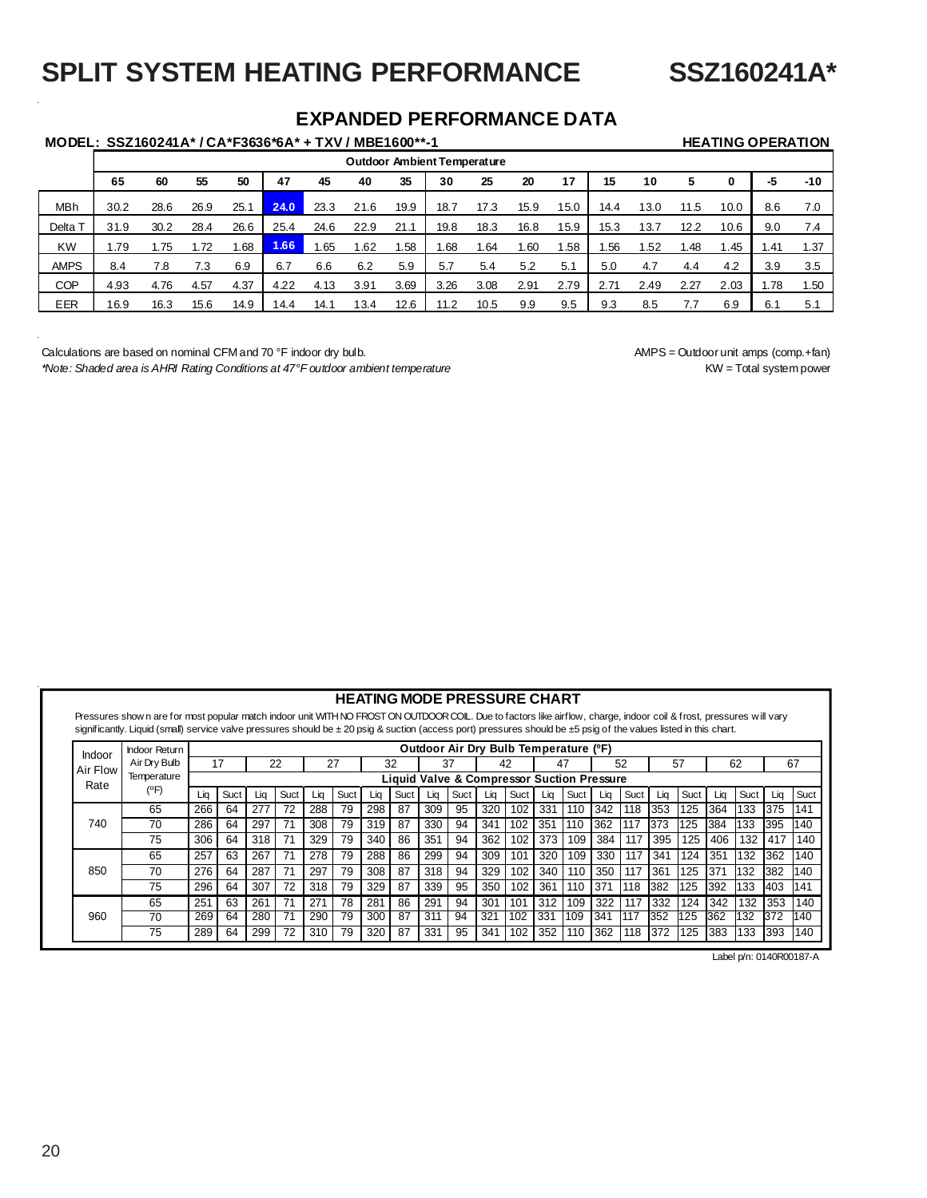# SPLIT SYSTEM HEATING PERFORMANCE SSZ160241A*

## EXPANDED PERFORMANCE DATA

**MODEL: SSZ160241A* / CA*F3636*6A* + TXV / MBE1600**-1** **HEATING OPERATION**

| | Outdoor Ambient Temperature | | | | | | | | | | | | | | | | | |
|---|---|---|---|---|---|---|---|---|---|---|---|---|---|---|---|---|---|---|
| | 65 | 60 | 55 | 50 | 47 | 45 | 40 | 35 | 30 | 25 | 20 | 17 | 15 | 10 | 5 | 0 | -5 | -10 |
| MBh | 30.2 | 28.6 | 26.9 | 25.1 | **24.0** | 23.3 | 21.6 | 19.9 | 18.7 | 17.3 | 15.9 | 15.0 | 14.4 | 13.0 | 11.5 | 10.0 | 8.6 | 7.0 |
| Delta T | 31.9 | 30.2 | 28.4 | 26.6 | 25.4 | 24.6 | 22.9 | 21.1 | 19.8 | 18.3 | 16.8 | 15.9 | 15.3 | 13.7 | 12.2 | 10.6 | 9.0 | 7.4 |
| KW | 1.79 | 1.75 | 1.72 | 1.68 | **1.66** | 1.65 | 1.62 | 1.58 | 1.68 | 1.64 | 1.60 | 1.58 | 1.56 | 1.52 | 1.48 | 1.45 | 1.41 | 1.37 |
| AMPS | 8.4 | 7.8 | 7.3 | 6.9 | 6.7 | 6.6 | 6.2 | 5.9 | 5.7 | 5.4 | 5.2 | 5.1 | 5.0 | 4.7 | 4.4 | 4.2 | 3.9 | 3.5 |
| COP | 4.93 | 4.76 | 4.57 | 4.37 | 4.22 | 4.13 | 3.91 | 3.69 | 3.26 | 3.08 | 2.91 | 2.79 | 2.71 | 2.49 | 2.27 | 2.03 | 1.78 | 1.50 |
| EER | 16.9 | 16.3 | 15.6 | 14.9 | 14.4 | 14.1 | 13.4 | 12.6 | 11.2 | 10.5 | 9.9 | 9.5 | 9.3 | 8.5 | 7.7 | 6.9 | 6.1 | 5.1 |

Calculations are based on nominal CFM and 70 °F indoor dry bulb.

*Note: Shaded area is AHRI Rating Conditions at 47°F outdoor ambient temperature*

AMPS = Outdoor unit amps (comp.+fan)

KW = Total system power

## HEATING MODE PRESSURE CHART

Pressures shown are for most popular match indoor unit WITH NO FROST ON OUTDOOR COIL. Due to factors like airflow, charge, indoor coil & frost, pressures will vary significantly. Liquid (small) service valve pressures should be ± 20 psig & suction (access port) pressures should be ±5 psig of the values listed in this chart.

| Indoor Air Flow Rate | Indoor Return Air Dry Bulb Temperature (°F) | Outdoor Air Dry Bulb Temperature (°F) | | | | | | | | | | | | | | | | | | | | | |
|---|---|---|---|---|---|---|---|---|---|---|---|---|---|---|---|---|---|---|---|---|---|---|---|
| | | 17 | | 22 | | 27 | | 32 | | 37 | | 42 | | 47 | | 52 | | 57 | | 62 | | 67 | |
| | | Liquid Valve & Compressor Suction Pressure | | | | | | | | | | | | | | | | | | | | | |
| | | Liq | Suct | Liq | Suct | Liq | Suct | Liq | Suct | Liq | Suct | Liq | Suct | Liq | Suct | Liq | Suct | Liq | Suct | Liq | Suct | Liq | Suct |
| 740 | 65 | 266 | 64 | 277 | 72 | 288 | 79 | 298 | 87 | 309 | 95 | 320 | 102 | 331 | 110 | 342 | 118 | 353 | 125 | 364 | 133 | 375 | 141 |
| | 70 | 286 | 64 | 297 | 71 | 308 | 79 | 319 | 87 | 330 | 94 | 341 | 102 | 351 | 110 | 362 | 117 | 373 | 125 | 384 | 133 | 395 | 140 |
| | 75 | 306 | 64 | 318 | 71 | 329 | 79 | 340 | 86 | 351 | 94 | 362 | 102 | 373 | 109 | 384 | 117 | 395 | 125 | 406 | 132 | 417 | 140 |
| 850 | 65 | 257 | 63 | 267 | 71 | 278 | 79 | 288 | 86 | 299 | 94 | 309 | 101 | 320 | 109 | 330 | 117 | 341 | 124 | 351 | 132 | 362 | 140 |
| | 70 | 276 | 64 | 287 | 71 | 297 | 79 | 308 | 87 | 318 | 94 | 329 | 102 | 340 | 110 | 350 | 117 | 361 | 125 | 371 | 132 | 382 | 140 |
| | 75 | 296 | 64 | 307 | 72 | 318 | 79 | 329 | 87 | 339 | 95 | 350 | 102 | 361 | 110 | 371 | 118 | 382 | 125 | 392 | 133 | 403 | 141 |
| 960 | 65 | 251 | 63 | 261 | 71 | 271 | 78 | 281 | 86 | 291 | 94 | 301 | 101 | 312 | 109 | 322 | 117 | 332 | 124 | 342 | 132 | 353 | 140 |
| | 70 | 269 | 64 | 280 | 71 | 290 | 79 | 300 | 87 | 311 | 94 | 321 | 102 | 331 | 109 | 341 | 117 | 352 | 125 | 362 | 132 | 372 | 140 |
| | 75 | 289 | 64 | 299 | 72 | 310 | 79 | 320 | 87 | 331 | 95 | 341 | 102 | 352 | 110 | 362 | 118 | 372 | 125 | 383 | 133 | 393 | 140 |

Label p/n: 0140R00187-A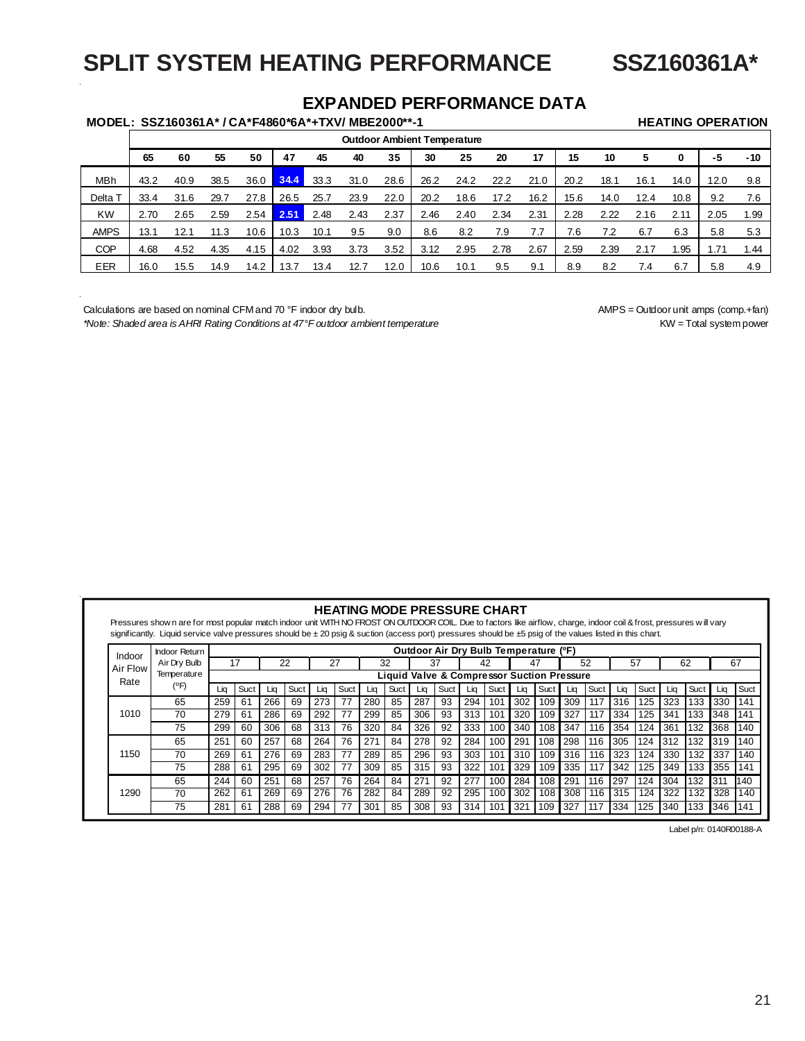# SPLIT SYSTEM HEATING PERFORMANCE SSZ160361A*

## EXPANDED PERFORMANCE DATA

**MODEL: SSZ160361A* / CA*F4860*6A*+TXV/ MBE2000**-1** **HEATING OPERATION**

| | Outdoor Ambient Temperature | | | | | | | | | | | | | | | | | |
|---|---|---|---|---|---|---|---|---|---|---|---|---|---|---|---|---|---|---|
| | 65 | 60 | 55 | 50 | 47 | 45 | 40 | 35 | 30 | 25 | 20 | 17 | 15 | 10 | 5 | 0 | -5 | -10 |
| MBh | 43.2 | 40.9 | 38.5 | 36.0 | 34.4 | 33.3 | 31.0 | 28.6 | 26.2 | 24.2 | 22.2 | 21.0 | 20.2 | 18.1 | 16.1 | 14.0 | 12.0 | 9.8 |
| Delta T | 33.4 | 31.6 | 29.7 | 27.8 | 26.5 | 25.7 | 23.9 | 22.0 | 20.2 | 18.6 | 17.2 | 16.2 | 15.6 | 14.0 | 12.4 | 10.8 | 9.2 | 7.6 |
| KW | 2.70 | 2.65 | 2.59 | 2.54 | 2.51 | 2.48 | 2.43 | 2.37 | 2.46 | 2.40 | 2.34 | 2.31 | 2.28 | 2.22 | 2.16 | 2.11 | 2.05 | 1.99 |
| AMPS | 13.1 | 12.1 | 11.3 | 10.6 | 10.3 | 10.1 | 9.5 | 9.0 | 8.6 | 8.2 | 7.9 | 7.7 | 7.6 | 7.2 | 6.7 | 6.3 | 5.8 | 5.3 |
| COP | 4.68 | 4.52 | 4.35 | 4.15 | 4.02 | 3.93 | 3.73 | 3.52 | 3.12 | 2.95 | 2.78 | 2.67 | 2.59 | 2.39 | 2.17 | 1.95 | 1.71 | 1.44 |
| EER | 16.0 | 15.5 | 14.9 | 14.2 | 13.7 | 13.4 | 12.7 | 12.0 | 10.6 | 10.1 | 9.5 | 9.1 | 8.9 | 8.2 | 7.4 | 6.7 | 5.8 | 4.9 |

Calculations are based on nominal CFM and 70 °F indoor dry bulb.

*\*Note: Shaded area is AHRI Rating Conditions at 47°F outdoor ambient temperature*

AMPS = Outdoor unit amps (comp.+fan)

KW = Total system power

### HEATING MODE PRESSURE CHART

Pressures shown are for most popular match indoor unit WITH NO FROST ON OUTDOOR COIL. Due to factors like airflow, charge, indoor coil & frost, pressures will vary significantly. Liquid service valve pressures should be ± 20 psig & suction (access port) pressures should be ±5 psig of the values listed in this chart.

| Indoor Air Flow Rate | Indoor Return Air Dry Bulb Temperature (°F) | Outdoor Air Dry Bulb Temperature (°F) | | | | | | | | | | | | | | | | | | | | |
|---|---|---|---|---|---|---|---|---|---|---|---|---|---|---|---|---|---|---|---|---|---|---|---|
| | | 17 | | 22 | | 27 | | 32 | | 37 | | 42 | | 47 | | 52 | | 57 | | 62 | | 67 | |
| | | Liquid Valve & Compressor Suction Pressure | | | | | | | | | | | | | | | | | | | | | |
| | | Liq | Suct | Liq | Suct | Liq | Suct | Liq | Suct | Liq | Suct | Liq | Suct | Liq | Suct | Liq | Suct | Liq | Suct | Liq | Suct | Liq | Suct |
| 1010 | 65 | 259 | 61 | 266 | 69 | 273 | 77 | 280 | 85 | 287 | 93 | 294 | 101 | 302 | 109 | 309 | 117 | 316 | 125 | 323 | 133 | 330 | 141 |
| | 70 | 279 | 61 | 286 | 69 | 292 | 77 | 299 | 85 | 306 | 93 | 313 | 101 | 320 | 109 | 327 | 117 | 334 | 125 | 341 | 133 | 348 | 141 |
| | 75 | 299 | 60 | 306 | 68 | 313 | 76 | 320 | 84 | 326 | 92 | 333 | 100 | 340 | 108 | 347 | 116 | 354 | 124 | 361 | 132 | 368 | 140 |
| 1150 | 65 | 251 | 60 | 257 | 68 | 264 | 76 | 271 | 84 | 278 | 92 | 284 | 100 | 291 | 108 | 298 | 116 | 305 | 124 | 312 | 132 | 319 | 140 |
| | 70 | 269 | 61 | 276 | 69 | 283 | 77 | 289 | 85 | 296 | 93 | 303 | 101 | 310 | 109 | 316 | 116 | 323 | 124 | 330 | 132 | 337 | 140 |
| | 75 | 288 | 61 | 295 | 69 | 302 | 77 | 309 | 85 | 315 | 93 | 322 | 101 | 329 | 109 | 335 | 117 | 342 | 125 | 349 | 133 | 355 | 141 |
| 1290 | 65 | 244 | 60 | 251 | 68 | 257 | 76 | 264 | 84 | 271 | 92 | 277 | 100 | 284 | 108 | 291 | 116 | 297 | 124 | 304 | 132 | 311 | 140 |
| | 70 | 262 | 61 | 269 | 69 | 276 | 76 | 282 | 84 | 289 | 92 | 295 | 100 | 302 | 108 | 308 | 116 | 315 | 124 | 322 | 132 | 328 | 140 |
| | 75 | 281 | 61 | 288 | 69 | 294 | 77 | 301 | 85 | 308 | 93 | 314 | 101 | 321 | 109 | 327 | 117 | 334 | 125 | 340 | 133 | 346 | 141 |

Label p/n: 0140R00188-A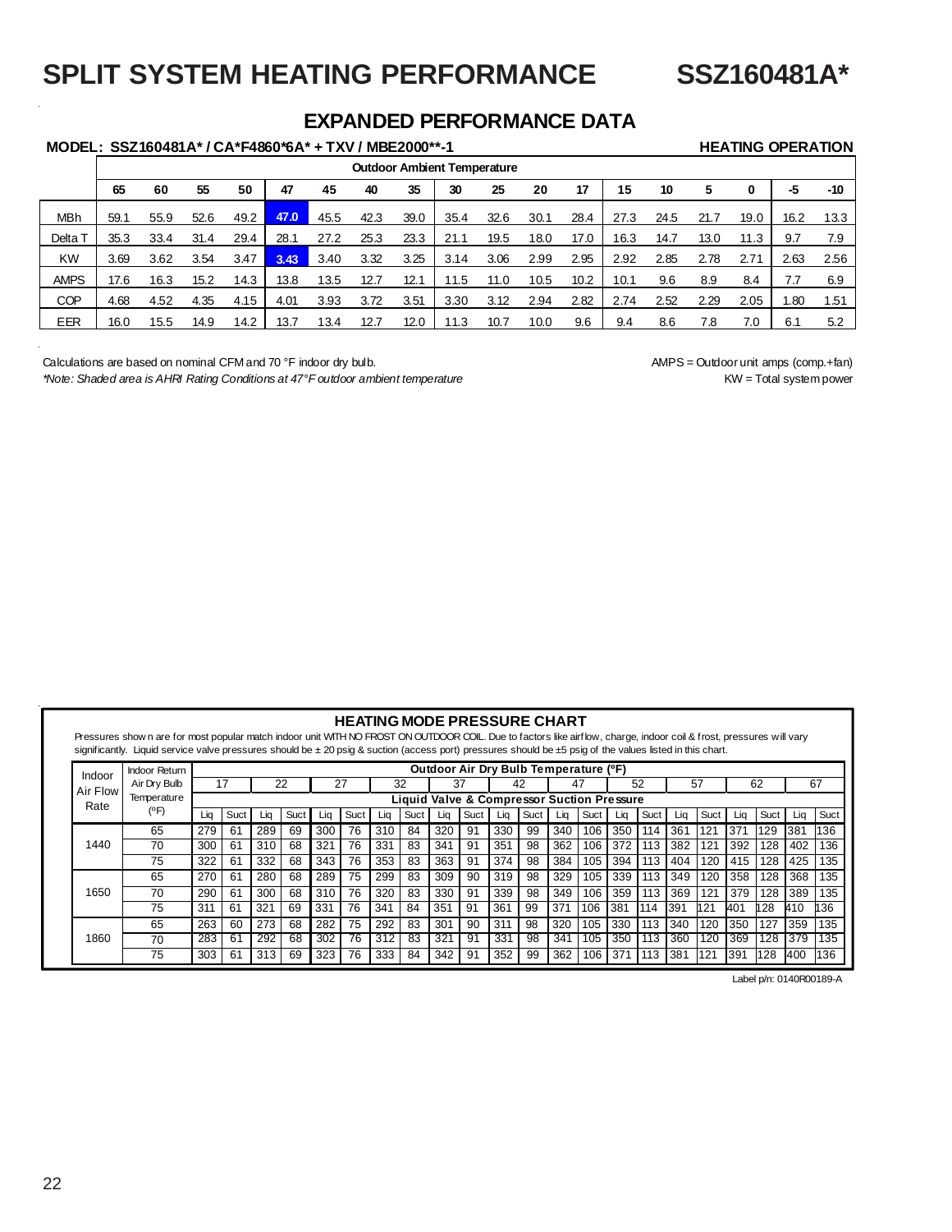# SPLIT SYSTEM HEATING PERFORMANCE SSZ160481A*

## EXPANDED PERFORMANCE DATA

**MODEL: SSZ160481A* / CA*F4860*6A* + TXV / MBE2000**-1** **HEATING OPERATION**

| | Outdoor Ambient Temperature | | | | | | | | | | | | | | | | | |
|---|---|---|---|---|---|---|---|---|---|---|---|---|---|---|---|---|---|---|
| | 65 | 60 | 55 | 50 | 47 | 45 | 40 | 35 | 30 | 25 | 20 | 17 | 15 | 10 | 5 | 0 | -5 | -10 |
| MBh | 59.1 | 55.9 | 52.6 | 49.2 | 47.0 | 45.5 | 42.3 | 39.0 | 35.4 | 32.6 | 30.1 | 28.4 | 27.3 | 24.5 | 21.7 | 19.0 | 16.2 | 13.3 |
| Delta T | 35.3 | 33.4 | 31.4 | 29.4 | 28.1 | 27.2 | 25.3 | 23.3 | 21.1 | 19.5 | 18.0 | 17.0 | 16.3 | 14.7 | 13.0 | 11.3 | 9.7 | 7.9 |
| KW | 3.69 | 3.62 | 3.54 | 3.47 | 3.43 | 3.40 | 3.32 | 3.25 | 3.14 | 3.06 | 2.99 | 2.95 | 2.92 | 2.85 | 2.78 | 2.71 | 2.63 | 2.56 |
| AMPS | 17.6 | 16.3 | 15.2 | 14.3 | 13.8 | 13.5 | 12.7 | 12.1 | 11.5 | 11.0 | 10.5 | 10.2 | 10.1 | 9.6 | 8.9 | 8.4 | 7.7 | 6.9 |
| COP | 4.68 | 4.52 | 4.35 | 4.15 | 4.01 | 3.93 | 3.72 | 3.51 | 3.30 | 3.12 | 2.94 | 2.82 | 2.74 | 2.52 | 2.29 | 2.05 | 1.80 | 1.51 |
| EER | 16.0 | 15.5 | 14.9 | 14.2 | 13.7 | 13.4 | 12.7 | 12.0 | 11.3 | 10.7 | 10.0 | 9.6 | 9.4 | 8.6 | 7.8 | 7.0 | 6.1 | 5.2 |

Calculations are based on nominal CFM and 70 °F indoor dry bulb.

*Note: Shaded area is AHRI Rating Conditions at 47°F outdoor ambient temperature*

AMPS = Outdoor unit amps (comp.+fan)

KW = Total system power

### HEATING MODE PRESSURE CHART

Pressures shown are for most popular match indoor unit WITH NO FROST ON OUTDOOR COIL. Due to factors like airflow, charge, indoor coil & frost, pressures will vary significantly. Liquid service valve pressures should be ± 20 psig & suction (access port) pressures should be ±5 psig of the values listed in this chart.

| Indoor Air Flow Rate | Indoor Return Air Dry Bulb Temperature (°F) | Outdoor Air Dry Bulb Temperature (°F) | | | | | | | | | | | | | | | | | | | | | |
|---|---|---|---|---|---|---|---|---|---|---|---|---|---|---|---|---|---|---|---|---|---|---|---|
| | | 17 | | 22 | | 27 | | 32 | | 37 | | 42 | | 47 | | 52 | | 57 | | 62 | | 67 | |
| | | Liquid Valve & Compressor Suction Pressure | | | | | | | | | | | | | | | | | | | | | |
| | | Liq | Suct | Liq | Suct | Liq | Suct | Liq | Suct | Liq | Suct | Liq | Suct | Liq | Suct | Liq | Suct | Liq | Suct | Liq | Suct | Liq | Suct |
| 1440 | 65 | 279 | 61 | 289 | 69 | 300 | 76 | 310 | 84 | 320 | 91 | 330 | 99 | 340 | 106 | 350 | 114 | 361 | 121 | 371 | 129 | 381 | 136 |
| | 70 | 300 | 61 | 310 | 68 | 321 | 76 | 331 | 83 | 341 | 91 | 351 | 98 | 362 | 106 | 372 | 113 | 382 | 121 | 392 | 128 | 402 | 136 |
| | 75 | 322 | 61 | 332 | 68 | 343 | 76 | 353 | 83 | 363 | 91 | 374 | 98 | 384 | 105 | 394 | 113 | 404 | 120 | 415 | 128 | 425 | 135 |
| 1650 | 65 | 270 | 61 | 280 | 68 | 289 | 75 | 299 | 83 | 309 | 90 | 319 | 98 | 329 | 105 | 339 | 113 | 349 | 120 | 358 | 128 | 368 | 135 |
| | 70 | 290 | 61 | 300 | 68 | 310 | 76 | 320 | 83 | 330 | 91 | 339 | 98 | 349 | 106 | 359 | 113 | 369 | 121 | 379 | 128 | 389 | 135 |
| | 75 | 311 | 61 | 321 | 69 | 331 | 76 | 341 | 84 | 351 | 91 | 361 | 99 | 371 | 106 | 381 | 114 | 391 | 121 | 401 | 128 | 410 | 136 |
| 1860 | 65 | 263 | 60 | 273 | 68 | 282 | 75 | 292 | 83 | 301 | 90 | 311 | 98 | 320 | 105 | 330 | 113 | 340 | 120 | 350 | 127 | 359 | 135 |
| | 70 | 283 | 61 | 292 | 68 | 302 | 76 | 312 | 83 | 321 | 91 | 331 | 98 | 341 | 105 | 350 | 113 | 360 | 120 | 369 | 128 | 379 | 135 |
| | 75 | 303 | 61 | 313 | 69 | 323 | 76 | 333 | 84 | 342 | 91 | 352 | 99 | 362 | 106 | 371 | 113 | 381 | 121 | 391 | 128 | 400 | 136 |

Label p/n: 0140R00189-A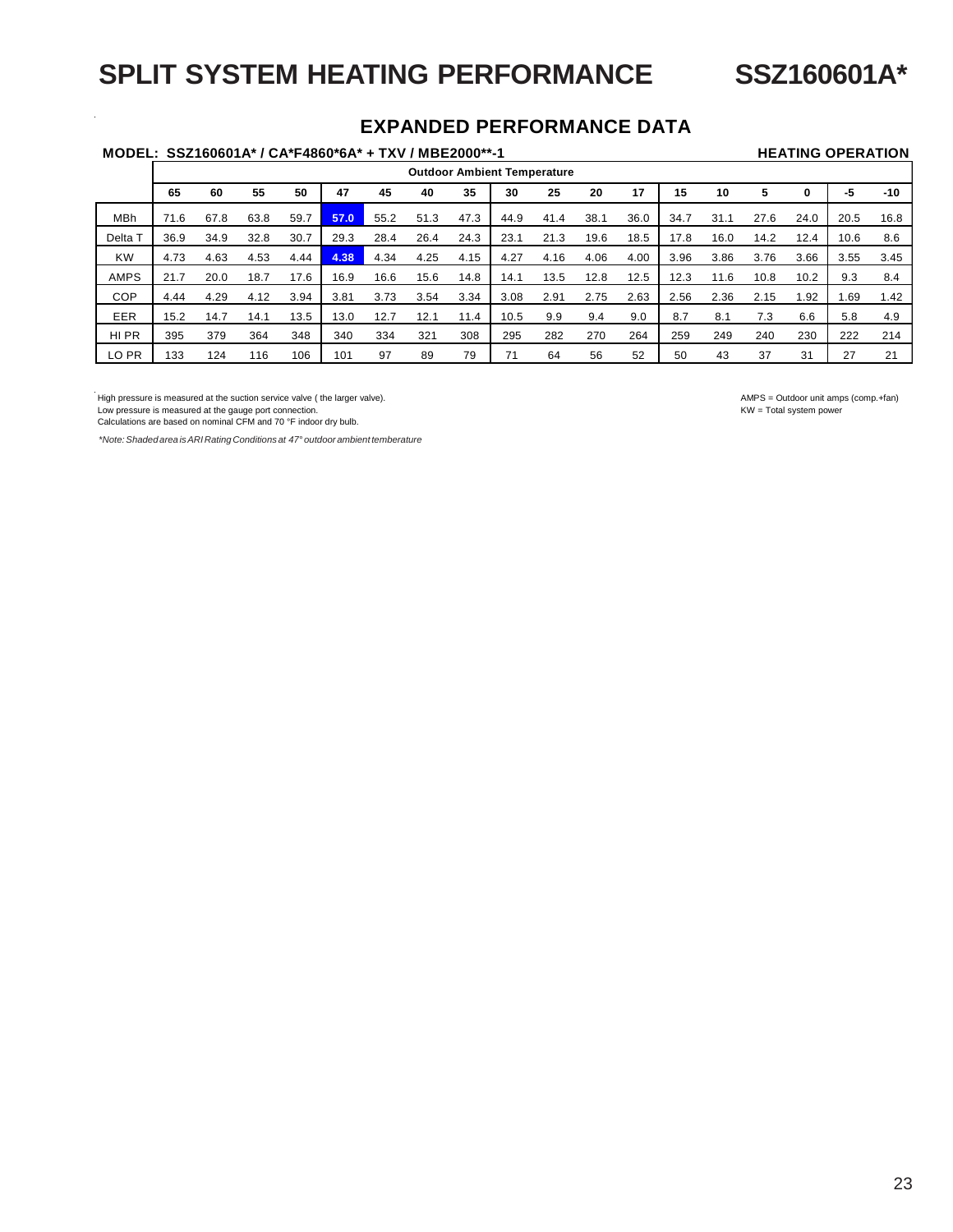# SPLIT SYSTEM HEATING PERFORMANCE SSZ160601A*

## EXPANDED PERFORMANCE DATA

**MODEL: SSZ160601A* / CA*F4860*6A* + TXV / MBE2000**-1** **HEATING OPERATION**

| | Outdoor Ambient Temperature | | | | | | | | | | | | | | | | | |
|---|---|---|---|---|---|---|---|---|---|---|---|---|---|---|---|---|---|---|
| | **65** | **60** | **55** | **50** | **47** | **45** | **40** | **35** | **30** | **25** | **20** | **17** | **15** | **10** | **5** | **0** | **-5** | **-10** |
| MBh | 71.6 | 67.8 | 63.8 | 59.7 | **57.0** | 55.2 | 51.3 | 47.3 | 44.9 | 41.4 | 38.1 | 36.0 | 34.7 | 31.1 | 27.6 | 24.0 | 20.5 | 16.8 |
| Delta T | 36.9 | 34.9 | 32.8 | 30.7 | 29.3 | 28.4 | 26.4 | 24.3 | 23.1 | 21.3 | 19.6 | 18.5 | 17.8 | 16.0 | 14.2 | 12.4 | 10.6 | 8.6 |
| KW | 4.73 | 4.63 | 4.53 | 4.44 | **4.38** | 4.34 | 4.25 | 4.15 | 4.27 | 4.16 | 4.06 | 4.00 | 3.96 | 3.86 | 3.76 | 3.66 | 3.55 | 3.45 |
| AMPS | 21.7 | 20.0 | 18.7 | 17.6 | 16.9 | 16.6 | 15.6 | 14.8 | 14.1 | 13.5 | 12.8 | 12.5 | 12.3 | 11.6 | 10.8 | 10.2 | 9.3 | 8.4 |
| COP | 4.44 | 4.29 | 4.12 | 3.94 | 3.81 | 3.73 | 3.54 | 3.34 | 3.08 | 2.91 | 2.75 | 2.63 | 2.56 | 2.36 | 2.15 | 1.92 | 1.69 | 1.42 |
| EER | 15.2 | 14.7 | 14.1 | 13.5 | 13.0 | 12.7 | 12.1 | 11.4 | 10.5 | 9.9 | 9.4 | 9.0 | 8.7 | 8.1 | 7.3 | 6.6 | 5.8 | 4.9 |
| HI PR | 395 | 379 | 364 | 348 | 340 | 334 | 321 | 308 | 295 | 282 | 270 | 264 | 259 | 249 | 240 | 230 | 222 | 214 |
| LO PR | 133 | 124 | 116 | 106 | 101 | 97 | 89 | 79 | 71 | 64 | 56 | 52 | 50 | 43 | 37 | 31 | 27 | 21 |

High pressure is measured at the suction service valve ( the larger valve).
Low pressure is measured at the gauge port connection.
Calculations are based on nominal CFM and 70 °F indoor dry bulb.

AMPS = Outdoor unit amps (comp.+fan)
KW = Total system power

*\*Note: Shaded area is ARI Rating Conditions at 47° outdoor ambient temberature*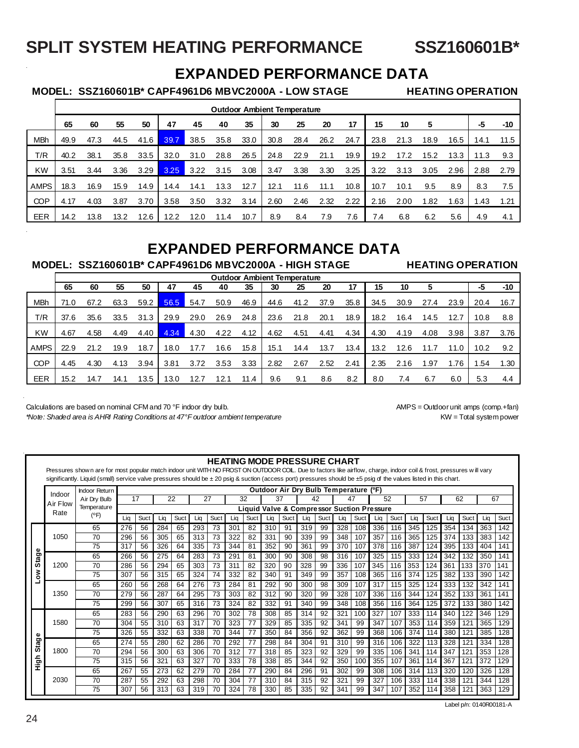// SPLIT SYSTEM HEATING PERFORMANCE SSZ160601B*

# SPLIT SYSTEM HEATING PERFORMANCE SSZ160601B*

## EXPANDED PERFORMANCE DATA

**MODEL: SSZ160601B* CAPF4961D6 MBVC2000A - LOW STAGE** **HEATING OPERATION**

| | Outdoor Ambient Temperature | | | | | | | | | | | | | | | | | |
|---|---|---|---|---|---|---|---|---|---|---|---|---|---|---|---|---|---|---|
| | 65 | 60 | 55 | 50 | 47 | 45 | 40 | 35 | 30 | 25 | 20 | 17 | 15 | 10 | 5 | | -5 | -10 |
| MBh | 49.9 | 47.3 | 44.5 | 41.6 | 39.7 | 38.5 | 35.8 | 33.0 | 30.8 | 28.4 | 26.2 | 24.7 | 23.8 | 21.3 | 18.9 | 16.5 | 14.1 | 11.5 |
| T/R | 40.2 | 38.1 | 35.8 | 33.5 | 32.0 | 31.0 | 28.8 | 26.5 | 24.8 | 22.9 | 21.1 | 19.9 | 19.2 | 17.2 | 15.2 | 13.3 | 11.3 | 9.3 |
| KW | 3.51 | 3.44 | 3.36 | 3.29 | 3.25 | 3.22 | 3.15 | 3.08 | 3.47 | 3.38 | 3.30 | 3.25 | 3.22 | 3.13 | 3.05 | 2.96 | 2.88 | 2.79 |
| AMPS | 18.3 | 16.9 | 15.9 | 14.9 | 14.4 | 14.1 | 13.3 | 12.7 | 12.1 | 11.6 | 11.1 | 10.8 | 10.7 | 10.1 | 9.5 | 8.9 | 8.3 | 7.5 |
| COP | 4.17 | 4.03 | 3.87 | 3.70 | 3.58 | 3.50 | 3.32 | 3.14 | 2.60 | 2.46 | 2.32 | 2.22 | 2.16 | 2.00 | 1.82 | 1.63 | 1.43 | 1.21 |
| EER | 14.2 | 13.8 | 13.2 | 12.6 | 12.2 | 12.0 | 11.4 | 10.7 | 8.9 | 8.4 | 7.9 | 7.6 | 7.4 | 6.8 | 6.2 | 5.6 | 4.9 | 4.1 |

## EXPANDED PERFORMANCE DATA

**MODEL: SSZ160601B* CAPF4961D6 MBVC2000A - HIGH STAGE** **HEATING OPERATION**

| | Outdoor Ambient Temperature | | | | | | | | | | | | | | | | | |
|---|---|---|---|---|---|---|---|---|---|---|---|---|---|---|---|---|---|---|
| | 65 | 60 | 55 | 50 | 47 | 45 | 40 | 35 | 30 | 25 | 20 | 17 | 15 | 10 | 5 | | -5 | -10 |
| MBh | 71.0 | 67.2 | 63.3 | 59.2 | 56.5 | 54.7 | 50.9 | 46.9 | 44.6 | 41.2 | 37.9 | 35.8 | 34.5 | 30.9 | 27.4 | 23.9 | 20.4 | 16.7 |
| T/R | 37.6 | 35.6 | 33.5 | 31.3 | 29.9 | 29.0 | 26.9 | 24.8 | 23.6 | 21.8 | 20.1 | 18.9 | 18.2 | 16.4 | 14.5 | 12.7 | 10.8 | 8.8 |
| KW | 4.67 | 4.58 | 4.49 | 4.40 | 4.34 | 4.30 | 4.22 | 4.12 | 4.62 | 4.51 | 4.41 | 4.34 | 4.30 | 4.19 | 4.08 | 3.98 | 3.87 | 3.76 |
| AMPS | 22.9 | 21.2 | 19.9 | 18.7 | 18.0 | 17.7 | 16.6 | 15.8 | 15.1 | 14.4 | 13.7 | 13.4 | 13.2 | 12.6 | 11.7 | 11.0 | 10.2 | 9.2 |
| COP | 4.45 | 4.30 | 4.13 | 3.94 | 3.81 | 3.72 | 3.53 | 3.33 | 2.82 | 2.67 | 2.52 | 2.41 | 2.35 | 2.16 | 1.97 | 1.76 | 1.54 | 1.30 |
| EER | 15.2 | 14.7 | 14.1 | 13.5 | 13.0 | 12.7 | 12.1 | 11.4 | 9.6 | 9.1 | 8.6 | 8.2 | 8.0 | 7.4 | 6.7 | 6.0 | 5.3 | 4.4 |

Calculations are based on nominal CFM and 70 °F indoor dry bulb.

*\*Note: Shaded area is AHRI Rating Conditions at 47°F outdoor ambient temperature*

AMPS = Outdoor unit amps (comp.+fan)

KW = Total system power

### HEATING MODE PRESSURE CHART

Pressures shown are for most popular match indoor unit WITH NO FROST ON OUTDOOR COIL. Due to factors like airflow, charge, indoor coil & frost, pressures will vary significantly. Liquid (small) service valve pressures should be ± 20 psig & suction (access port) pressures should be ±5 psig of the values listed in this chart.

| | Indoor Air Flow Rate | Indoor Return Air Dry Bulb Temperature (°F) | Outdoor Air Dry Bulb Temperature (°F) | | | | | | | | | | | | | | | | | | | | | |
|---|---|---|---|---|---|---|---|---|---|---|---|---|---|---|---|---|---|---|---|---|---|---|---|---|
| | | | 17 | | 22 | | 27 | | 32 | | 37 | | 42 | | 47 | | 52 | | 57 | | 62 | | 67 | |
| | | | Liquid Valve & Compressor Suction Pressure | | | | | | | | | | | | | | | | | | | | | |
| | | | Liq | Suct | Liq | Suct | Liq | Suct | Liq | Suct | Liq | Suct | Liq | Suct | Liq | Suct | Liq | Suct | Liq | Suct | Liq | Suct | Liq | Suct |
| Low Stage | 1050 | 65 | 276 | 56 | 284 | 65 | 293 | 73 | 301 | 82 | 310 | 91 | 319 | 99 | 328 | 108 | 336 | 116 | 345 | 125 | 354 | 134 | 363 | 142 |
| | | 70 | 296 | 56 | 305 | 65 | 313 | 73 | 322 | 82 | 331 | 90 | 339 | 99 | 348 | 107 | 357 | 116 | 365 | 125 | 374 | 133 | 383 | 142 |
| | | 75 | 317 | 56 | 326 | 64 | 335 | 73 | 344 | 81 | 352 | 90 | 361 | 99 | 370 | 107 | 378 | 116 | 387 | 124 | 395 | 133 | 404 | 141 |
| | 1200 | 65 | 266 | 56 | 275 | 64 | 283 | 73 | 291 | 81 | 300 | 90 | 308 | 98 | 316 | 107 | 325 | 115 | 333 | 124 | 342 | 132 | 350 | 141 |
| | | 70 | 286 | 56 | 294 | 65 | 303 | 73 | 311 | 82 | 320 | 90 | 328 | 99 | 336 | 107 | 345 | 116 | 353 | 124 | 361 | 133 | 370 | 141 |
| | | 75 | 307 | 56 | 315 | 65 | 324 | 74 | 332 | 82 | 340 | 91 | 349 | 99 | 357 | 108 | 365 | 116 | 374 | 125 | 382 | 133 | 390 | 142 |
| | 1350 | 65 | 260 | 56 | 268 | 64 | 276 | 73 | 284 | 81 | 292 | 90 | 300 | 98 | 309 | 107 | 317 | 115 | 325 | 124 | 333 | 132 | 342 | 141 |
| | | 70 | 279 | 56 | 287 | 64 | 295 | 73 | 303 | 82 | 312 | 90 | 320 | 99 | 328 | 107 | 336 | 116 | 344 | 124 | 352 | 133 | 361 | 141 |
| | | 75 | 299 | 56 | 307 | 65 | 316 | 73 | 324 | 82 | 332 | 91 | 340 | 99 | 348 | 108 | 356 | 116 | 364 | 125 | 372 | 133 | 380 | 142 |
| High Stage | 1580 | 65 | 283 | 56 | 290 | 63 | 296 | 70 | 302 | 78 | 308 | 85 | 314 | 92 | 321 | 100 | 327 | 107 | 333 | 114 | 340 | 122 | 346 | 129 |
| | | 70 | 304 | 55 | 310 | 63 | 317 | 70 | 323 | 77 | 329 | 85 | 335 | 92 | 341 | 99 | 347 | 107 | 353 | 114 | 359 | 121 | 365 | 129 |
| | | 75 | 326 | 55 | 332 | 63 | 338 | 70 | 344 | 77 | 350 | 84 | 356 | 92 | 362 | 99 | 368 | 106 | 374 | 114 | 380 | 121 | 385 | 128 |
| | 1800 | 65 | 274 | 55 | 280 | 62 | 286 | 70 | 292 | 77 | 298 | 84 | 304 | 91 | 310 | 99 | 316 | 106 | 322 | 113 | 328 | 121 | 334 | 128 |
| | | 70 | 294 | 56 | 300 | 63 | 306 | 70 | 312 | 77 | 318 | 85 | 323 | 92 | 329 | 99 | 335 | 106 | 341 | 114 | 347 | 121 | 353 | 128 |
| | | 75 | 315 | 56 | 321 | 63 | 327 | 70 | 333 | 78 | 338 | 85 | 344 | 92 | 350 | 100 | 355 | 107 | 361 | 114 | 367 | 121 | 372 | 129 |
| | 2030 | 65 | 267 | 55 | 273 | 62 | 279 | 70 | 284 | 77 | 290 | 84 | 296 | 91 | 302 | 99 | 308 | 106 | 314 | 113 | 320 | 120 | 326 | 128 |
| | | 70 | 287 | 55 | 292 | 63 | 298 | 70 | 304 | 77 | 310 | 84 | 315 | 92 | 321 | 99 | 327 | 106 | 333 | 114 | 338 | 121 | 344 | 128 |
| | | 75 | 307 | 56 | 313 | 63 | 319 | 70 | 324 | 78 | 330 | 85 | 335 | 92 | 341 | 99 | 347 | 107 | 352 | 114 | 358 | 121 | 363 | 129 |

Label p/n: 0140R00181-A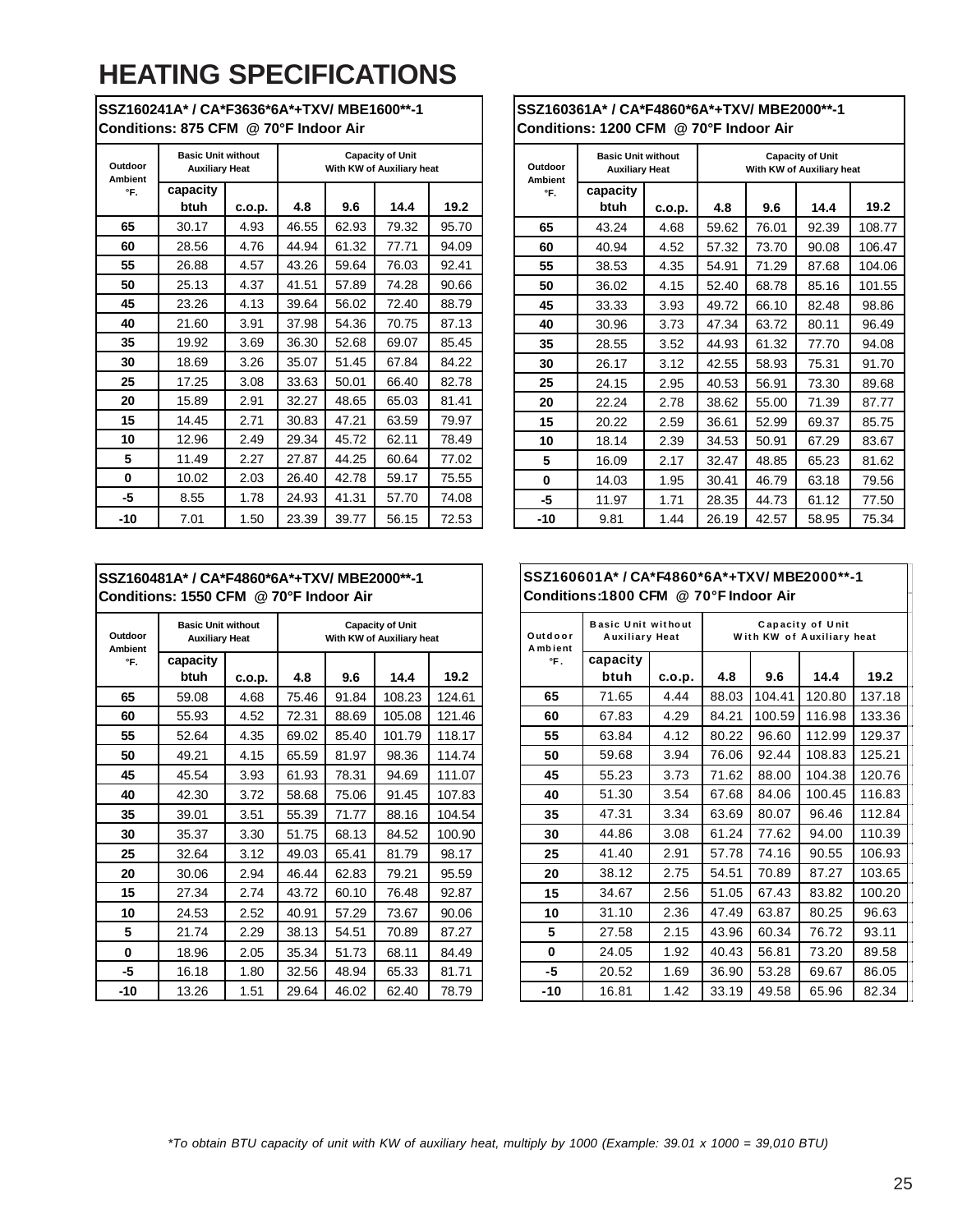# HEATING SPECIFICATIONS

**SSZ160241A* / CA*F3636*6A*+TXV/ MBE1600**-1**
**Conditions: 875 CFM @ 70°F Indoor Air**

| Outdoor Ambient °F. | Basic Unit without Auxiliary Heat | | Capacity of Unit With KW of Auxiliary heat | | | |
|---|---|---|---|---|---|---|
| | capacity btuh | c.o.p. | 4.8 | 9.6 | 14.4 | 19.2 |
| 65 | 30.17 | 4.93 | 46.55 | 62.93 | 79.32 | 95.70 |
| 60 | 28.56 | 4.76 | 44.94 | 61.32 | 77.71 | 94.09 |
| 55 | 26.88 | 4.57 | 43.26 | 59.64 | 76.03 | 92.41 |
| 50 | 25.13 | 4.37 | 41.51 | 57.89 | 74.28 | 90.66 |
| 45 | 23.26 | 4.13 | 39.64 | 56.02 | 72.40 | 88.79 |
| 40 | 21.60 | 3.91 | 37.98 | 54.36 | 70.75 | 87.13 |
| 35 | 19.92 | 3.69 | 36.30 | 52.68 | 69.07 | 85.45 |
| 30 | 18.69 | 3.26 | 35.07 | 51.45 | 67.84 | 84.22 |
| 25 | 17.25 | 3.08 | 33.63 | 50.01 | 66.40 | 82.78 |
| 20 | 15.89 | 2.91 | 32.27 | 48.65 | 65.03 | 81.41 |
| 15 | 14.45 | 2.71 | 30.83 | 47.21 | 63.59 | 79.97 |
| 10 | 12.96 | 2.49 | 29.34 | 45.72 | 62.11 | 78.49 |
| 5 | 11.49 | 2.27 | 27.87 | 44.25 | 60.64 | 77.02 |
| 0 | 10.02 | 2.03 | 26.40 | 42.78 | 59.17 | 75.55 |
| -5 | 8.55 | 1.78 | 24.93 | 41.31 | 57.70 | 74.08 |
| -10 | 7.01 | 1.50 | 23.39 | 39.77 | 56.15 | 72.53 |

**SSZ160361A* / CA*F4860*6A*+TXV/ MBE2000**-1**
**Conditions: 1200 CFM @ 70°F Indoor Air**

| Outdoor Ambient °F. | Basic Unit without Auxiliary Heat | | Capacity of Unit With KW of Auxiliary heat | | | |
|---|---|---|---|---|---|---|
| | capacity btuh | c.o.p. | 4.8 | 9.6 | 14.4 | 19.2 |
| 65 | 43.24 | 4.68 | 59.62 | 76.01 | 92.39 | 108.77 |
| 60 | 40.94 | 4.52 | 57.32 | 73.70 | 90.08 | 106.47 |
| 55 | 38.53 | 4.35 | 54.91 | 71.29 | 87.68 | 104.06 |
| 50 | 36.02 | 4.15 | 52.40 | 68.78 | 85.16 | 101.55 |
| 45 | 33.33 | 3.93 | 49.72 | 66.10 | 82.48 | 98.86 |
| 40 | 30.96 | 3.73 | 47.34 | 63.72 | 80.11 | 96.49 |
| 35 | 28.55 | 3.52 | 44.93 | 61.32 | 77.70 | 94.08 |
| 30 | 26.17 | 3.12 | 42.55 | 58.93 | 75.31 | 91.70 |
| 25 | 24.15 | 2.95 | 40.53 | 56.91 | 73.30 | 89.68 |
| 20 | 22.24 | 2.78 | 38.62 | 55.00 | 71.39 | 87.77 |
| 15 | 20.22 | 2.59 | 36.61 | 52.99 | 69.37 | 85.75 |
| 10 | 18.14 | 2.39 | 34.53 | 50.91 | 67.29 | 83.67 |
| 5 | 16.09 | 2.17 | 32.47 | 48.85 | 65.23 | 81.62 |
| 0 | 14.03 | 1.95 | 30.41 | 46.79 | 63.18 | 79.56 |
| -5 | 11.97 | 1.71 | 28.35 | 44.73 | 61.12 | 77.50 |
| -10 | 9.81 | 1.44 | 26.19 | 42.57 | 58.95 | 75.34 |

**SSZ160481A* / CA*F4860*6A*+TXV/ MBE2000**-1**
**Conditions: 1550 CFM @ 70°F Indoor Air**

| Outdoor Ambient °F. | Basic Unit without Auxiliary Heat | | Capacity of Unit With KW of Auxiliary heat | | | |
|---|---|---|---|---|---|---|
| | capacity btuh | c.o.p. | 4.8 | 9.6 | 14.4 | 19.2 |
| 65 | 59.08 | 4.68 | 75.46 | 91.84 | 108.23 | 124.61 |
| 60 | 55.93 | 4.52 | 72.31 | 88.69 | 105.08 | 121.46 |
| 55 | 52.64 | 4.35 | 69.02 | 85.40 | 101.79 | 118.17 |
| 50 | 49.21 | 4.15 | 65.59 | 81.97 | 98.36 | 114.74 |
| 45 | 45.54 | 3.93 | 61.93 | 78.31 | 94.69 | 111.07 |
| 40 | 42.30 | 3.72 | 58.68 | 75.06 | 91.45 | 107.83 |
| 35 | 39.01 | 3.51 | 55.39 | 71.77 | 88.16 | 104.54 |
| 30 | 35.37 | 3.30 | 51.75 | 68.13 | 84.52 | 100.90 |
| 25 | 32.64 | 3.12 | 49.03 | 65.41 | 81.79 | 98.17 |
| 20 | 30.06 | 2.94 | 46.44 | 62.83 | 79.21 | 95.59 |
| 15 | 27.34 | 2.74 | 43.72 | 60.10 | 76.48 | 92.87 |
| 10 | 24.53 | 2.52 | 40.91 | 57.29 | 73.67 | 90.06 |
| 5 | 21.74 | 2.29 | 38.13 | 54.51 | 70.89 | 87.27 |
| 0 | 18.96 | 2.05 | 35.34 | 51.73 | 68.11 | 84.49 |
| -5 | 16.18 | 1.80 | 32.56 | 48.94 | 65.33 | 81.71 |
| -10 | 13.26 | 1.51 | 29.64 | 46.02 | 62.40 | 78.79 |

**SSZ160601A* / CA*F4860*6A*+TXV/ MBE2000**-1**
**Conditions:1800 CFM @ 70°F Indoor Air**

| Outdoor Ambient °F. | Basic Unit without Auxiliary Heat | | Capacity of Unit With KW of Auxiliary heat | | | |
|---|---|---|---|---|---|---|
| | capacity btuh | c.o.p. | 4.8 | 9.6 | 14.4 | 19.2 |
| 65 | 71.65 | 4.44 | 88.03 | 104.41 | 120.80 | 137.18 |
| 60 | 67.83 | 4.29 | 84.21 | 100.59 | 116.98 | 133.36 |
| 55 | 63.84 | 4.12 | 80.22 | 96.60 | 112.99 | 129.37 |
| 50 | 59.68 | 3.94 | 76.06 | 92.44 | 108.83 | 125.21 |
| 45 | 55.23 | 3.73 | 71.62 | 88.00 | 104.38 | 120.76 |
| 40 | 51.30 | 3.54 | 67.68 | 84.06 | 100.45 | 116.83 |
| 35 | 47.31 | 3.34 | 63.69 | 80.07 | 96.46 | 112.84 |
| 30 | 44.86 | 3.08 | 61.24 | 77.62 | 94.00 | 110.39 |
| 25 | 41.40 | 2.91 | 57.78 | 74.16 | 90.55 | 106.93 |
| 20 | 38.12 | 2.75 | 54.51 | 70.89 | 87.27 | 103.65 |
| 15 | 34.67 | 2.56 | 51.05 | 67.43 | 83.82 | 100.20 |
| 10 | 31.10 | 2.36 | 47.49 | 63.87 | 80.25 | 96.63 |
| 5 | 27.58 | 2.15 | 43.96 | 60.34 | 76.72 | 93.11 |
| 0 | 24.05 | 1.92 | 40.43 | 56.81 | 73.20 | 89.58 |
| -5 | 20.52 | 1.69 | 36.90 | 53.28 | 69.67 | 86.05 |
| -10 | 16.81 | 1.42 | 33.19 | 49.58 | 65.96 | 82.34 |

*\*To obtain BTU capacity of unit with KW of auxiliary heat, multiply by 1000 (Example: 39.01 x 1000 = 39,010 BTU)*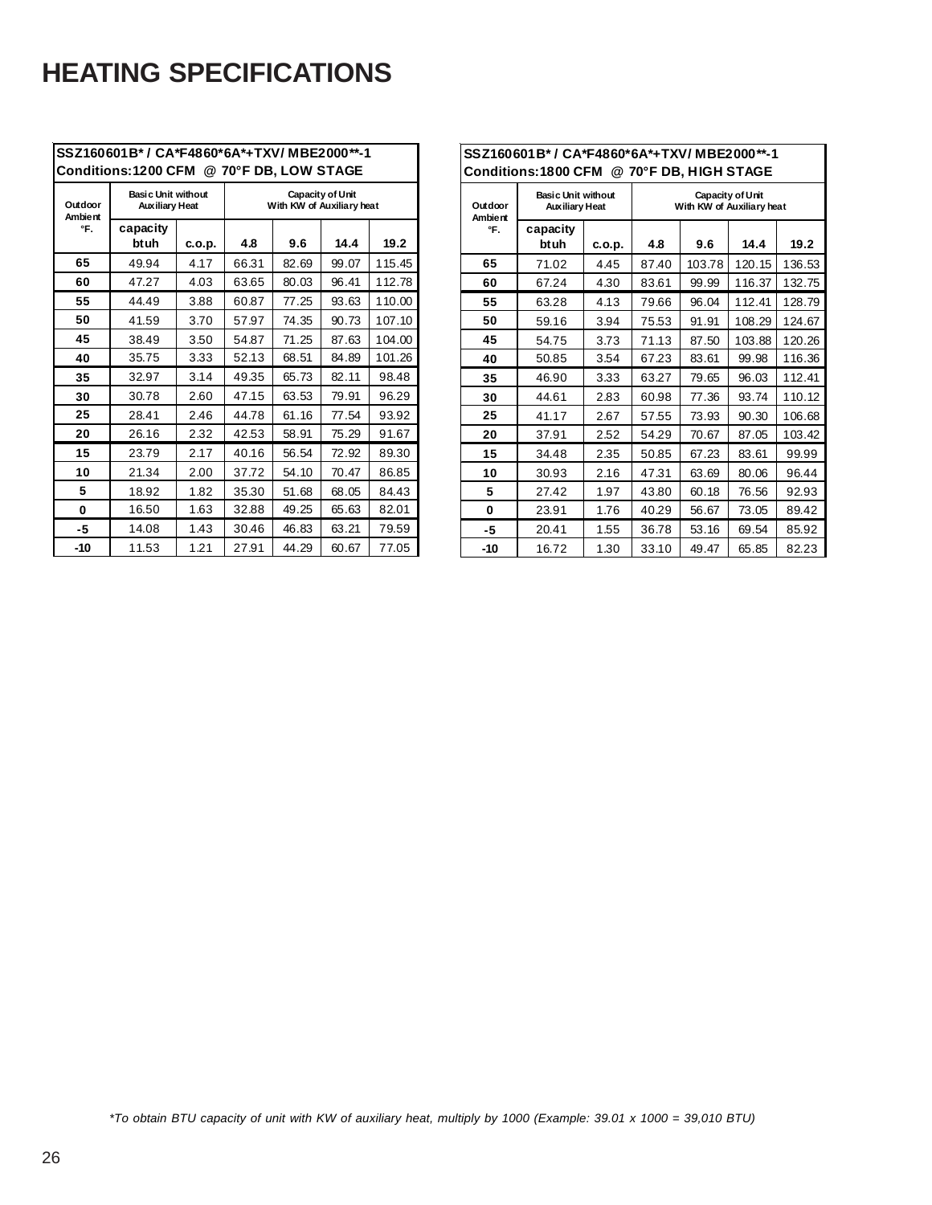# HEATING SPECIFICATIONS

| SSZ160601B* / CA*F4860*6A*+TXV/ MBE2000**-1 Conditions:1200 CFM @ 70°F DB, LOW STAGE | | | | | | |
|---|---|---|---|---|---|---|
| Outdoor Ambient °F. | Basic Unit without Auxiliary Heat | | Capacity of Unit With KW of Auxiliary heat | | | |
| | capacity btuh | c.o.p. | 4.8 | 9.6 | 14.4 | 19.2 |
| 65 | 49.94 | 4.17 | 66.31 | 82.69 | 99.07 | 115.45 |
| 60 | 47.27 | 4.03 | 63.65 | 80.03 | 96.41 | 112.78 |
| 55 | 44.49 | 3.88 | 60.87 | 77.25 | 93.63 | 110.00 |
| 50 | 41.59 | 3.70 | 57.97 | 74.35 | 90.73 | 107.10 |
| 45 | 38.49 | 3.50 | 54.87 | 71.25 | 87.63 | 104.00 |
| 40 | 35.75 | 3.33 | 52.13 | 68.51 | 84.89 | 101.26 |
| 35 | 32.97 | 3.14 | 49.35 | 65.73 | 82.11 | 98.48 |
| 30 | 30.78 | 2.60 | 47.15 | 63.53 | 79.91 | 96.29 |
| 25 | 28.41 | 2.46 | 44.78 | 61.16 | 77.54 | 93.92 |
| 20 | 26.16 | 2.32 | 42.53 | 58.91 | 75.29 | 91.67 |
| 15 | 23.79 | 2.17 | 40.16 | 56.54 | 72.92 | 89.30 |
| 10 | 21.34 | 2.00 | 37.72 | 54.10 | 70.47 | 86.85 |
| 5 | 18.92 | 1.82 | 35.30 | 51.68 | 68.05 | 84.43 |
| 0 | 16.50 | 1.63 | 32.88 | 49.25 | 65.63 | 82.01 |
| -5 | 14.08 | 1.43 | 30.46 | 46.83 | 63.21 | 79.59 |
| -10 | 11.53 | 1.21 | 27.91 | 44.29 | 60.67 | 77.05 |

| SSZ160601B* / CA*F4860*6A*+TXV/ MBE2000**-1 Conditions:1800 CFM @ 70°F DB, HIGH STAGE | | | | | | |
|---|---|---|---|---|---|---|
| Outdoor Ambient °F. | Basic Unit without Auxiliary Heat | | Capacity of Unit With KW of Auxiliary heat | | | |
| | capacity btuh | c.o.p. | 4.8 | 9.6 | 14.4 | 19.2 |
| 65 | 71.02 | 4.45 | 87.40 | 103.78 | 120.15 | 136.53 |
| 60 | 67.24 | 4.30 | 83.61 | 99.99 | 116.37 | 132.75 |
| 55 | 63.28 | 4.13 | 79.66 | 96.04 | 112.41 | 128.79 |
| 50 | 59.16 | 3.94 | 75.53 | 91.91 | 108.29 | 124.67 |
| 45 | 54.75 | 3.73 | 71.13 | 87.50 | 103.88 | 120.26 |
| 40 | 50.85 | 3.54 | 67.23 | 83.61 | 99.98 | 116.36 |
| 35 | 46.90 | 3.33 | 63.27 | 79.65 | 96.03 | 112.41 |
| 30 | 44.61 | 2.83 | 60.98 | 77.36 | 93.74 | 110.12 |
| 25 | 41.17 | 2.67 | 57.55 | 73.93 | 90.30 | 106.68 |
| 20 | 37.91 | 2.52 | 54.29 | 70.67 | 87.05 | 103.42 |
| 15 | 34.48 | 2.35 | 50.85 | 67.23 | 83.61 | 99.99 |
| 10 | 30.93 | 2.16 | 47.31 | 63.69 | 80.06 | 96.44 |
| 5 | 27.42 | 1.97 | 43.80 | 60.18 | 76.56 | 92.93 |
| 0 | 23.91 | 1.76 | 40.29 | 56.67 | 73.05 | 89.42 |
| -5 | 20.41 | 1.55 | 36.78 | 53.16 | 69.54 | 85.92 |
| -10 | 16.72 | 1.30 | 33.10 | 49.47 | 65.85 | 82.23 |

*\*To obtain BTU capacity of unit with KW of auxiliary heat, multiply by 1000 (Example: 39.01 x 1000 = 39,010 BTU)*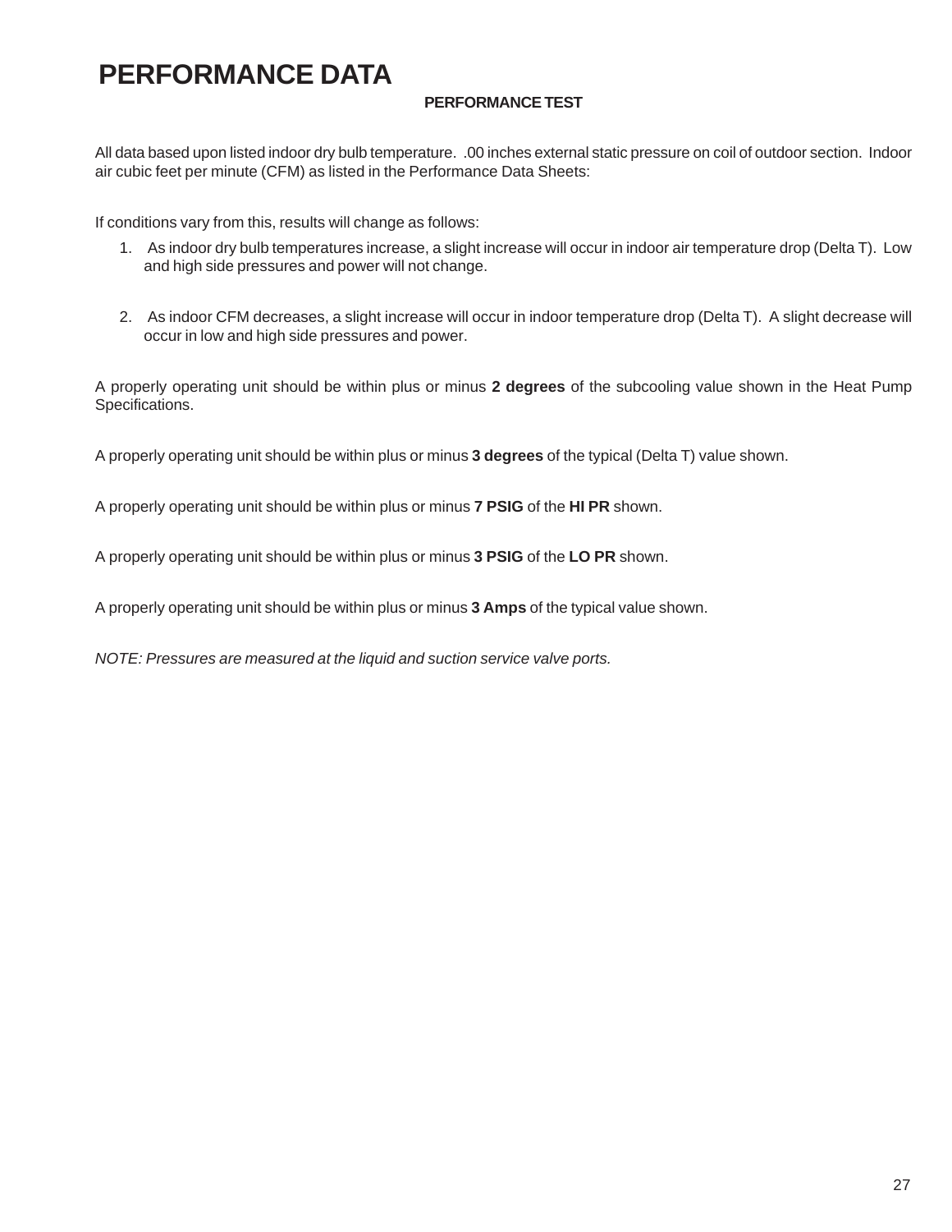# PERFORMANCE DATA

### PERFORMANCE TEST

All data based upon listed indoor dry bulb temperature. .00 inches external static pressure on coil of outdoor section. Indoor air cubic feet per minute (CFM) as listed in the Performance Data Sheets:

If conditions vary from this, results will change as follows:

1. As indoor dry bulb temperatures increase, a slight increase will occur in indoor air temperature drop (Delta T). Low and high side pressures and power will not change.

2. As indoor CFM decreases, a slight increase will occur in indoor temperature drop (Delta T). A slight decrease will occur in low and high side pressures and power.

A properly operating unit should be within plus or minus **2 degrees** of the subcooling value shown in the Heat Pump Specifications.

A properly operating unit should be within plus or minus **3 degrees** of the typical (Delta T) value shown.

A properly operating unit should be within plus or minus **7 PSIG** of the **HI PR** shown.

A properly operating unit should be within plus or minus **3 PSIG** of the **LO PR** shown.

A properly operating unit should be within plus or minus **3 Amps** of the typical value shown.

*NOTE: Pressures are measured at the liquid and suction service valve ports.*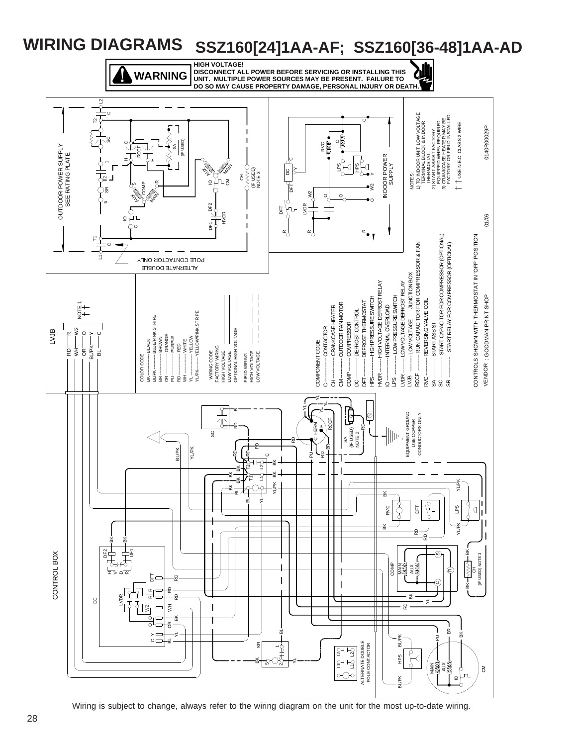# WIRING DIAGRAMS SSZ160[24]1AA-AF; SSZ160[36-48]1AA-AD

**WARNING**

**HIGH VOLTAGE!**
**DISCONNECT ALL POWER BEFORE SERVICING OR INSTALLING THIS UNIT. MULTIPLE POWER SOURCES MAY BE PRESENT. FAILURE TO DO SO MAY CAUSE PROPERTY DAMAGE, PERSONAL INJURY OR DEATH.**

OUTDOOR POWER SUPPLY SEE RATING PLATE

ALTERNATE DOUBLE POLE CONTACTOR ONLY

INDOOR POWER SUPPLY

NOTES:
1) TO INDOOR UNIT LOW VOLTAGE TERMINAL BLOCK & INDOOR THERMOSTAT.
2) START ASSIST FACTORY EQUIPPED WHEN REQUIRED.
3) CRANKCASE HEATER MAY BE FACTORY OR FIELD INSTALLED.

USE N.E.C. CLASS 2 WIRE

0140R00029P

01/06

LVJB

NOTE 1

COLOR CODE
BK ............ BLACK
BL/PK ........ BLUE/PINK STRIPE
BR ............ BROWN
OR ............ ORANGE
PU ............ PURPLE
RD ............ RED
WH ............ WHITE
YL ............ YELLOW
YL/PK ........ YELLOW/PINK STRIPE

WIRING CODE
FACTORY WIRING
HIGH VOLTAGE
LOW VOLTAGE
OPTIONAL HIGH VOLTAGE

FIELD WIRING
HIGH VOLTAGE
LOW VOLTAGE

COMPONENT CODE
C ............ CONTACTOR
CH ............ CRANKCASE HEATER
CM ............ OUTDOOR FAN MOTOR
COMP ............ COMPRESSOR
DC ............ DEFROST CONTROL
DFT ............ DEFROST THERMOSTAT
HPS ............ HIGH PRESSURE SWITCH
HVDR ............ HIGH VOLTAGE DEFROST RELAY
IO ............ INTERNAL OVERLOAD
LPS ............ LOW PRESSURE SWITCH
LVDR ............ LOW VOLTAGE DEFROST RELAY
LVJB ............ LOW VOLTAGE JUNCTION BOX
RCCF ............ RUN CAPACITOR FOR COMPRESSOR & FAN
RVC ............ REVERSING VALVE COIL
SA ............ START ASSIST
SC ............ START CAPACITOR FOR COMPRESSOR (OPTIONAL)
SR ............ START RELAY FOR COMPRESSOR (OPTIONAL)

CONTROLS SHOWN WITH THERMOSTAT IN "OFF" POSITION.

VENDOR : GOODMAN PRINT SHOP

CONTROL BOX

EQUIPMENT GROUND USE COPPER CONDUCTORS ONLY

ALTERNATE DOUBLE POLE CONTACTOR

Wiring is subject to change, always refer to the wiring diagram on the unit for the most up-to-date wiring.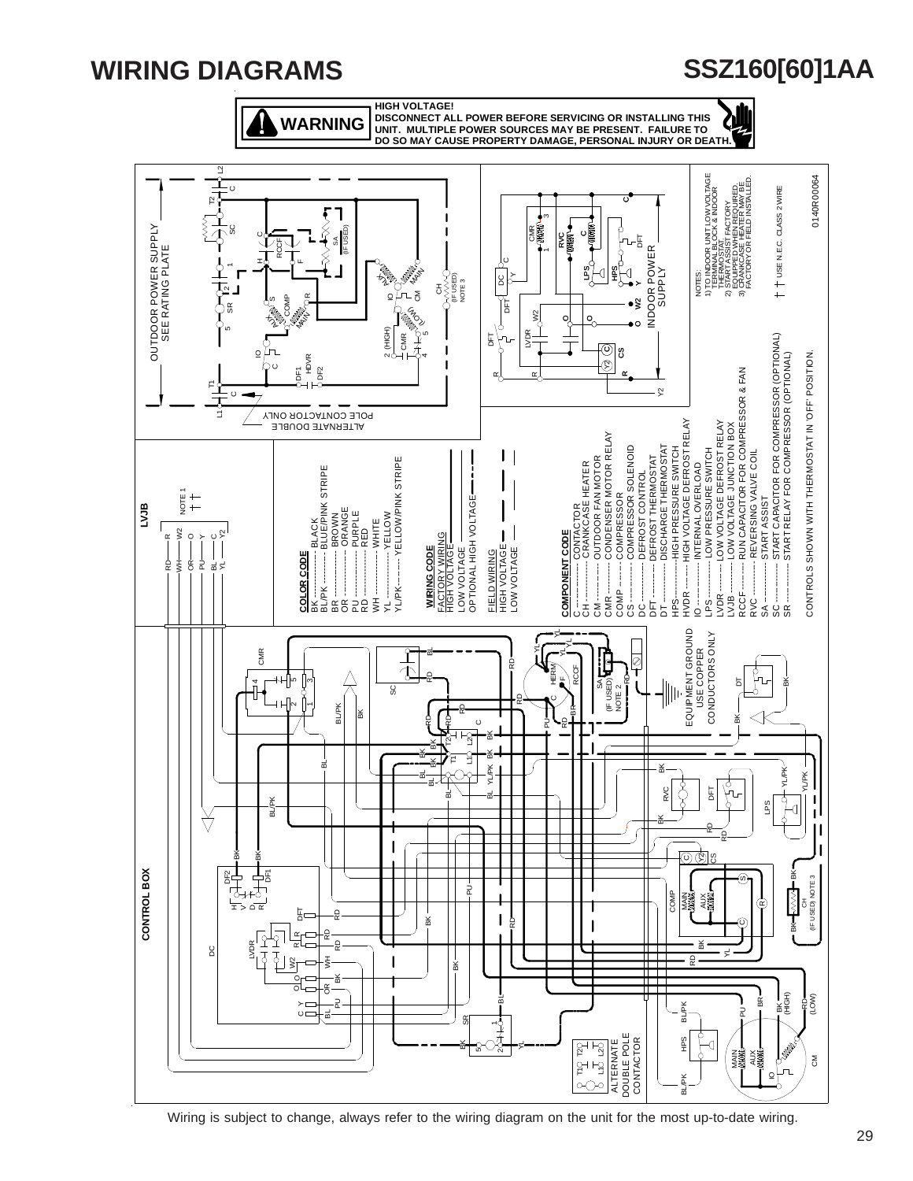# WIRING DIAGRAMS

# SSZ160[60]1AA

**WARNING**

**HIGH VOLTAGE!**
**DISCONNECT ALL POWER BEFORE SERVICING OR INSTALLING THIS UNIT. MULTIPLE POWER SOURCES MAY BE PRESENT. FAILURE TO DO SO MAY CAUSE PROPERTY DAMAGE, PERSONAL INJURY OR DEATH.**

OUTDOOR POWER SUPPLY SEE RATING PLATE

ALTERNATE DOUBLE POLE CONTACTOR ONLY

INDOOR POWER SUPPLY

NOTES:
1) TO INDOOR UNIT LOW VOLTAGE TERMINAL BLOCK & INDOOR THERMOSTAT.
2) START ASSIST FACTORY EQUIPPED WHEN REQUIRED.
3) CRANKCASE HEATER MAY BE FACTORY OR FIELD INSTALLED.

USE N.E.C. CLASS 2 WIRE

0140R00064

**LVJB**

RD — R
WH — W2
OR — O
PU — Y
BL — C
YL — Y2

NOTE 1

**COLOR CODE**

- BK ............ BLACK
- BL/PK ........ BLUE/PINK STRIPE
- BR ............ BROWN
- OR ............ ORANGE
- PU ............ PURPLE
- RD ............ RED
- WH ............ WHITE
- YL ............ YELLOW
- YL/PK ........ YELLOW/PINK STRIPE

**WIRING CODE**

- FACTORY WIRING
- HIGH VOLTAGE
- LOW VOLTAGE
- OPTIONAL HIGH VOLTAGE
- FIELD WIRING
- HIGH VOLTAGE
- LOW VOLTAGE

**COMPONENT CODE**

- C ............ CONTACTOR
- CH ............ CRANKCASE HEATER
- CM ............ OUTDOOR FAN MOTOR
- CMR ............ CONDENSER MOTOR RELAY
- COMP ............ COMPRESSOR
- CS ............ COMPRESSOR SOLENOID
- DC ............ DEFROST CONTROL
- DFT ............ DEFROST THERMOSTAT
- DT ............ DISCHARGE THERMOSTAT
- HPS ............ HIGH PRESSURE SWITCH
- HVDR ............ HIGH VOLTAGE DEFROST RELAY
- IO ............ INTERNAL OVERLOAD
- LPS ............ LOW PRESSURE SWITCH
- LVDR ............ LOW VOLTAGE DEFROST RELAY
- LVJB ............ LOW VOLTAGE JUNCTION BOX
- RCCF ............ RUN CAPACITOR FOR COMPRESSOR & FAN
- RVC ............ REVERSING VALVE COIL
- SA ............ START ASSIST
- SC ............ START CAPACITOR FOR COMPRESSOR (OPTIONAL)
- SR ............ START RELAY FOR COMPRESSOR (OPTIONAL)

CONTROLS SHOWN WITH THERMOSTAT IN 'OFF' POSITION.

**CONTROL BOX**

EQUIPMENT GROUND USE COPPER CONDUCTORS ONLY

ALTERNATE DOUBLE POLE CONTACTOR

Wiring is subject to change, always refer to the wiring diagram on the unit for the most up-to-date wiring.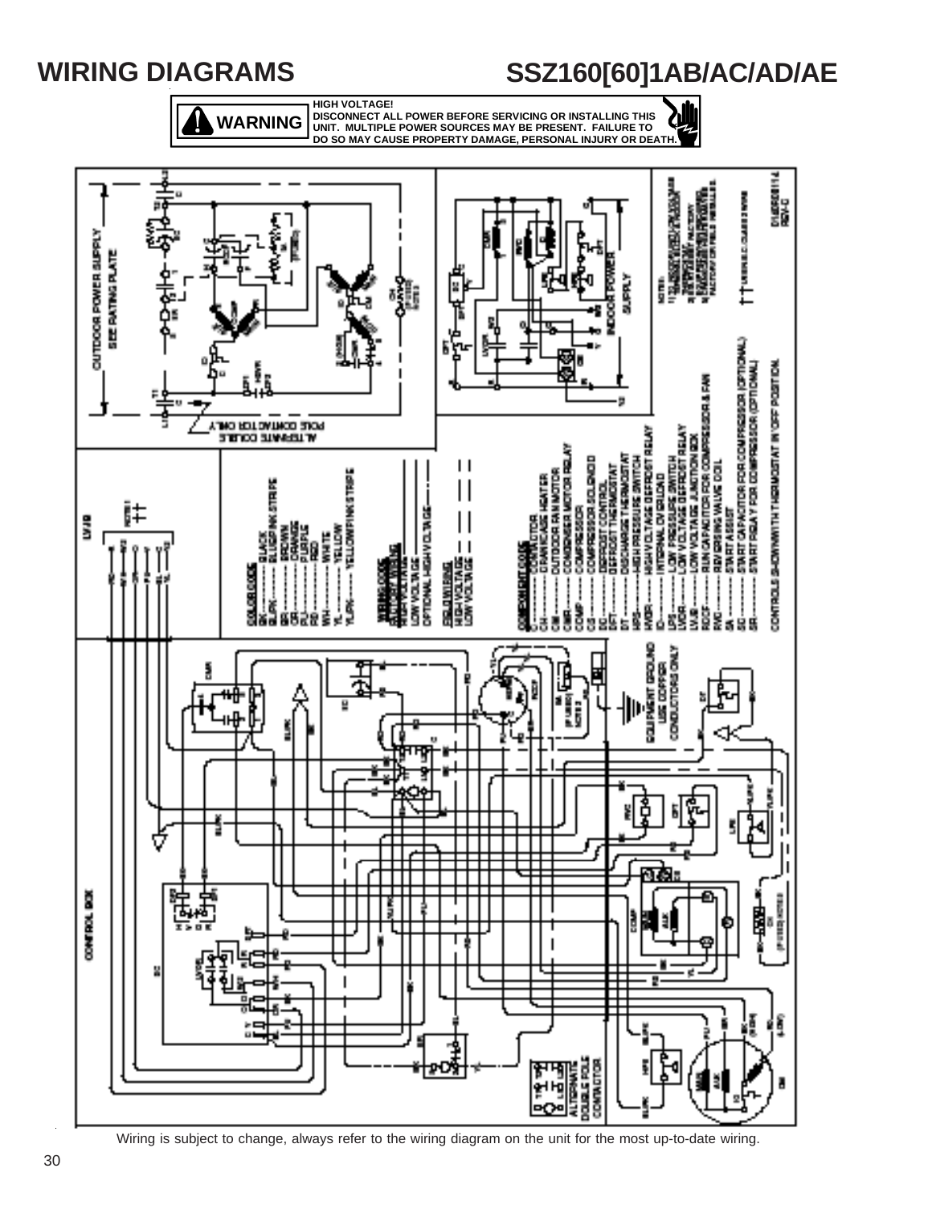# WIRING DIAGRAMS

## SSZ160[60]1AB/AC/AD/AE

**WARNING**

**HIGH VOLTAGE!**
**DISCONNECT ALL POWER BEFORE SERVICING OR INSTALLING THIS UNIT. MULTIPLE POWER SOURCES MAY BE PRESENT. FAILURE TO DO SO MAY CAUSE PROPERTY DAMAGE, PERSONAL INJURY OR DEATH.**

Wiring is subject to change, always refer to the wiring diagram on the unit for the most up-to-date wiring.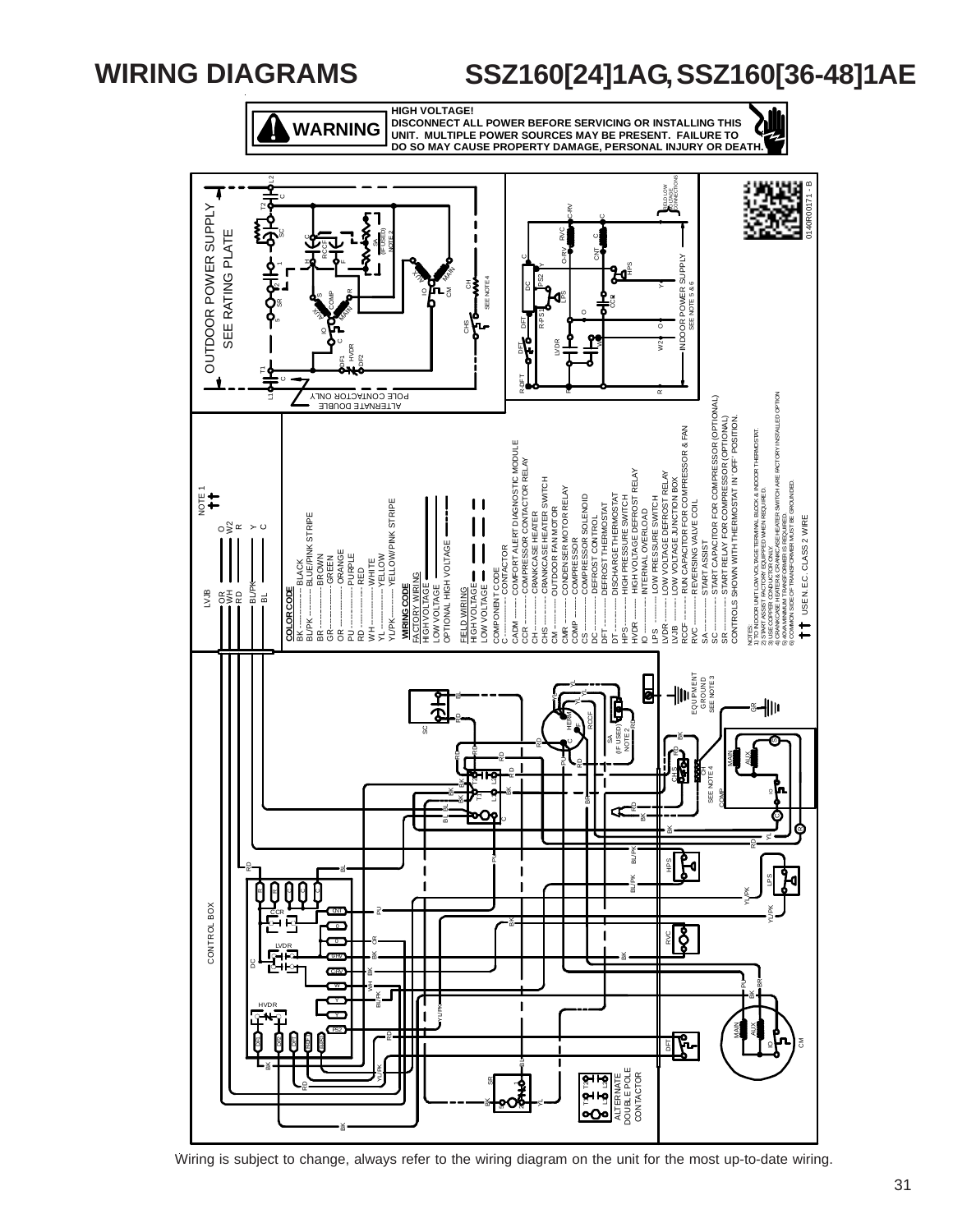# WIRING DIAGRAMS SSZ160[24]1AG, SSZ160[36-48]1AE

**WARNING**

**HIGH VOLTAGE!**
**DISCONNECT ALL POWER BEFORE SERVICING OR INSTALLING THIS UNIT. MULTIPLE POWER SOURCES MAY BE PRESENT. FAILURE TO DO SO MAY CAUSE PROPERTY DAMAGE, PERSONAL INJURY OR DEATH.**

OUTDOOR POWER SUPPLY SEE RATING PLATE

INDOOR POWER SUPPLY SEE NOTE 5 & 6

ALTERNATE DOUBLE POLE CONTACTOR ONLY

LVJB: OR – O, WH – W2, RD – R, BL/PK – Y, BL – C

NOTE 1

**COLOR CODE**

- BK ............ BLACK
- BL/PK ........ BLUE/PINK STRIPE
- BR ............ BROWN
- GR ............ GREEN
- OR ............ ORANGE
- PU ............ PURPLE
- RD ............ RED
- WH ............ WHITE
- YL ............ YELLOW
- YL/PK ........ YELLOW/PINK STRIPE

**WIRING CODE**

- FACTORY WIRING
- HIGH VOLTAGE
- LOW VOLTAGE
- OPTIONAL HIGH VOLTAGE
- FIELD WIRING
- HIGH VOLTAGE
- LOW VOLTAGE

**COMPONENT CODE**

- C ............ CONTACTOR
- CADM ......... COMFORT ALERT DIAGNOSTIC MODULE
- CCR .......... COMPRESSOR CONTACTOR RELAY
- CH ........... CRANKCASE HEATER
- CHS .......... CRANKCASE HEATER SWITCH
- CM ........... OUTDOOR FAN MOTOR
- CMR .......... CONDENSER MOTOR RELAY
- COMP ......... COMPRESSOR
- CS ........... COMPRESSOR SOLENOID
- DC ........... DEFROST CONTROL
- DFT .......... DEFROST THERMOSTAT
- DT ........... DISCHARGE THERMOSTAT
- HPS .......... HIGH PRESSURE SWITCH
- HVDR ......... HIGH VOLTAGE DEFROST RELAY
- IO ........... INTERNAL OVERLOAD
- LPS .......... LOW PRESSURE SWITCH
- LVDR ......... LOW VOLTAGE DEFROST RELAY
- LVJB ......... LOW VOLTAGE JUNCTION BOX
- RCCF ......... RUN CAPACITOR FOR COMPRESSOR & FAN
- RVC .......... REVERSING VALVE COIL
- SA ........... START ASSIST
- SC ........... START CAPACITOR FOR COMPRESSOR (OPTIONAL)
- SR ........... START RELAY FOR COMPRESSOR (OPTIONAL)

CONTROLS SHOWN WITH THERMOSTAT IN "OFF" POSITION.

NOTES:
1) TO INDOOR UNIT LOW VOLTAGE TERMINAL BLOCK & INDOOR THERMOSTAT.
2) START ASSIST FACTORY EQUIPPED WHEN REQUIRED.
3) USE COPPER CONDUCTORS ONLY.
4) CRANKCASE HEATER & CRANKCASE HEATER SWITCH ARE FACTORY INSTALLED OPTION.
5) 40VA MINIMUM TRANSFORMER IS REQUIRED.
6) COMMON SIDE OF TRANSFORMER MUST BE GROUNDED.

USE N.E.C. CLASS 2 WIRE

0140R00171 - B

Wiring is subject to change, always refer to the wiring diagram on the unit for the most up-to-date wiring.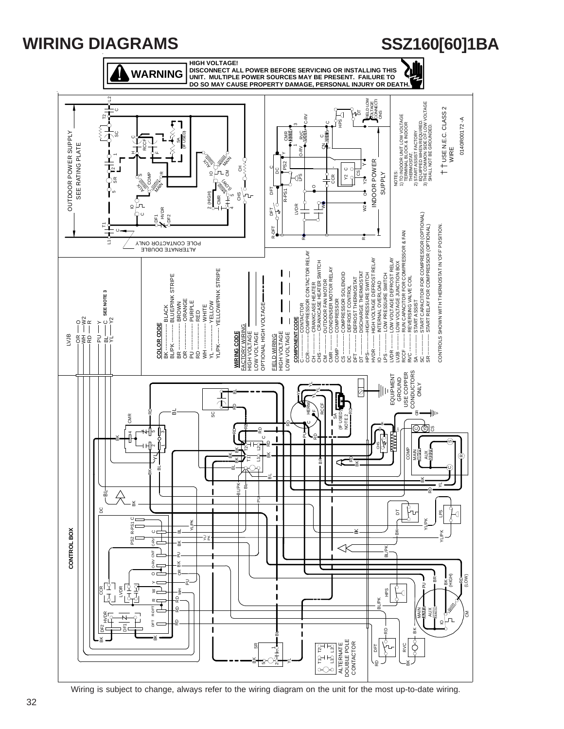# WIRING DIAGRAMS

# SSZ160[60]1BA

**WARNING**

**HIGH VOLTAGE!**
**DISCONNECT ALL POWER BEFORE SERVICING OR INSTALLING THIS UNIT. MULTIPLE POWER SOURCES MAY BE PRESENT. FAILURE TO DO SO MAY CAUSE PROPERTY DAMAGE, PERSONAL INJURY OR DEATH.**

OUTDOOR POWER SUPPLY
SEE RATING PLATE

ALTERNATE DOUBLE POLE CONTACTOR ONLY

INDOOR POWER SUPPLY

FIELD LOW VOLTAGE CONNECTIONS

NOTES:
1) TO INDOOR UNIT LOW VOLTAGE TERMINAL BLOCK & INDOOR THERMOSTAT.
2) START ASSIST FACTORY EQUIPPED WHEN REQUIRED.
3) THE COMMON SIDE OF LOW VOLTAGE SHALL NOT BE GROUNDED.

† USE N.E.C. CLASS 2 WIRE

0140R00172 -A

LVJB

| | |
|---|---|
| OR | O |
| WH | W2 |
| RD | R |
| PU | Y |
| BL | C |
| YL | Y2 |

SEE NOTE 3

**COLOR CODE**

- BK ------------- BLACK
- BL/PK -------- BLUE/PINK STRIPE
- BR ------------- BROWN
- OR ------------- ORANGE
- PU ------------- PURPLE
- RD ------------- RED
- WH ------------- WHITE
- YL ------------- YELLOW
- YL/PK --------- YELLOW/PINK STRIPE

**WIRING CODE**

FACTORY WIRING
- HIGH VOLTAGE
- LOW VOLTAGE
- OPTIONAL HIGH VOLTAGE

FIELD WIRING
- HIGH VOLTAGE
- LOW VOLTAGE

**COMPONENT CODE**

- C --------------- CONTACTOR
- CCR ----------- COMPRESSOR CONTACTOR RELAY
- CH ------------- CRANKCASE HEATER
- CHS ----------- CRANKCASE HEATER SWITCH
- CM ------------- OUTDOOR FAN MOTOR
- CMR ----------- CONDENSER MOTOR RELAY
- COMP --------- COMPRESSOR
- CS ------------- COMPRESSOR SOLENOID
- DC ------------- DEFROST CONTROL
- DFT ----------- DEFROST THERMOSTAT
- DT ------------- DISCHARGE THERMOSTAT
- HPS ----------- HIGH PRESSURE SWITCH
- HVDR --------- HIGH VOLTAGE DEFROST RELAY
- IO -------------- INTERNAL OVERLOAD
- LPS ----------- LOW PRESSURE SWITCH
- LVDR --------- LOW VOLTAGE DEFROST RELAY
- LVJB --------- LOW VOLTAGE JUNCTION BOX
- RCCF --------- RUN CAPACITOR FOR COMPRESSOR & FAN
- RVC ----------- REVERSING VALVE COIL
- SA ------------- START ASSIST
- SC ------------- START CAPACITOR FOR COMPRESSOR (OPTIONAL)
- SR ------------- START RELAY FOR COMPRESSOR (OPTIONAL)

CONTROLS SHOWN WITH THERMOSTAT IN 'OFF' POSITION.

EQUIPMENT GROUND
USE COPPER CONDUCTORS ONLY

CONTROL BOX

ALTERNATE DOUBLE POLE CONTACTOR

Wiring is subject to change, always refer to the wiring diagram on the unit for the most up-to-date wiring.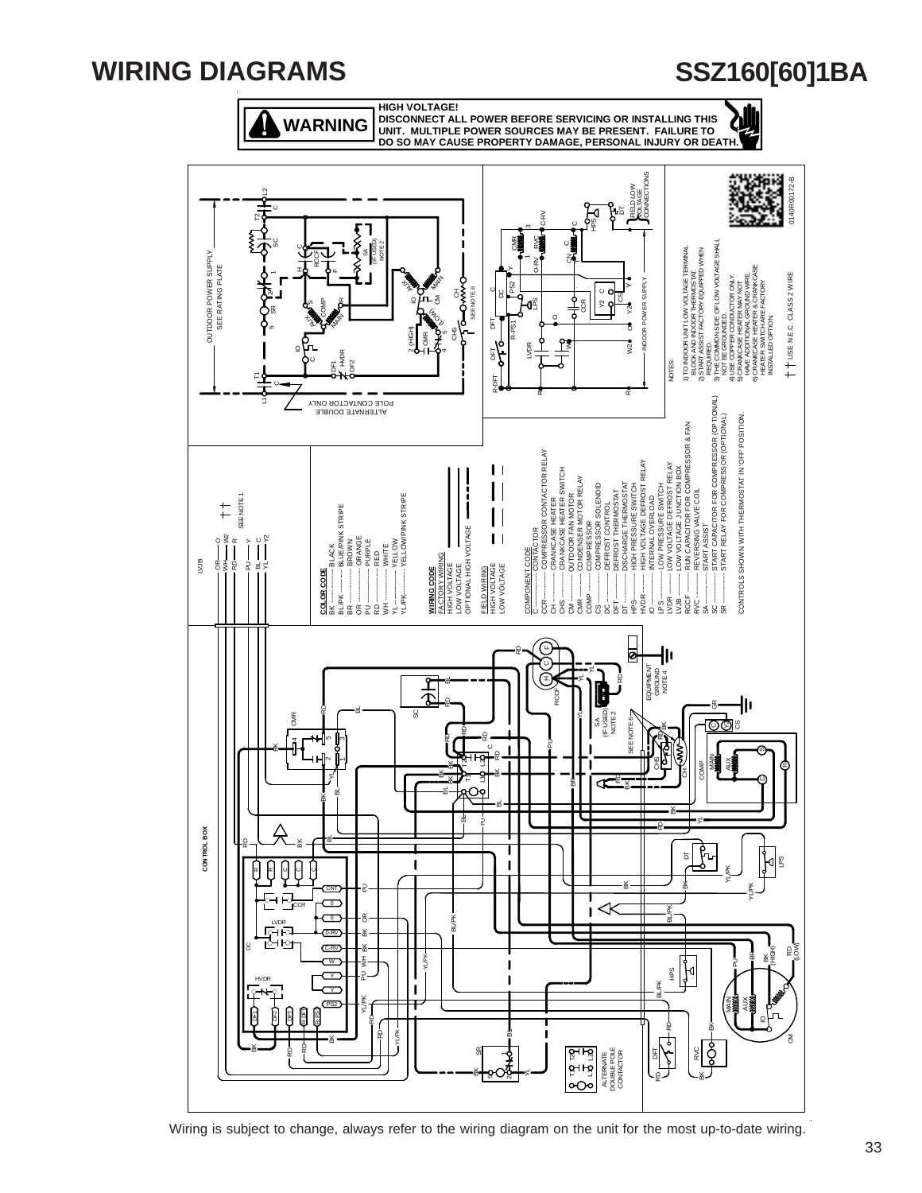# WIRING DIAGRAMS

## SSZ160[60]1BA

**WARNING**

**HIGH VOLTAGE!**
**DISCONNECT ALL POWER BEFORE SERVICING OR INSTALLING THIS UNIT. MULTIPLE POWER SOURCES MAY BE PRESENT. FAILURE TO DO SO MAY CAUSE PROPERTY DAMAGE, PERSONAL INJURY OR DEATH.**

CONTROL BOX

**COLOR CODE**
BK ............ BLACK
BL/PK ......... BLUE/PINK STRIPE
BR ............ BROWN
OR ............ ORANGE
PU ............ PURPLE
RD ............ RED
WH ............ WHITE
YL ............ YELLOW
YL/PK ......... YELLOW/PINK STRIPE

**WIRING CODE**
FACTORY WIRING
HIGH VOLTAGE
LOW VOLTAGE
OPTIONAL HIGH VOLTAGE

FIELD WIRING
HIGH VOLTAGE
LOW VOLTAGE

**COMPONENT CODE**
C ............ CONTACTOR
CCR .......... COMPRESSOR CONTACTOR RELAY
CH ........... CRANKCASE HEATER
CHS .......... CRANKCASE HEATER SWITCH
CM ........... OUTDOOR FAN MOTOR
CMR .......... CONDENSER MOTOR RELAY
COMP ......... COMPRESSOR
CS ........... COMPRESSOR SOLENOID
DC ........... DEFROST CONTROL
DFT .......... DEFROST THERMOSTAT
DT ........... DISCHARGE THERMOSTAT
HPS .......... HIGH PRESSURE SWITCH
HVDR ......... HIGH VOLTAGE DEFROST RELAY
IO ........... INTERNAL OVERLOAD
LPS .......... LOW PRESSURE SWITCH
LVDR ......... LOW VOLTAGE DEFROST RELAY
LVJB ......... LOW VOLTAGE JUNCTION BOX
RCCF ......... RUN CAPACITOR FOR COMPRESSOR & FAN
RVC .......... REVERSING VALVE COIL
SA ........... START ASSIST
SC ........... START CAPACITOR FOR COMPRESSOR (OPTIONAL)
SR ........... START RELAY FOR COMPRESSOR (OPTIONAL)

CONTROLS SHOWN WITH THERMOSTAT IN 'OFF' POSITION.

LVJB: OR — O, WH — W2, RD — R, PU — Y, BL — C, YL — Y2 (SEE NOTE 1)

OUTDOOR POWER SUPPLY SEE RATING PLATE

ALTERNATE DOUBLE POLE CONTACTOR ONLY

INDOOR POWER SUPPLY

FIELD LOW VOLTAGE CONNECTIONS

EQUIPMENT GROUND NOTE 4

SA (IF USED) NOTE 2

SEE NOTE 6

ALTERNATE DOUBLE POLE CONTACTOR

**NOTES:**
1) TO INDOOR UNIT LOW VOLTAGE TERMINAL BLOCK AND INDOOR THERMOSTAT.
2) START ASSIST FACTORY EQUIPPED WHEN REQUIRED.
3) THE COMMON SIDE OF LOW VOLTAGE SHALL NOT BE GROUNDED.
4) USE COPPER CONDUCTOR ONLY.
5) CRANKCASE HEATER MAY NOT HAVE ADDITIONAL GROUND WIRE.
6) CRANKCASE HEATER & CRANKCASE HEATER SWITCH ARE FACTORY INSTALLED OPTION.

USE N.E.C. CLASS 2 WIRE

0140R00172-B

Wiring is subject to change, always refer to the wiring diagram on the unit for the most up-to-date wiring.